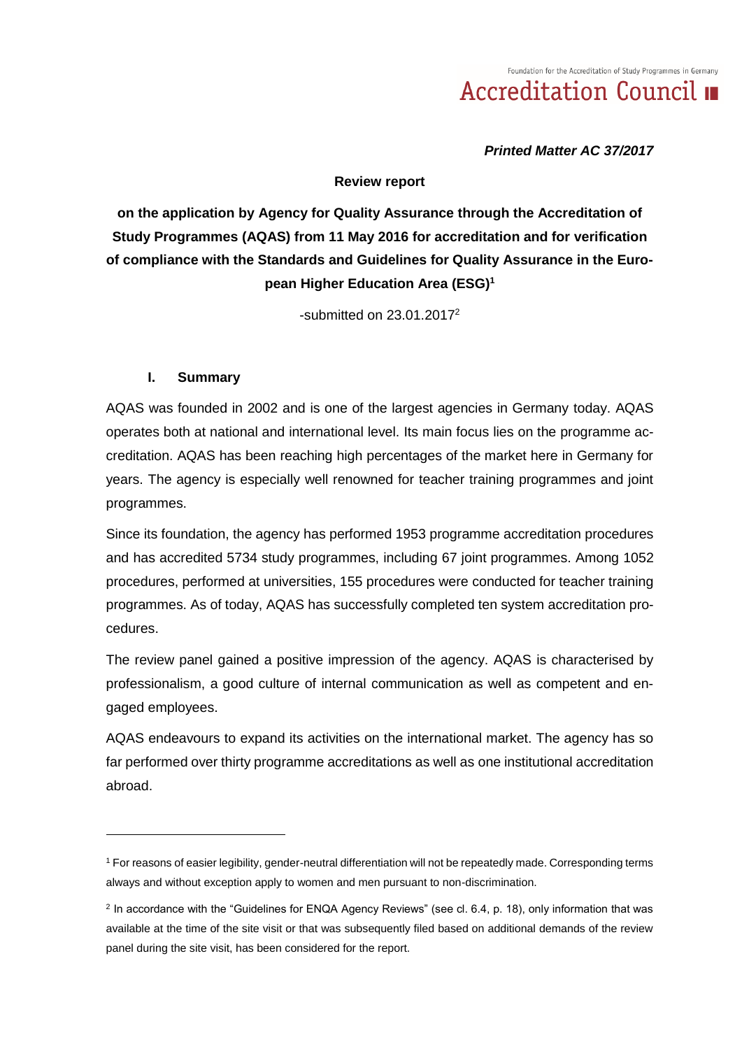Foundation for the Accreditation of Study Programmes in Germany

Accreditation Council

***Printed Matter AC 37/2017***

**Review report**

**on the application by Agency for Quality Assurance through the Accreditation of Study Programmes (AQAS) from 11 May 2016 for accreditation and for verification of compliance with the Standards and Guidelines for Quality Assurance in the European Higher Education Area (ESG)[1]**

-submitted on 23.01.2017[2]

## I. Summary

AQAS was founded in 2002 and is one of the largest agencies in Germany today. AQAS operates both at national and international level. Its main focus lies on the programme accreditation. AQAS has been reaching high percentages of the market here in Germany for years. The agency is especially well renowned for teacher training programmes and joint programmes.

Since its foundation, the agency has performed 1953 programme accreditation procedures and has accredited 5734 study programmes, including 67 joint programmes. Among 1052 procedures, performed at universities, 155 procedures were conducted for teacher training programmes. As of today, AQAS has successfully completed ten system accreditation procedures.

The review panel gained a positive impression of the agency. AQAS is characterised by professionalism, a good culture of internal communication as well as competent and engaged employees.

AQAS endeavours to expand its activities on the international market. The agency has so far performed over thirty programme accreditations as well as one institutional accreditation abroad.

---

[1] For reasons of easier legibility, gender-neutral differentiation will not be repeatedly made. Corresponding terms always and without exception apply to women and men pursuant to non-discrimination.

[2] In accordance with the "Guidelines for ENQA Agency Reviews" (see cl. 6.4, p. 18), only information that was available at the time of the site visit or that was subsequently filed based on additional demands of the review panel during the site visit, has been considered for the report.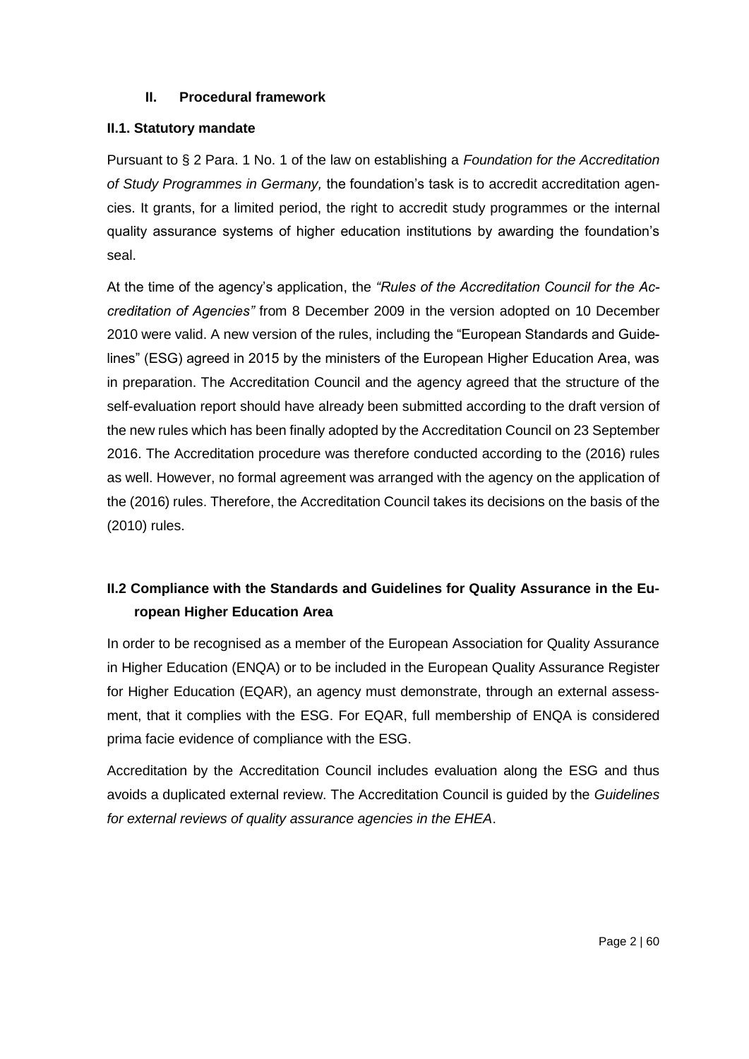## II. Procedural framework

### II.1. Statutory mandate

Pursuant to § 2 Para. 1 No. 1 of the law on establishing a *Foundation for the Accreditation of Study Programmes in Germany,* the foundation's task is to accredit accreditation agencies. It grants, for a limited period, the right to accredit study programmes or the internal quality assurance systems of higher education institutions by awarding the foundation's seal.

At the time of the agency's application, the *"Rules of the Accreditation Council for the Accreditation of Agencies"* from 8 December 2009 in the version adopted on 10 December 2010 were valid. A new version of the rules, including the "European Standards and Guidelines" (ESG) agreed in 2015 by the ministers of the European Higher Education Area, was in preparation. The Accreditation Council and the agency agreed that the structure of the self-evaluation report should have already been submitted according to the draft version of the new rules which has been finally adopted by the Accreditation Council on 23 September 2016. The Accreditation procedure was therefore conducted according to the (2016) rules as well. However, no formal agreement was arranged with the agency on the application of the (2016) rules. Therefore, the Accreditation Council takes its decisions on the basis of the (2010) rules.

### II.2 Compliance with the Standards and Guidelines for Quality Assurance in the European Higher Education Area

In order to be recognised as a member of the European Association for Quality Assurance in Higher Education (ENQA) or to be included in the European Quality Assurance Register for Higher Education (EQAR), an agency must demonstrate, through an external assessment, that it complies with the ESG. For EQAR, full membership of ENQA is considered prima facie evidence of compliance with the ESG.

Accreditation by the Accreditation Council includes evaluation along the ESG and thus avoids a duplicated external review. The Accreditation Council is guided by the *Guidelines for external reviews of quality assurance agencies in the EHEA*.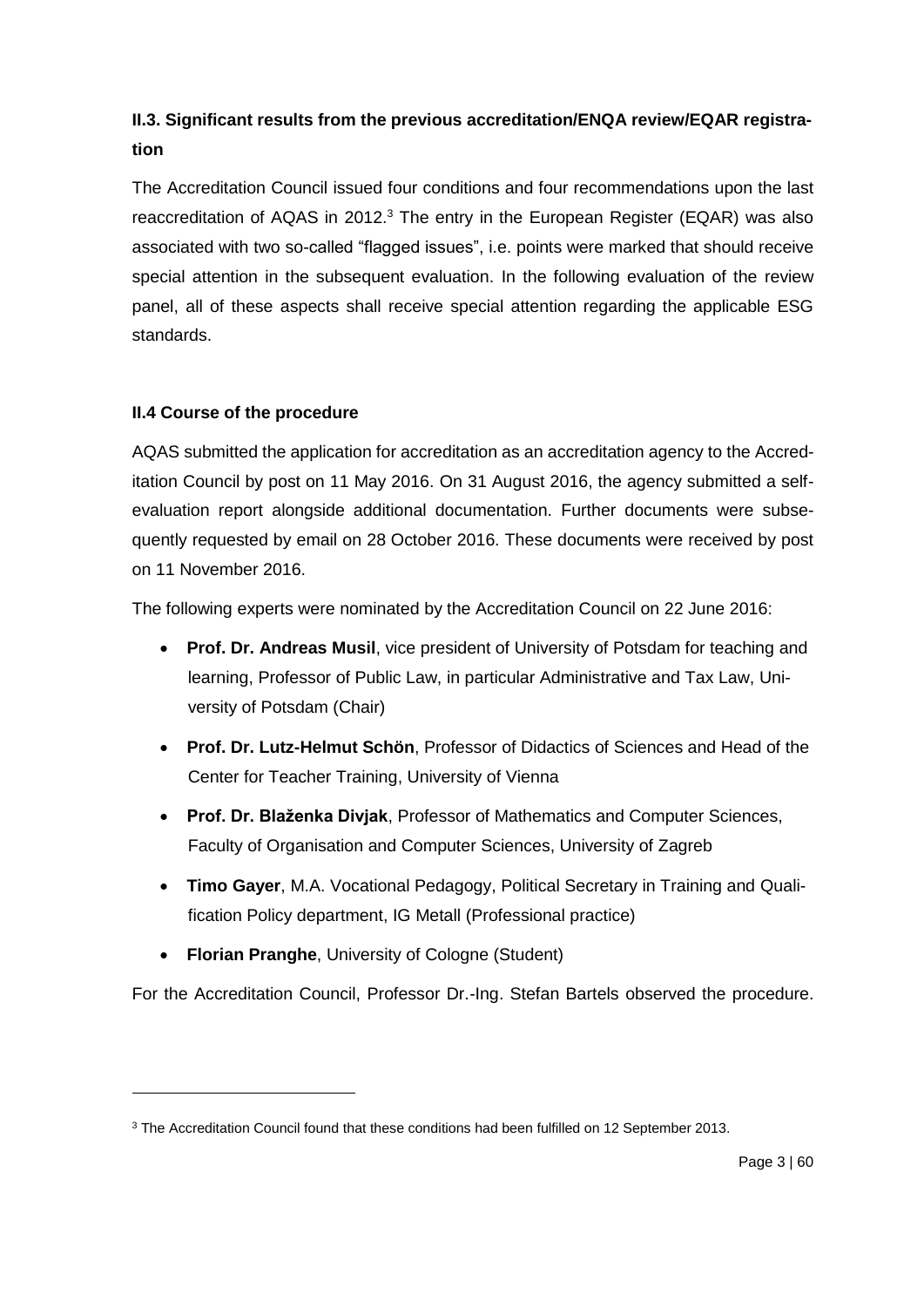### II.3. Significant results from the previous accreditation/ENQA review/EQAR registration

The Accreditation Council issued four conditions and four recommendations upon the last reaccreditation of AQAS in 2012.[3] The entry in the European Register (EQAR) was also associated with two so-called "flagged issues", i.e. points were marked that should receive special attention in the subsequent evaluation. In the following evaluation of the review panel, all of these aspects shall receive special attention regarding the applicable ESG standards.

### II.4 Course of the procedure

AQAS submitted the application for accreditation as an accreditation agency to the Accreditation Council by post on 11 May 2016. On 31 August 2016, the agency submitted a self-evaluation report alongside additional documentation. Further documents were subsequently requested by email on 28 October 2016. These documents were received by post on 11 November 2016.

The following experts were nominated by the Accreditation Council on 22 June 2016:

- **Prof. Dr. Andreas Musil**, vice president of University of Potsdam for teaching and learning, Professor of Public Law, in particular Administrative and Tax Law, University of Potsdam (Chair)
- **Prof. Dr. Lutz-Helmut Schön**, Professor of Didactics of Sciences and Head of the Center for Teacher Training, University of Vienna
- **Prof. Dr. Blaženka Divjak**, Professor of Mathematics and Computer Sciences, Faculty of Organisation and Computer Sciences, University of Zagreb
- **Timo Gayer**, M.A. Vocational Pedagogy, Political Secretary in Training and Qualification Policy department, IG Metall (Professional practice)
- **Florian Pranghe**, University of Cologne (Student)

For the Accreditation Council, Professor Dr.-Ing. Stefan Bartels observed the procedure.

[3] The Accreditation Council found that these conditions had been fulfilled on 12 September 2013.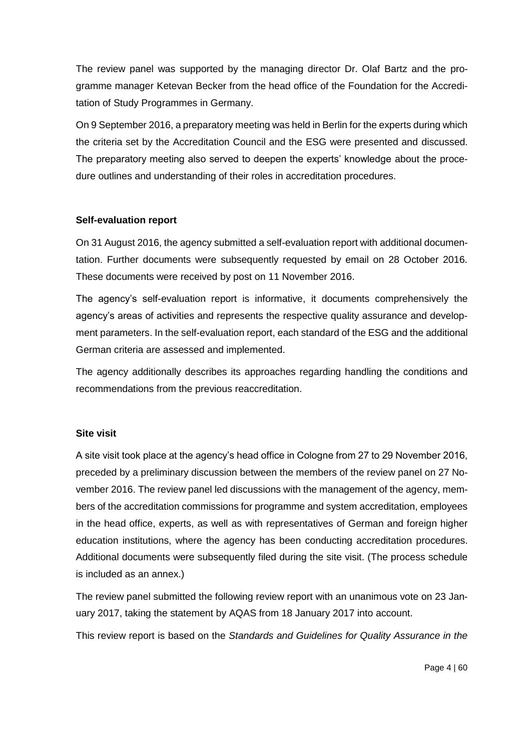The review panel was supported by the managing director Dr. Olaf Bartz and the programme manager Ketevan Becker from the head office of the Foundation for the Accreditation of Study Programmes in Germany.

On 9 September 2016, a preparatory meeting was held in Berlin for the experts during which the criteria set by the Accreditation Council and the ESG were presented and discussed. The preparatory meeting also served to deepen the experts' knowledge about the procedure outlines and understanding of their roles in accreditation procedures.

**Self-evaluation report**

On 31 August 2016, the agency submitted a self-evaluation report with additional documentation. Further documents were subsequently requested by email on 28 October 2016. These documents were received by post on 11 November 2016.

The agency's self-evaluation report is informative, it documents comprehensively the agency's areas of activities and represents the respective quality assurance and development parameters. In the self-evaluation report, each standard of the ESG and the additional German criteria are assessed and implemented.

The agency additionally describes its approaches regarding handling the conditions and recommendations from the previous reaccreditation.

**Site visit**

A site visit took place at the agency's head office in Cologne from 27 to 29 November 2016, preceded by a preliminary discussion between the members of the review panel on 27 November 2016. The review panel led discussions with the management of the agency, members of the accreditation commissions for programme and system accreditation, employees in the head office, experts, as well as with representatives of German and foreign higher education institutions, where the agency has been conducting accreditation procedures. Additional documents were subsequently filed during the site visit. (The process schedule is included as an annex.)

The review panel submitted the following review report with an unanimous vote on 23 January 2017, taking the statement by AQAS from 18 January 2017 into account.

This review report is based on the *Standards and Guidelines for Quality Assurance in the*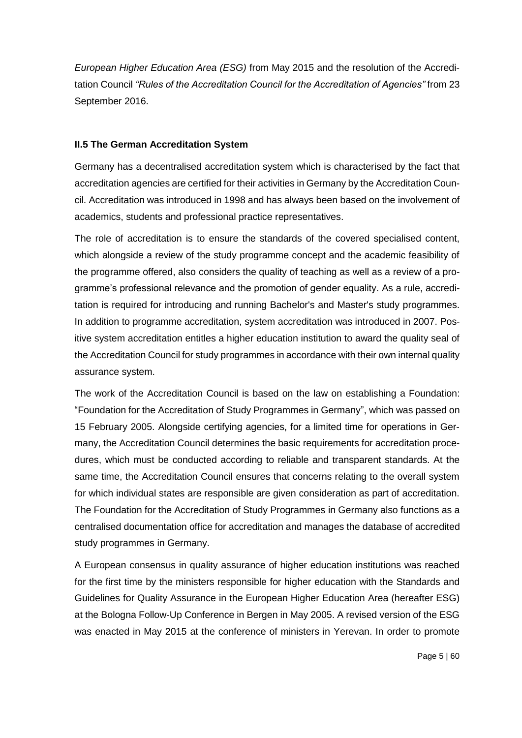*European Higher Education Area (ESG)* from May 2015 and the resolution of the Accreditation Council *"Rules of the Accreditation Council for the Accreditation of Agencies"* from 23 September 2016.

### II.5 The German Accreditation System

Germany has a decentralised accreditation system which is characterised by the fact that accreditation agencies are certified for their activities in Germany by the Accreditation Council. Accreditation was introduced in 1998 and has always been based on the involvement of academics, students and professional practice representatives.

The role of accreditation is to ensure the standards of the covered specialised content, which alongside a review of the study programme concept and the academic feasibility of the programme offered, also considers the quality of teaching as well as a review of a programme's professional relevance and the promotion of gender equality. As a rule, accreditation is required for introducing and running Bachelor's and Master's study programmes. In addition to programme accreditation, system accreditation was introduced in 2007. Positive system accreditation entitles a higher education institution to award the quality seal of the Accreditation Council for study programmes in accordance with their own internal quality assurance system.

The work of the Accreditation Council is based on the law on establishing a Foundation: "Foundation for the Accreditation of Study Programmes in Germany", which was passed on 15 February 2005. Alongside certifying agencies, for a limited time for operations in Germany, the Accreditation Council determines the basic requirements for accreditation procedures, which must be conducted according to reliable and transparent standards. At the same time, the Accreditation Council ensures that concerns relating to the overall system for which individual states are responsible are given consideration as part of accreditation. The Foundation for the Accreditation of Study Programmes in Germany also functions as a centralised documentation office for accreditation and manages the database of accredited study programmes in Germany.

A European consensus in quality assurance of higher education institutions was reached for the first time by the ministers responsible for higher education with the Standards and Guidelines for Quality Assurance in the European Higher Education Area (hereafter ESG) at the Bologna Follow-Up Conference in Bergen in May 2005. A revised version of the ESG was enacted in May 2015 at the conference of ministers in Yerevan. In order to promote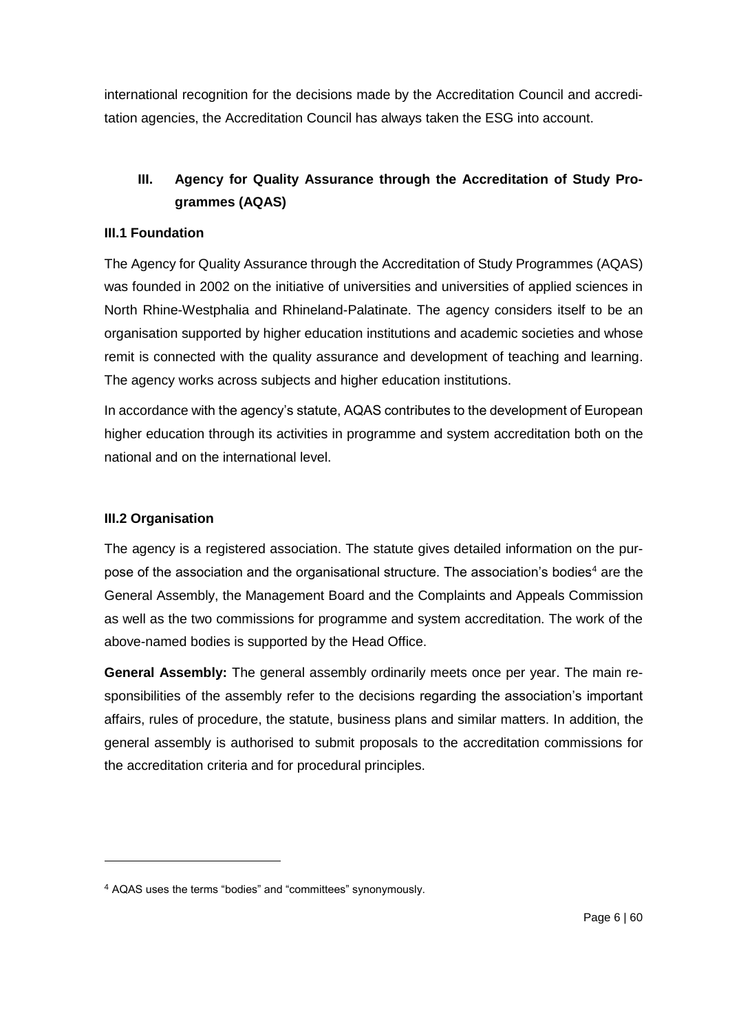international recognition for the decisions made by the Accreditation Council and accreditation agencies, the Accreditation Council has always taken the ESG into account.

## III. Agency for Quality Assurance through the Accreditation of Study Programmes (AQAS)

### III.1 Foundation

The Agency for Quality Assurance through the Accreditation of Study Programmes (AQAS) was founded in 2002 on the initiative of universities and universities of applied sciences in North Rhine-Westphalia and Rhineland-Palatinate. The agency considers itself to be an organisation supported by higher education institutions and academic societies and whose remit is connected with the quality assurance and development of teaching and learning. The agency works across subjects and higher education institutions.

In accordance with the agency's statute, AQAS contributes to the development of European higher education through its activities in programme and system accreditation both on the national and on the international level.

### III.2 Organisation

The agency is a registered association. The statute gives detailed information on the purpose of the association and the organisational structure. The association's bodies[4] are the General Assembly, the Management Board and the Complaints and Appeals Commission as well as the two commissions for programme and system accreditation. The work of the above-named bodies is supported by the Head Office.

**General Assembly:** The general assembly ordinarily meets once per year. The main responsibilities of the assembly refer to the decisions regarding the association's important affairs, rules of procedure, the statute, business plans and similar matters. In addition, the general assembly is authorised to submit proposals to the accreditation commissions for the accreditation criteria and for procedural principles.

---

[4] AQAS uses the terms "bodies" and "committees" synonymously.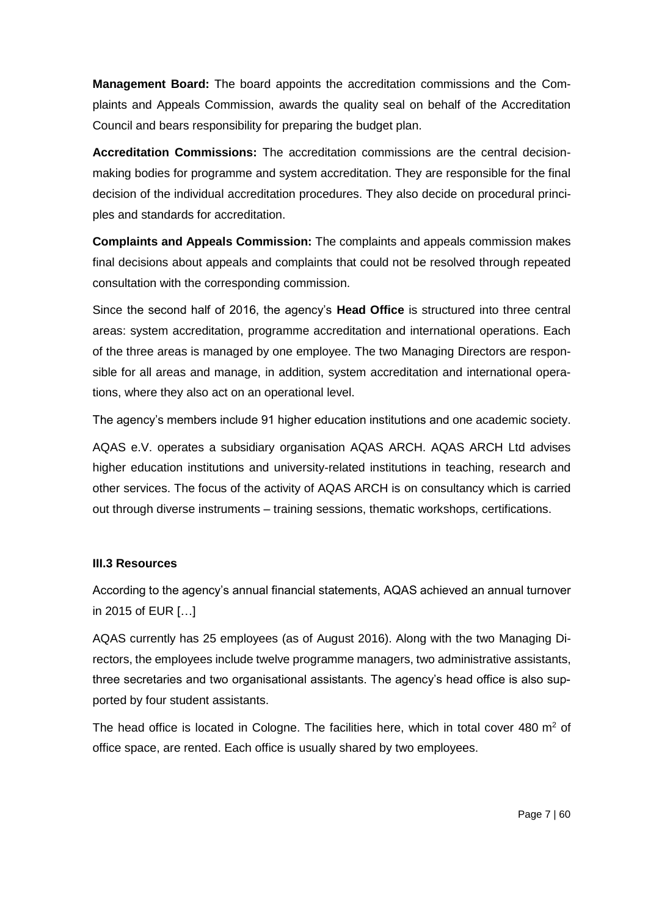**Management Board:** The board appoints the accreditation commissions and the Complaints and Appeals Commission, awards the quality seal on behalf of the Accreditation Council and bears responsibility for preparing the budget plan.

**Accreditation Commissions:** The accreditation commissions are the central decision-making bodies for programme and system accreditation. They are responsible for the final decision of the individual accreditation procedures. They also decide on procedural principles and standards for accreditation.

**Complaints and Appeals Commission:** The complaints and appeals commission makes final decisions about appeals and complaints that could not be resolved through repeated consultation with the corresponding commission.

Since the second half of 2016, the agency's **Head Office** is structured into three central areas: system accreditation, programme accreditation and international operations. Each of the three areas is managed by one employee. The two Managing Directors are responsible for all areas and manage, in addition, system accreditation and international operations, where they also act on an operational level.

The agency's members include 91 higher education institutions and one academic society.

AQAS e.V. operates a subsidiary organisation AQAS ARCH. AQAS ARCH Ltd advises higher education institutions and university-related institutions in teaching, research and other services. The focus of the activity of AQAS ARCH is on consultancy which is carried out through diverse instruments – training sessions, thematic workshops, certifications.

### III.3 Resources

According to the agency's annual financial statements, AQAS achieved an annual turnover in 2015 of EUR […]

AQAS currently has 25 employees (as of August 2016). Along with the two Managing Directors, the employees include twelve programme managers, two administrative assistants, three secretaries and two organisational assistants. The agency's head office is also supported by four student assistants.

The head office is located in Cologne. The facilities here, which in total cover 480 $m^2$ of office space, are rented. Each office is usually shared by two employees.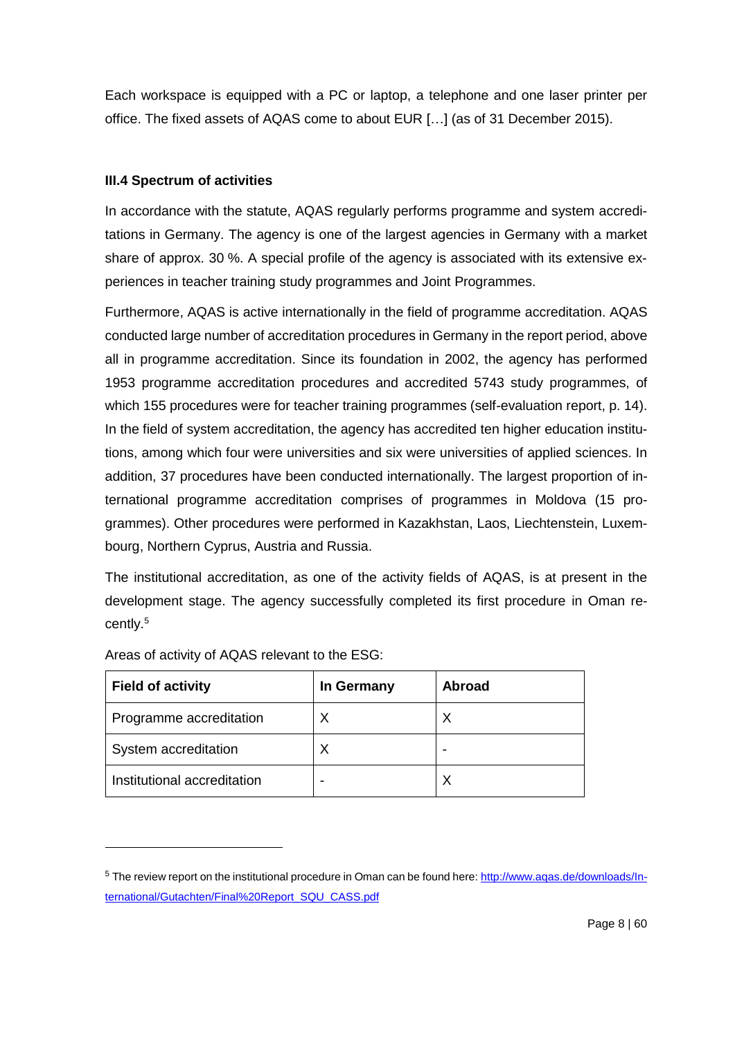Each workspace is equipped with a PC or laptop, a telephone and one laser printer per office. The fixed assets of AQAS come to about EUR […] (as of 31 December 2015).

### III.4 Spectrum of activities

In accordance with the statute, AQAS regularly performs programme and system accreditations in Germany. The agency is one of the largest agencies in Germany with a market share of approx. 30 %. A special profile of the agency is associated with its extensive experiences in teacher training study programmes and Joint Programmes.

Furthermore, AQAS is active internationally in the field of programme accreditation. AQAS conducted large number of accreditation procedures in Germany in the report period, above all in programme accreditation. Since its foundation in 2002, the agency has performed 1953 programme accreditation procedures and accredited 5743 study programmes, of which 155 procedures were for teacher training programmes (self-evaluation report, p. 14). In the field of system accreditation, the agency has accredited ten higher education institutions, among which four were universities and six were universities of applied sciences. In addition, 37 procedures have been conducted internationally. The largest proportion of international programme accreditation comprises of programmes in Moldova (15 programmes). Other procedures were performed in Kazakhstan, Laos, Liechtenstein, Luxembourg, Northern Cyprus, Austria and Russia.

The institutional accreditation, as one of the activity fields of AQAS, is at present in the development stage. The agency successfully completed its first procedure in Oman recently.[5]

Areas of activity of AQAS relevant to the ESG:

| Field of activity | In Germany | Abroad |
|---|---|---|
| Programme accreditation | X | X |
| System accreditation | X | - |
| Institutional accreditation | - | X |

[5] The review report on the institutional procedure in Oman can be found here: http://www.aqas.de/downloads/International/Gutachten/Final%20Report_SQU_CASS.pdf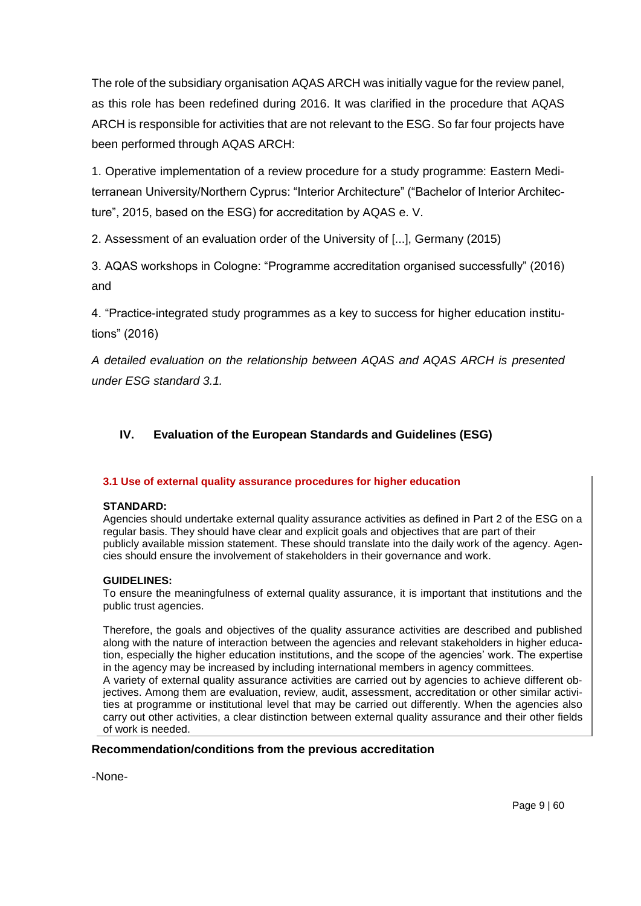The role of the subsidiary organisation AQAS ARCH was initially vague for the review panel, as this role has been redefined during 2016. It was clarified in the procedure that AQAS ARCH is responsible for activities that are not relevant to the ESG. So far four projects have been performed through AQAS ARCH:

1. Operative implementation of a review procedure for a study programme: Eastern Mediterranean University/Northern Cyprus: "Interior Architecture" ("Bachelor of Interior Architecture", 2015, based on the ESG) for accreditation by AQAS e. V.

2. Assessment of an evaluation order of the University of [...], Germany (2015)

3. AQAS workshops in Cologne: "Programme accreditation organised successfully" (2016) and

4. "Practice-integrated study programmes as a key to success for higher education institutions" (2016)

*A detailed evaluation on the relationship between AQAS and AQAS ARCH is presented under ESG standard 3.1.*

## IV. Evaluation of the European Standards and Guidelines (ESG)

### 3.1 Use of external quality assurance procedures for higher education

**STANDARD:**
Agencies should undertake external quality assurance activities as defined in Part 2 of the ESG on a regular basis. They should have clear and explicit goals and objectives that are part of their publicly available mission statement. These should translate into the daily work of the agency. Agencies should ensure the involvement of stakeholders in their governance and work.

**GUIDELINES:**
To ensure the meaningfulness of external quality assurance, it is important that institutions and the public trust agencies.

Therefore, the goals and objectives of the quality assurance activities are described and published along with the nature of interaction between the agencies and relevant stakeholders in higher education, especially the higher education institutions, and the scope of the agencies' work. The expertise in the agency may be increased by including international members in agency committees.
A variety of external quality assurance activities are carried out by agencies to achieve different objectives. Among them are evaluation, review, audit, assessment, accreditation or other similar activities at programme or institutional level that may be carried out differently. When the agencies also carry out other activities, a clear distinction between external quality assurance and their other fields of work is needed.

### Recommendation/conditions from the previous accreditation

-None-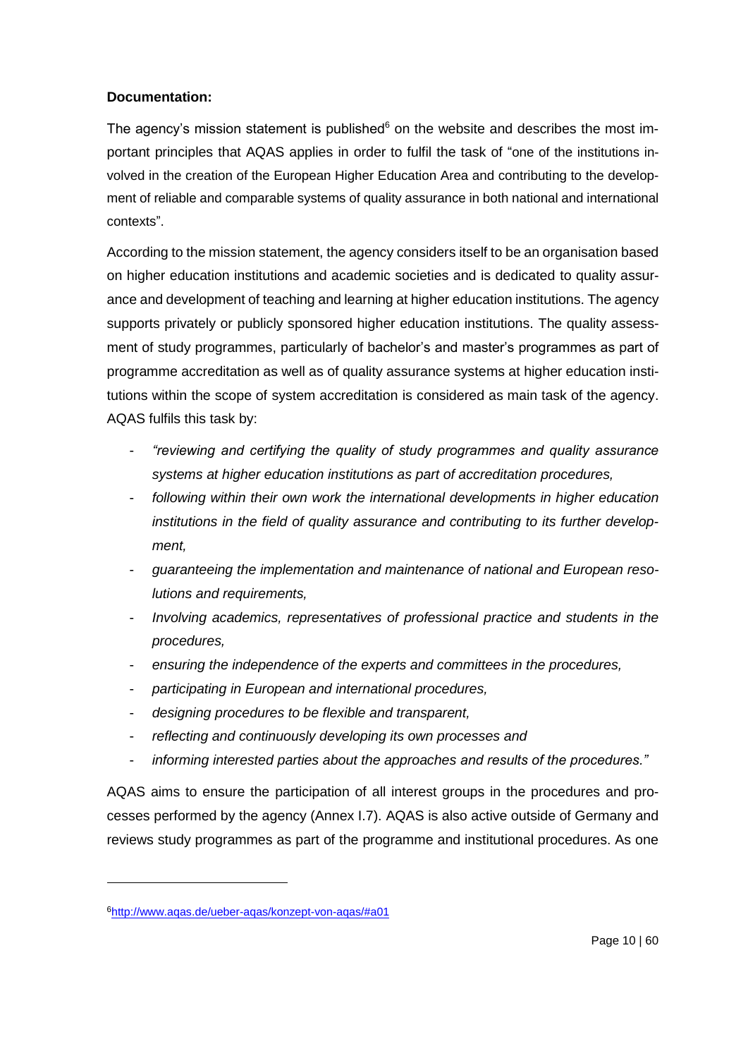**Documentation:**

The agency's mission statement is published[6] on the website and describes the most important principles that AQAS applies in order to fulfil the task of "one of the institutions involved in the creation of the European Higher Education Area and contributing to the development of reliable and comparable systems of quality assurance in both national and international contexts".

According to the mission statement, the agency considers itself to be an organisation based on higher education institutions and academic societies and is dedicated to quality assurance and development of teaching and learning at higher education institutions. The agency supports privately or publicly sponsored higher education institutions. The quality assessment of study programmes, particularly of bachelor's and master's programmes as part of programme accreditation as well as of quality assurance systems at higher education institutions within the scope of system accreditation is considered as main task of the agency. AQAS fulfils this task by:

- *"reviewing and certifying the quality of study programmes and quality assurance systems at higher education institutions as part of accreditation procedures,*
- *following within their own work the international developments in higher education institutions in the field of quality assurance and contributing to its further development,*
- *guaranteeing the implementation and maintenance of national and European resolutions and requirements,*
- *Involving academics, representatives of professional practice and students in the procedures,*
- *ensuring the independence of the experts and committees in the procedures,*
- *participating in European and international procedures,*
- *designing procedures to be flexible and transparent,*
- *reflecting and continuously developing its own processes and*
- *informing interested parties about the approaches and results of the procedures."*

AQAS aims to ensure the participation of all interest groups in the procedures and processes performed by the agency (Annex I.7). AQAS is also active outside of Germany and reviews study programmes as part of the programme and institutional procedures. As one

[6] http://www.aqas.de/ueber-aqas/konzept-von-aqas/#a01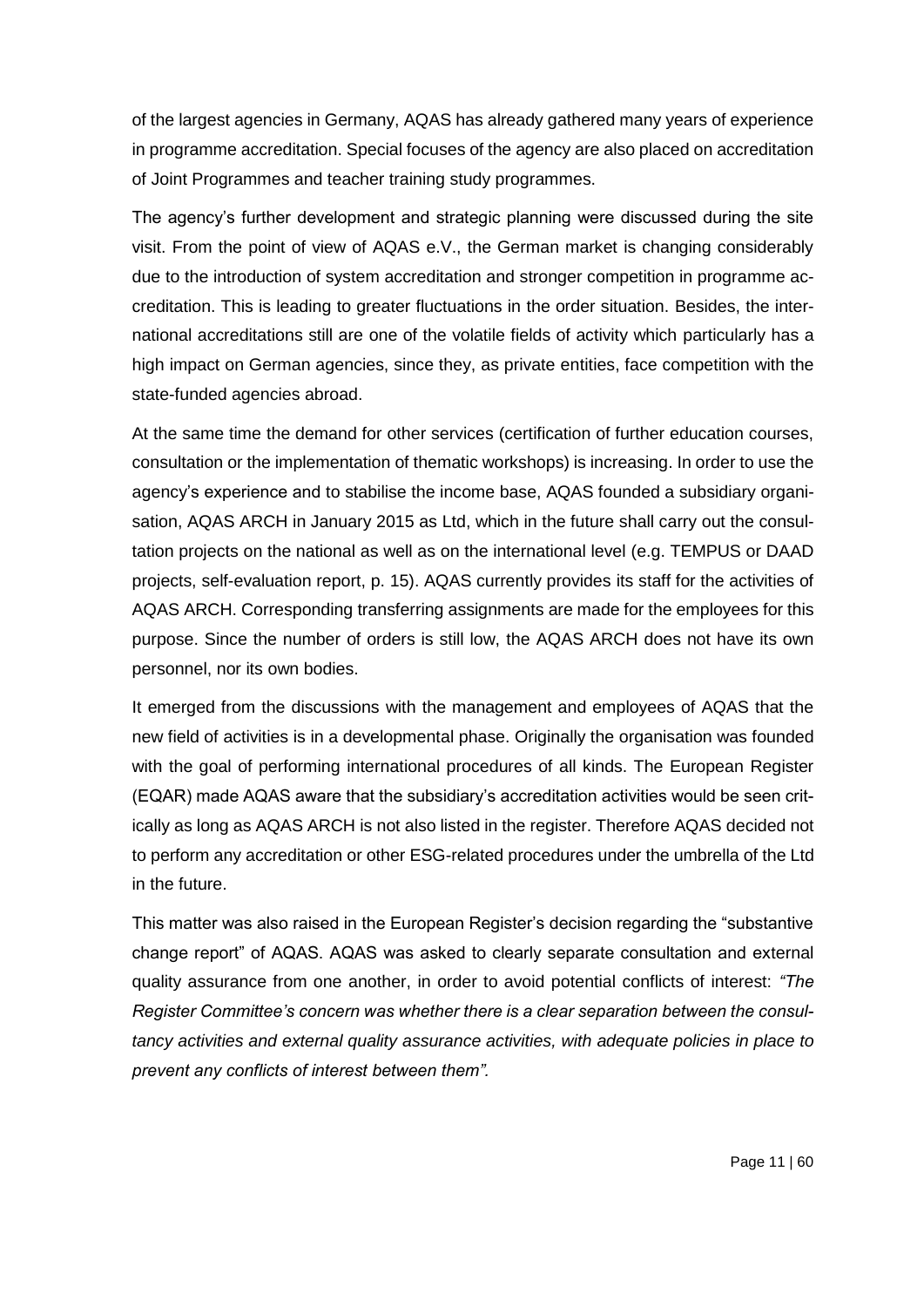of the largest agencies in Germany, AQAS has already gathered many years of experience in programme accreditation. Special focuses of the agency are also placed on accreditation of Joint Programmes and teacher training study programmes.

The agency's further development and strategic planning were discussed during the site visit. From the point of view of AQAS e.V., the German market is changing considerably due to the introduction of system accreditation and stronger competition in programme accreditation. This is leading to greater fluctuations in the order situation. Besides, the international accreditations still are one of the volatile fields of activity which particularly has a high impact on German agencies, since they, as private entities, face competition with the state-funded agencies abroad.

At the same time the demand for other services (certification of further education courses, consultation or the implementation of thematic workshops) is increasing. In order to use the agency's experience and to stabilise the income base, AQAS founded a subsidiary organisation, AQAS ARCH in January 2015 as Ltd, which in the future shall carry out the consultation projects on the national as well as on the international level (e.g. TEMPUS or DAAD projects, self-evaluation report, p. 15). AQAS currently provides its staff for the activities of AQAS ARCH. Corresponding transferring assignments are made for the employees for this purpose. Since the number of orders is still low, the AQAS ARCH does not have its own personnel, nor its own bodies.

It emerged from the discussions with the management and employees of AQAS that the new field of activities is in a developmental phase. Originally the organisation was founded with the goal of performing international procedures of all kinds. The European Register (EQAR) made AQAS aware that the subsidiary's accreditation activities would be seen critically as long as AQAS ARCH is not also listed in the register. Therefore AQAS decided not to perform any accreditation or other ESG-related procedures under the umbrella of the Ltd in the future.

This matter was also raised in the European Register's decision regarding the "substantive change report" of AQAS. AQAS was asked to clearly separate consultation and external quality assurance from one another, in order to avoid potential conflicts of interest: *"The Register Committee's concern was whether there is a clear separation between the consultancy activities and external quality assurance activities, with adequate policies in place to prevent any conflicts of interest between them".*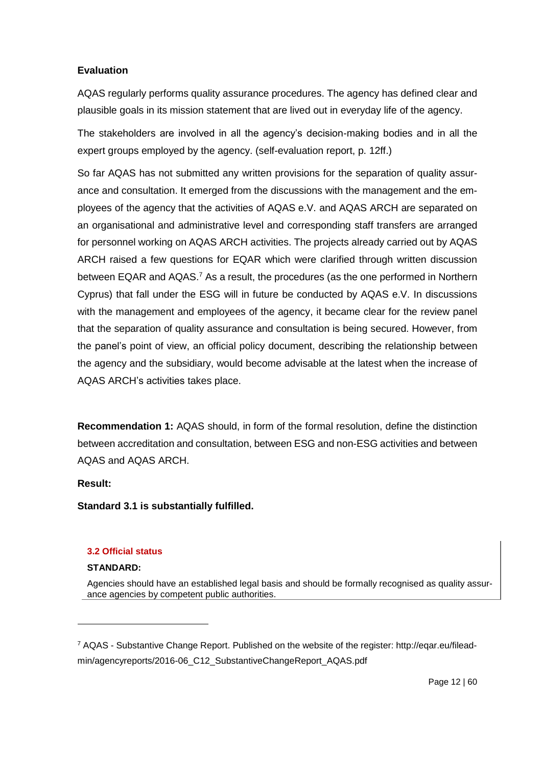**Evaluation**

AQAS regularly performs quality assurance procedures. The agency has defined clear and plausible goals in its mission statement that are lived out in everyday life of the agency.

The stakeholders are involved in all the agency's decision-making bodies and in all the expert groups employed by the agency. (self-evaluation report, p. 12ff.)

So far AQAS has not submitted any written provisions for the separation of quality assurance and consultation. It emerged from the discussions with the management and the employees of the agency that the activities of AQAS e.V. and AQAS ARCH are separated on an organisational and administrative level and corresponding staff transfers are arranged for personnel working on AQAS ARCH activities. The projects already carried out by AQAS ARCH raised a few questions for EQAR which were clarified through written discussion between EQAR and AQAS.[7] As a result, the procedures (as the one performed in Northern Cyprus) that fall under the ESG will in future be conducted by AQAS e.V. In discussions with the management and employees of the agency, it became clear for the review panel that the separation of quality assurance and consultation is being secured. However, from the panel's point of view, an official policy document, describing the relationship between the agency and the subsidiary, would become advisable at the latest when the increase of AQAS ARCH's activities takes place.

**Recommendation 1:** AQAS should, in form of the formal resolution, define the distinction between accreditation and consultation, between ESG and non-ESG activities and between AQAS and AQAS ARCH.

**Result:**

**Standard 3.1 is substantially fulfilled.**

### 3.2 Official status

**STANDARD:**

Agencies should have an established legal basis and should be formally recognised as quality assurance agencies by competent public authorities.

---

[7] AQAS - Substantive Change Report. Published on the website of the register: http://eqar.eu/fileadmin/agencyreports/2016-06_C12_SubstantiveChangeReport_AQAS.pdf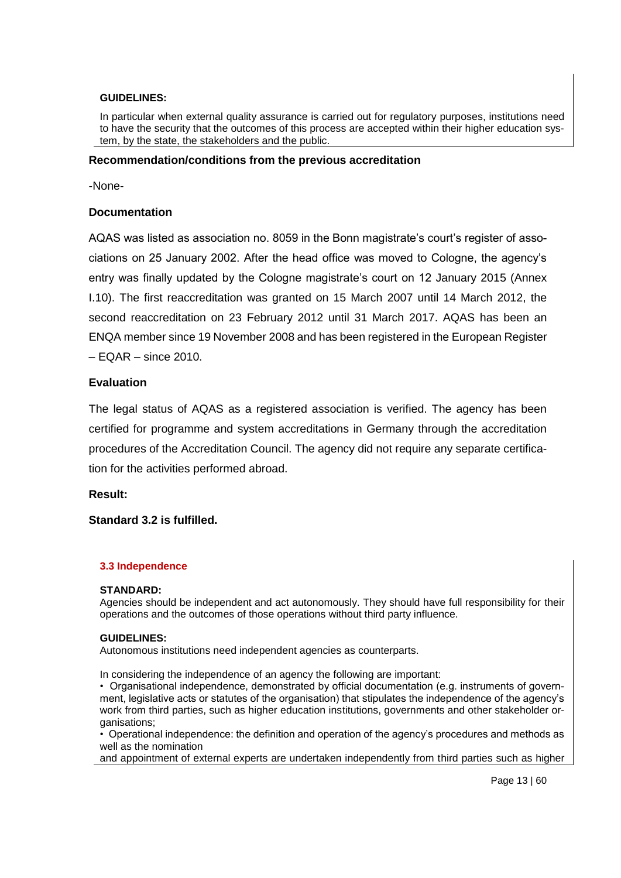**GUIDELINES:**

In particular when external quality assurance is carried out for regulatory purposes, institutions need to have the security that the outcomes of this process are accepted within their higher education system, by the state, the stakeholders and the public.

**Recommendation/conditions from the previous accreditation**

-None-

**Documentation**

AQAS was listed as association no. 8059 in the Bonn magistrate's court's register of associations on 25 January 2002. After the head office was moved to Cologne, the agency's entry was finally updated by the Cologne magistrate's court on 12 January 2015 (Annex I.10). The first reaccreditation was granted on 15 March 2007 until 14 March 2012, the second reaccreditation on 23 February 2012 until 31 March 2017. AQAS has been an ENQA member since 19 November 2008 and has been registered in the European Register – EQAR – since 2010.

**Evaluation**

The legal status of AQAS as a registered association is verified. The agency has been certified for programme and system accreditations in Germany through the accreditation procedures of the Accreditation Council. The agency did not require any separate certification for the activities performed abroad.

**Result:**

**Standard 3.2 is fulfilled.**

### 3.3 Independence

**STANDARD:**
Agencies should be independent and act autonomously. They should have full responsibility for their operations and the outcomes of those operations without third party influence.

**GUIDELINES:**
Autonomous institutions need independent agencies as counterparts.

In considering the independence of an agency the following are important:

- Organisational independence, demonstrated by official documentation (e.g. instruments of government, legislative acts or statutes of the organisation) that stipulates the independence of the agency's work from third parties, such as higher education institutions, governments and other stakeholder organisations;
- Operational independence: the definition and operation of the agency's procedures and methods as well as the nomination and appointment of external experts are undertaken independently from third parties such as higher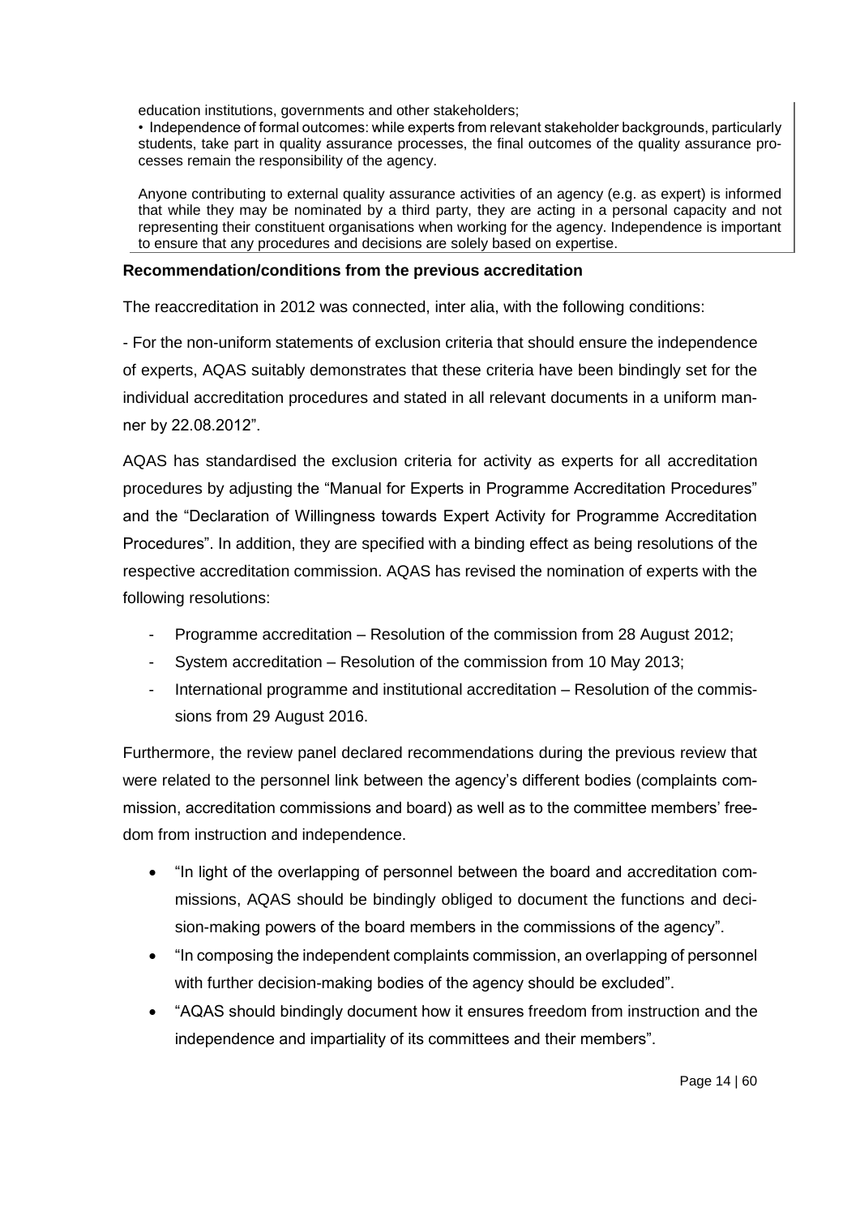education institutions, governments and other stakeholders;

• Independence of formal outcomes: while experts from relevant stakeholder backgrounds, particularly students, take part in quality assurance processes, the final outcomes of the quality assurance processes remain the responsibility of the agency.

Anyone contributing to external quality assurance activities of an agency (e.g. as expert) is informed that while they may be nominated by a third party, they are acting in a personal capacity and not representing their constituent organisations when working for the agency. Independence is important to ensure that any procedures and decisions are solely based on expertise.

**Recommendation/conditions from the previous accreditation**

The reaccreditation in 2012 was connected, inter alia, with the following conditions:

- For the non-uniform statements of exclusion criteria that should ensure the independence of experts, AQAS suitably demonstrates that these criteria have been bindingly set for the individual accreditation procedures and stated in all relevant documents in a uniform manner by 22.08.2012".

AQAS has standardised the exclusion criteria for activity as experts for all accreditation procedures by adjusting the "Manual for Experts in Programme Accreditation Procedures" and the "Declaration of Willingness towards Expert Activity for Programme Accreditation Procedures". In addition, they are specified with a binding effect as being resolutions of the respective accreditation commission. AQAS has revised the nomination of experts with the following resolutions:

- Programme accreditation – Resolution of the commission from 28 August 2012;
- System accreditation – Resolution of the commission from 10 May 2013;
- International programme and institutional accreditation – Resolution of the commissions from 29 August 2016.

Furthermore, the review panel declared recommendations during the previous review that were related to the personnel link between the agency's different bodies (complaints commission, accreditation commissions and board) as well as to the committee members' freedom from instruction and independence.

- "In light of the overlapping of personnel between the board and accreditation commissions, AQAS should be bindingly obliged to document the functions and decision-making powers of the board members in the commissions of the agency".
- "In composing the independent complaints commission, an overlapping of personnel with further decision-making bodies of the agency should be excluded".
- "AQAS should bindingly document how it ensures freedom from instruction and the independence and impartiality of its committees and their members".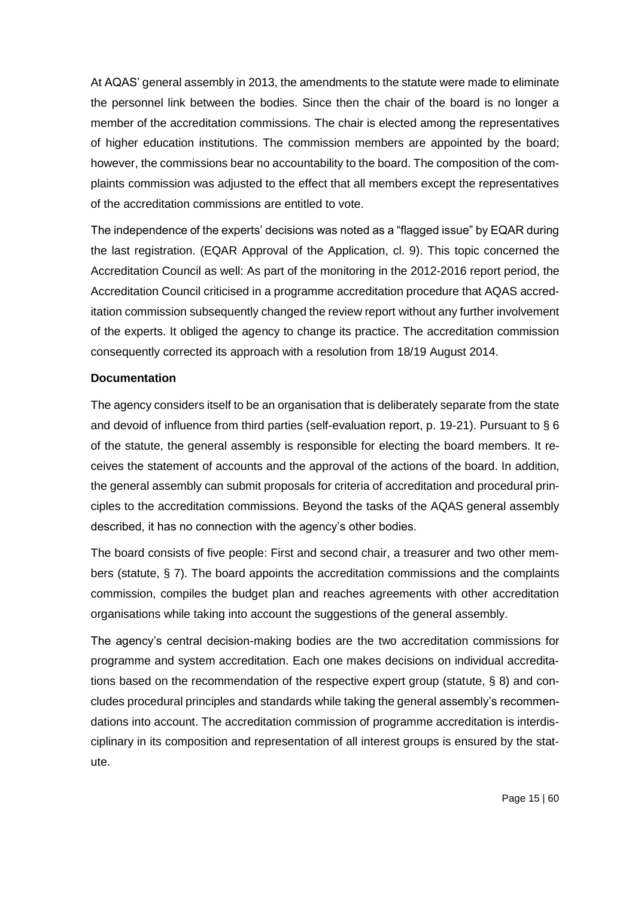At AQAS' general assembly in 2013, the amendments to the statute were made to eliminate the personnel link between the bodies. Since then the chair of the board is no longer a member of the accreditation commissions. The chair is elected among the representatives of higher education institutions. The commission members are appointed by the board; however, the commissions bear no accountability to the board. The composition of the complaints commission was adjusted to the effect that all members except the representatives of the accreditation commissions are entitled to vote.

The independence of the experts' decisions was noted as a "flagged issue" by EQAR during the last registration. (EQAR Approval of the Application, cl. 9). This topic concerned the Accreditation Council as well: As part of the monitoring in the 2012-2016 report period, the Accreditation Council criticised in a programme accreditation procedure that AQAS accreditation commission subsequently changed the review report without any further involvement of the experts. It obliged the agency to change its practice. The accreditation commission consequently corrected its approach with a resolution from 18/19 August 2014.

**Documentation**

The agency considers itself to be an organisation that is deliberately separate from the state and devoid of influence from third parties (self-evaluation report, p. 19-21). Pursuant to § 6 of the statute, the general assembly is responsible for electing the board members. It receives the statement of accounts and the approval of the actions of the board. In addition, the general assembly can submit proposals for criteria of accreditation and procedural principles to the accreditation commissions. Beyond the tasks of the AQAS general assembly described, it has no connection with the agency's other bodies.

The board consists of five people: First and second chair, a treasurer and two other members (statute, § 7). The board appoints the accreditation commissions and the complaints commission, compiles the budget plan and reaches agreements with other accreditation organisations while taking into account the suggestions of the general assembly.

The agency's central decision-making bodies are the two accreditation commissions for programme and system accreditation. Each one makes decisions on individual accreditations based on the recommendation of the respective expert group (statute, § 8) and concludes procedural principles and standards while taking the general assembly's recommendations into account. The accreditation commission of programme accreditation is interdisciplinary in its composition and representation of all interest groups is ensured by the statute.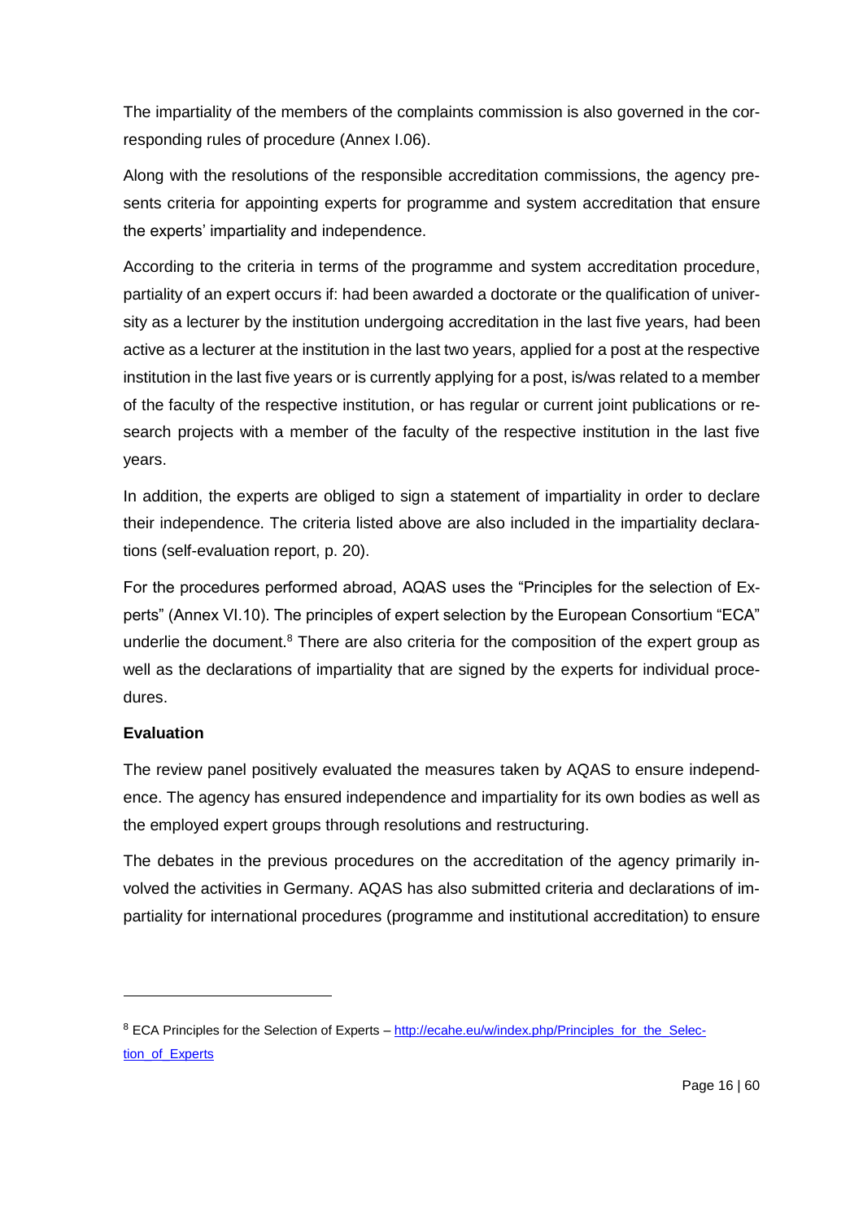The impartiality of the members of the complaints commission is also governed in the corresponding rules of procedure (Annex I.06).

Along with the resolutions of the responsible accreditation commissions, the agency presents criteria for appointing experts for programme and system accreditation that ensure the experts' impartiality and independence.

According to the criteria in terms of the programme and system accreditation procedure, partiality of an expert occurs if: had been awarded a doctorate or the qualification of university as a lecturer by the institution undergoing accreditation in the last five years, had been active as a lecturer at the institution in the last two years, applied for a post at the respective institution in the last five years or is currently applying for a post, is/was related to a member of the faculty of the respective institution, or has regular or current joint publications or research projects with a member of the faculty of the respective institution in the last five years.

In addition, the experts are obliged to sign a statement of impartiality in order to declare their independence. The criteria listed above are also included in the impartiality declarations (self-evaluation report, p. 20).

For the procedures performed abroad, AQAS uses the "Principles for the selection of Experts" (Annex VI.10). The principles of expert selection by the European Consortium "ECA" underlie the document.[8] There are also criteria for the composition of the expert group as well as the declarations of impartiality that are signed by the experts for individual procedures.

**Evaluation**

The review panel positively evaluated the measures taken by AQAS to ensure independence. The agency has ensured independence and impartiality for its own bodies as well as the employed expert groups through resolutions and restructuring.

The debates in the previous procedures on the accreditation of the agency primarily involved the activities in Germany. AQAS has also submitted criteria and declarations of impartiality for international procedures (programme and institutional accreditation) to ensure

---

[8] ECA Principles for the Selection of Experts – http://ecahe.eu/w/index.php/Principles_for_the_Selection_of_Experts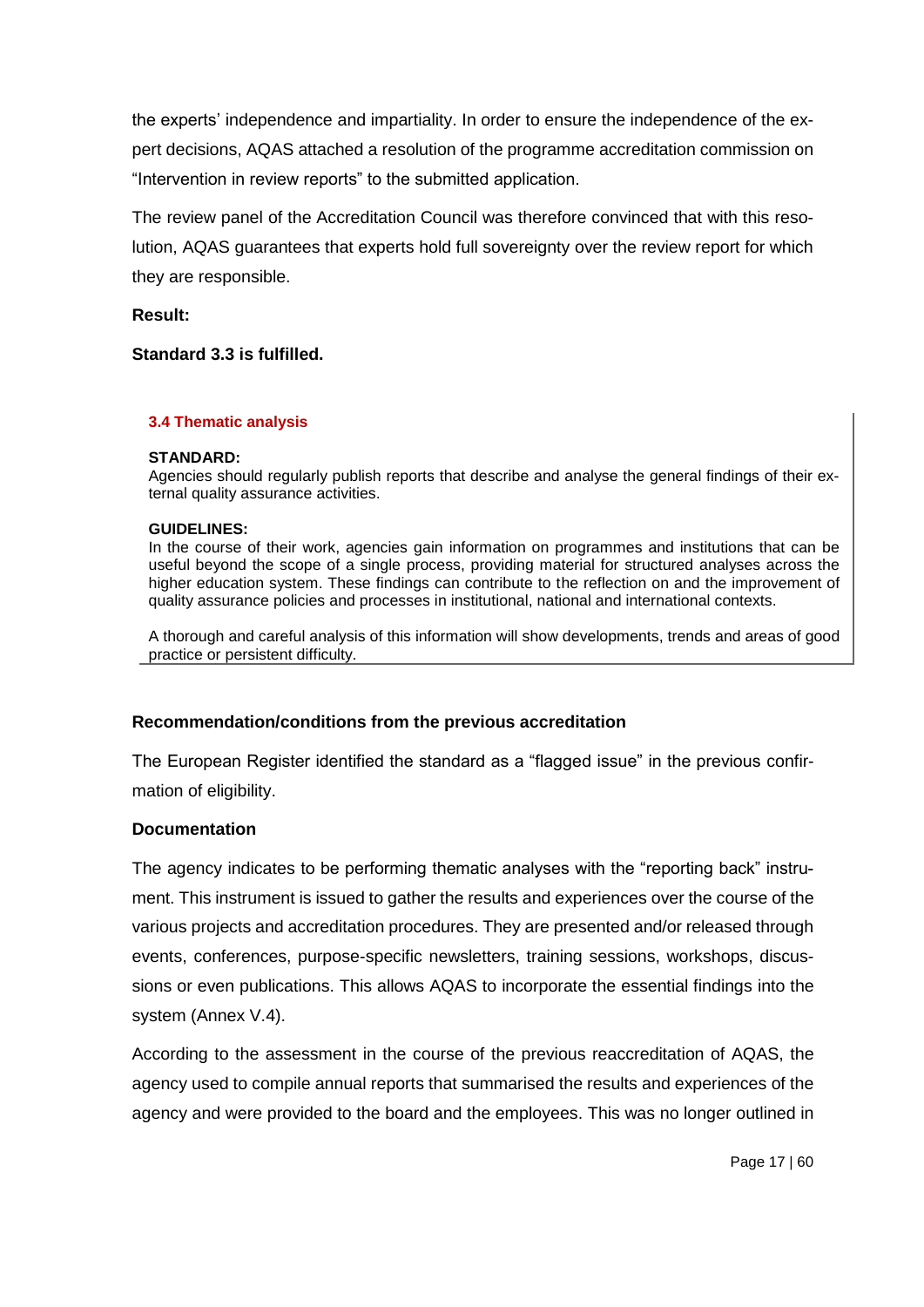the experts' independence and impartiality. In order to ensure the independence of the expert decisions, AQAS attached a resolution of the programme accreditation commission on "Intervention in review reports" to the submitted application.

The review panel of the Accreditation Council was therefore convinced that with this resolution, AQAS guarantees that experts hold full sovereignty over the review report for which they are responsible.

**Result:**

**Standard 3.3 is fulfilled.**

### 3.4 Thematic analysis

**STANDARD:**
Agencies should regularly publish reports that describe and analyse the general findings of their external quality assurance activities.

**GUIDELINES:**
In the course of their work, agencies gain information on programmes and institutions that can be useful beyond the scope of a single process, providing material for structured analyses across the higher education system. These findings can contribute to the reflection on and the improvement of quality assurance policies and processes in institutional, national and international contexts.

A thorough and careful analysis of this information will show developments, trends and areas of good practice or persistent difficulty.

**Recommendation/conditions from the previous accreditation**

The European Register identified the standard as a "flagged issue" in the previous confirmation of eligibility.

**Documentation**

The agency indicates to be performing thematic analyses with the "reporting back" instrument. This instrument is issued to gather the results and experiences over the course of the various projects and accreditation procedures. They are presented and/or released through events, conferences, purpose-specific newsletters, training sessions, workshops, discussions or even publications. This allows AQAS to incorporate the essential findings into the system (Annex V.4).

According to the assessment in the course of the previous reaccreditation of AQAS, the agency used to compile annual reports that summarised the results and experiences of the agency and were provided to the board and the employees. This was no longer outlined in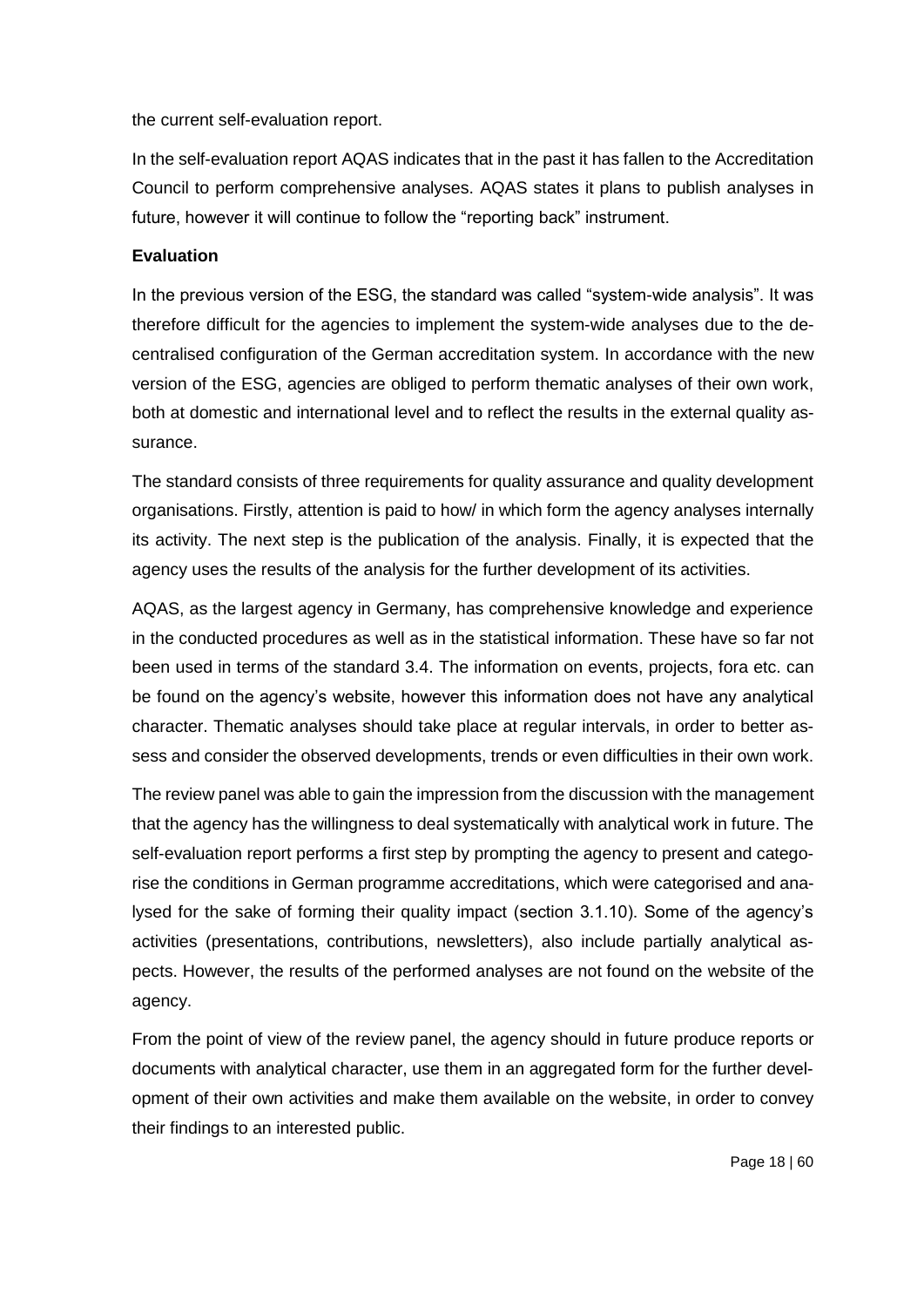the current self-evaluation report.

In the self-evaluation report AQAS indicates that in the past it has fallen to the Accreditation Council to perform comprehensive analyses. AQAS states it plans to publish analyses in future, however it will continue to follow the "reporting back" instrument.

**Evaluation**

In the previous version of the ESG, the standard was called "system-wide analysis". It was therefore difficult for the agencies to implement the system-wide analyses due to the decentralised configuration of the German accreditation system. In accordance with the new version of the ESG, agencies are obliged to perform thematic analyses of their own work, both at domestic and international level and to reflect the results in the external quality assurance.

The standard consists of three requirements for quality assurance and quality development organisations. Firstly, attention is paid to how/ in which form the agency analyses internally its activity. The next step is the publication of the analysis. Finally, it is expected that the agency uses the results of the analysis for the further development of its activities.

AQAS, as the largest agency in Germany, has comprehensive knowledge and experience in the conducted procedures as well as in the statistical information. These have so far not been used in terms of the standard 3.4. The information on events, projects, fora etc. can be found on the agency's website, however this information does not have any analytical character. Thematic analyses should take place at regular intervals, in order to better assess and consider the observed developments, trends or even difficulties in their own work.

The review panel was able to gain the impression from the discussion with the management that the agency has the willingness to deal systematically with analytical work in future. The self-evaluation report performs a first step by prompting the agency to present and categorise the conditions in German programme accreditations, which were categorised and analysed for the sake of forming their quality impact (section 3.1.10). Some of the agency's activities (presentations, contributions, newsletters), also include partially analytical aspects. However, the results of the performed analyses are not found on the website of the agency.

From the point of view of the review panel, the agency should in future produce reports or documents with analytical character, use them in an aggregated form for the further development of their own activities and make them available on the website, in order to convey their findings to an interested public.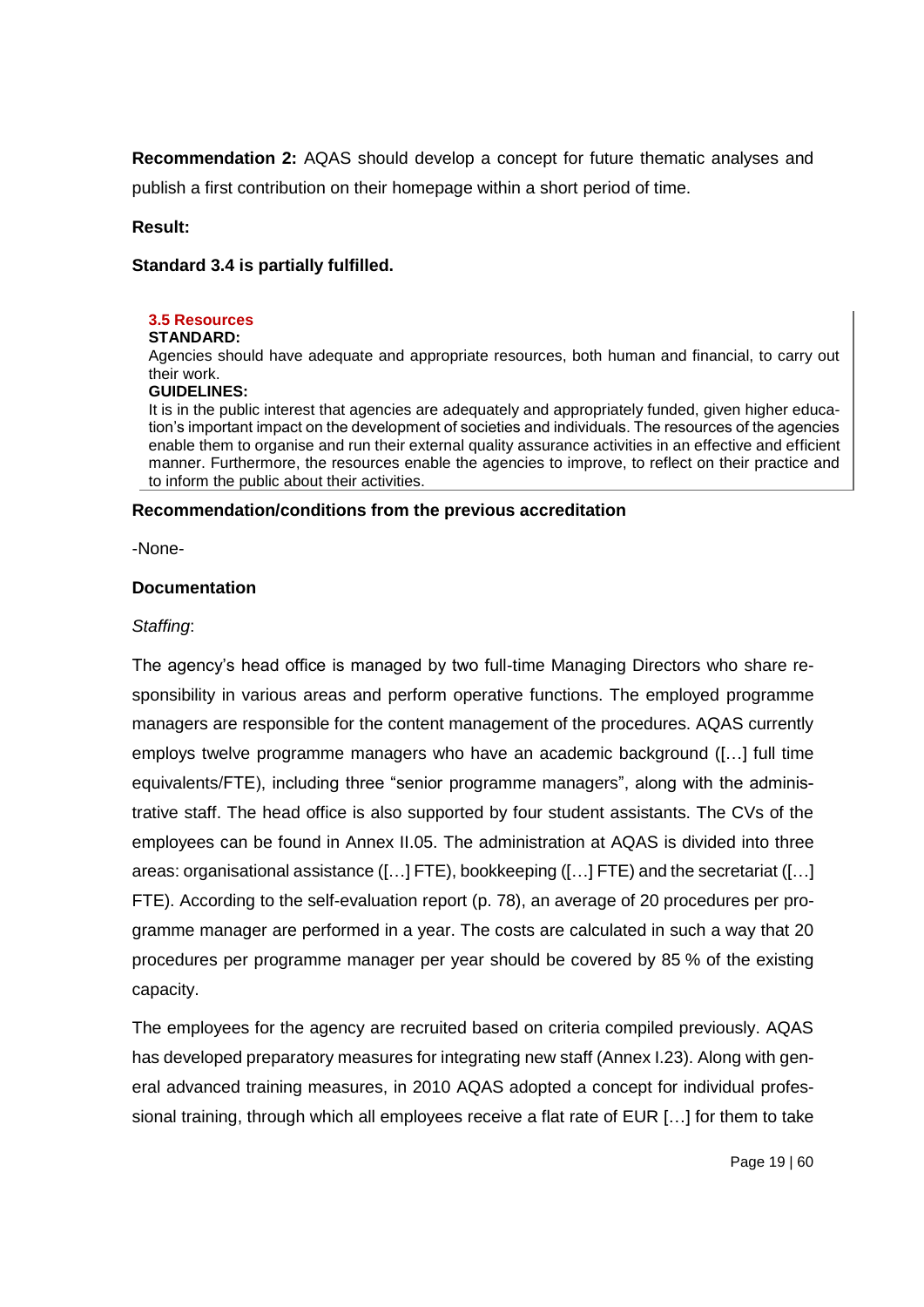**Recommendation 2:** AQAS should develop a concept for future thematic analyses and publish a first contribution on their homepage within a short period of time.

**Result:**

**Standard 3.4 is partially fulfilled.**

### 3.5 Resources

**STANDARD:**

Agencies should have adequate and appropriate resources, both human and financial, to carry out their work.

**GUIDELINES:**

It is in the public interest that agencies are adequately and appropriately funded, given higher education's important impact on the development of societies and individuals. The resources of the agencies enable them to organise and run their external quality assurance activities in an effective and efficient manner. Furthermore, the resources enable the agencies to improve, to reflect on their practice and to inform the public about their activities.

**Recommendation/conditions from the previous accreditation**

-None-

**Documentation**

*Staffing*:

The agency's head office is managed by two full-time Managing Directors who share responsibility in various areas and perform operative functions. The employed programme managers are responsible for the content management of the procedures. AQAS currently employs twelve programme managers who have an academic background ([…] full time equivalents/FTE), including three "senior programme managers", along with the administrative staff. The head office is also supported by four student assistants. The CVs of the employees can be found in Annex II.05. The administration at AQAS is divided into three areas: organisational assistance ([…] FTE), bookkeeping ([…] FTE) and the secretariat ([…] FTE). According to the self-evaluation report (p. 78), an average of 20 procedures per programme manager are performed in a year. The costs are calculated in such a way that 20 procedures per programme manager per year should be covered by 85 % of the existing capacity.

The employees for the agency are recruited based on criteria compiled previously. AQAS has developed preparatory measures for integrating new staff (Annex I.23). Along with general advanced training measures, in 2010 AQAS adopted a concept for individual professional training, through which all employees receive a flat rate of EUR […] for them to take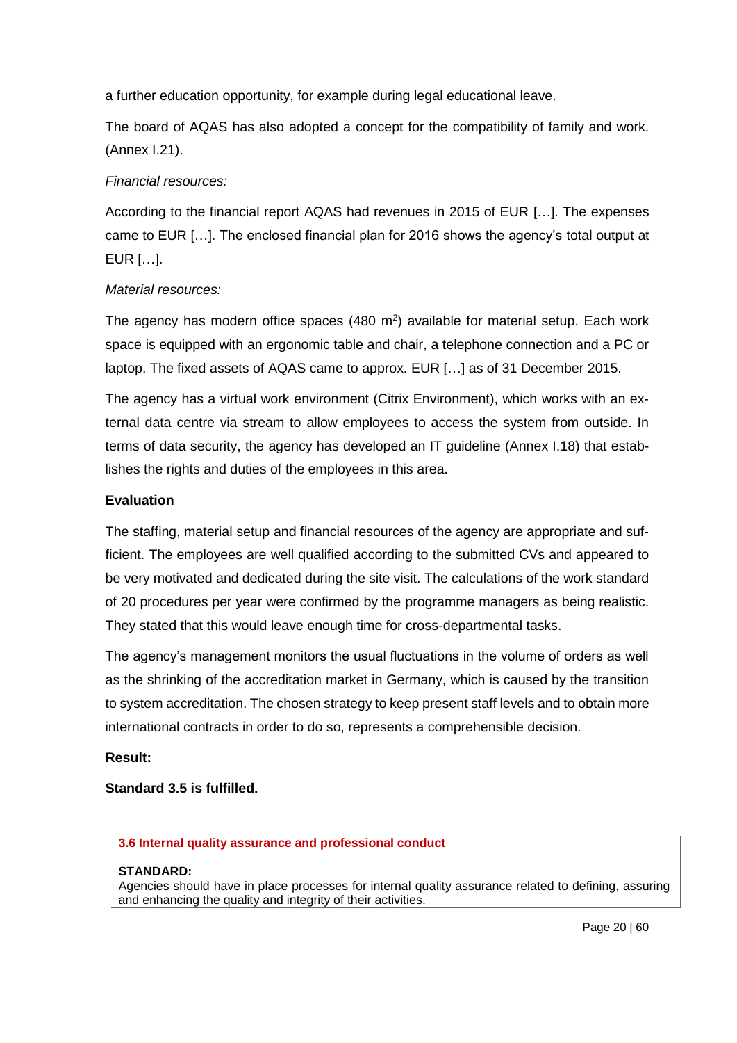a further education opportunity, for example during legal educational leave.

The board of AQAS has also adopted a concept for the compatibility of family and work. (Annex I.21).

*Financial resources:*

According to the financial report AQAS had revenues in 2015 of EUR […]. The expenses came to EUR […]. The enclosed financial plan for 2016 shows the agency's total output at EUR […].

*Material resources:*

The agency has modern office spaces (480 m$^2$) available for material setup. Each work space is equipped with an ergonomic table and chair, a telephone connection and a PC or laptop. The fixed assets of AQAS came to approx. EUR […] as of 31 December 2015.

The agency has a virtual work environment (Citrix Environment), which works with an external data centre via stream to allow employees to access the system from outside. In terms of data security, the agency has developed an IT guideline (Annex I.18) that establishes the rights and duties of the employees in this area.

**Evaluation**

The staffing, material setup and financial resources of the agency are appropriate and sufficient. The employees are well qualified according to the submitted CVs and appeared to be very motivated and dedicated during the site visit. The calculations of the work standard of 20 procedures per year were confirmed by the programme managers as being realistic. They stated that this would leave enough time for cross-departmental tasks.

The agency's management monitors the usual fluctuations in the volume of orders as well as the shrinking of the accreditation market in Germany, which is caused by the transition to system accreditation. The chosen strategy to keep present staff levels and to obtain more international contracts in order to do so, represents a comprehensible decision.

**Result:**

**Standard 3.5 is fulfilled.**

### 3.6 Internal quality assurance and professional conduct

**STANDARD:**

Agencies should have in place processes for internal quality assurance related to defining, assuring and enhancing the quality and integrity of their activities.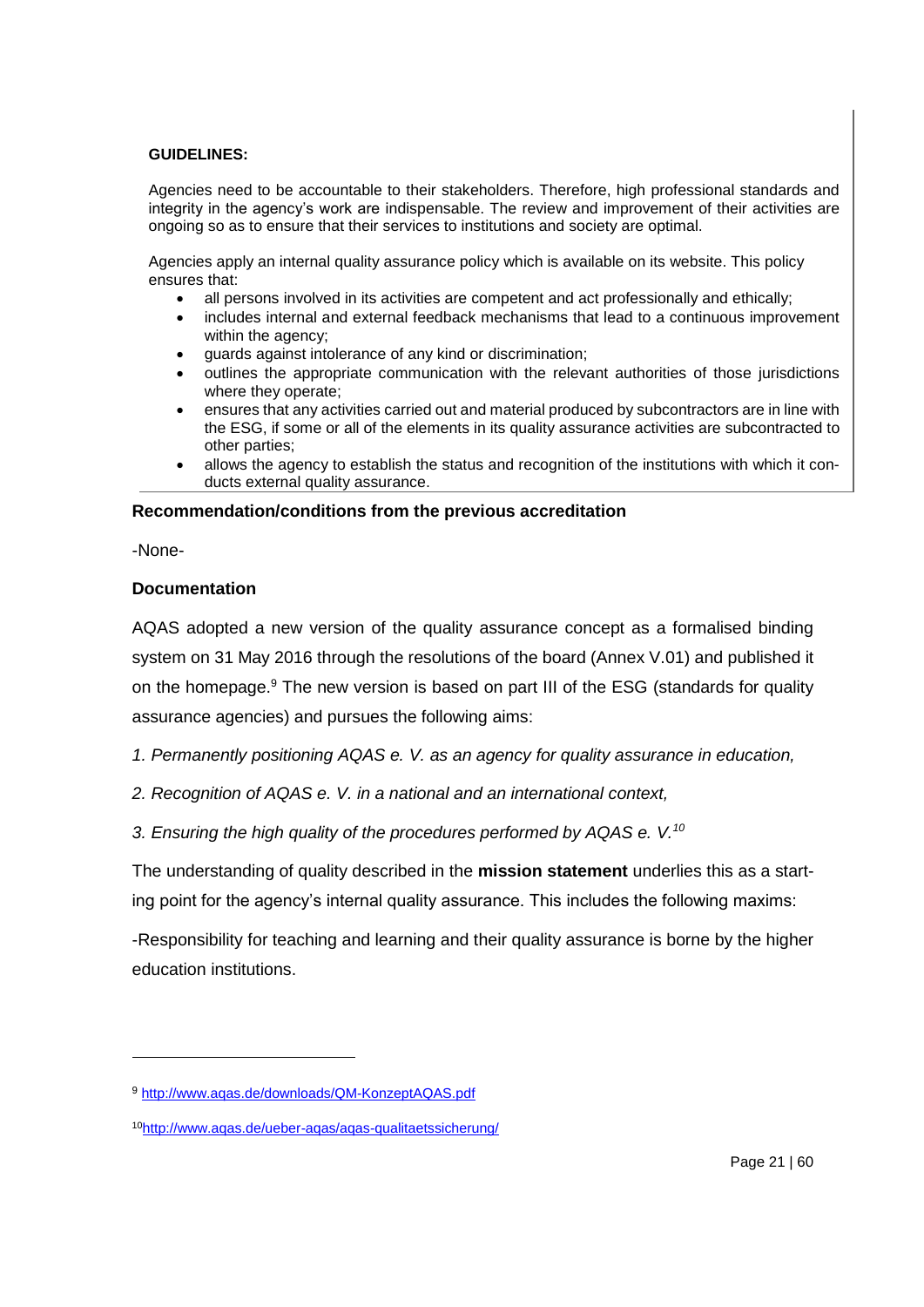**GUIDELINES:**

Agencies need to be accountable to their stakeholders. Therefore, high professional standards and integrity in the agency's work are indispensable. The review and improvement of their activities are ongoing so as to ensure that their services to institutions and society are optimal.

Agencies apply an internal quality assurance policy which is available on its website. This policy ensures that:

- all persons involved in its activities are competent and act professionally and ethically;
- includes internal and external feedback mechanisms that lead to a continuous improvement within the agency;
- guards against intolerance of any kind or discrimination;
- outlines the appropriate communication with the relevant authorities of those jurisdictions where they operate;
- ensures that any activities carried out and material produced by subcontractors are in line with the ESG, if some or all of the elements in its quality assurance activities are subcontracted to other parties;
- allows the agency to establish the status and recognition of the institutions with which it conducts external quality assurance.

**Recommendation/conditions from the previous accreditation**

-None-

**Documentation**

AQAS adopted a new version of the quality assurance concept as a formalised binding system on 31 May 2016 through the resolutions of the board (Annex V.01) and published it on the homepage.[9] The new version is based on part III of the ESG (standards for quality assurance agencies) and pursues the following aims:

*1. Permanently positioning AQAS e. V. as an agency for quality assurance in education,*

*2. Recognition of AQAS e. V. in a national and an international context,*

*3. Ensuring the high quality of the procedures performed by AQAS e. V.*[10]

The understanding of quality described in the **mission statement** underlies this as a starting point for the agency's internal quality assurance. This includes the following maxims:

-Responsibility for teaching and learning and their quality assurance is borne by the higher education institutions.

---

[9] http://www.aqas.de/downloads/QM-KonzeptAQAS.pdf

[10] http://www.aqas.de/ueber-aqas/aqas-qualitaetssicherung/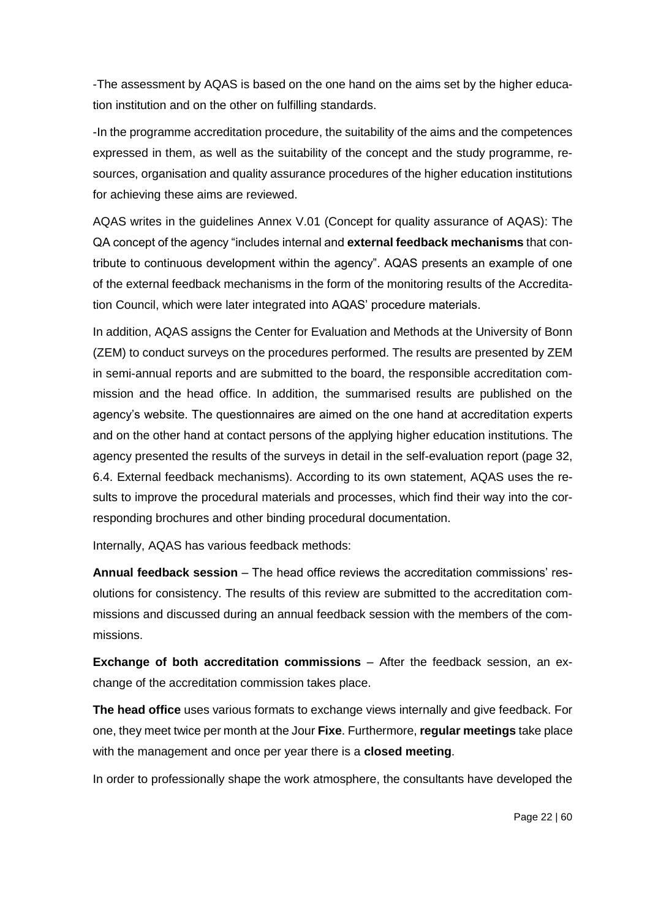-The assessment by AQAS is based on the one hand on the aims set by the higher education institution and on the other on fulfilling standards.

-In the programme accreditation procedure, the suitability of the aims and the competences expressed in them, as well as the suitability of the concept and the study programme, resources, organisation and quality assurance procedures of the higher education institutions for achieving these aims are reviewed.

AQAS writes in the guidelines Annex V.01 (Concept for quality assurance of AQAS): The QA concept of the agency "includes internal and **external feedback mechanisms** that contribute to continuous development within the agency". AQAS presents an example of one of the external feedback mechanisms in the form of the monitoring results of the Accreditation Council, which were later integrated into AQAS' procedure materials.

In addition, AQAS assigns the Center for Evaluation and Methods at the University of Bonn (ZEM) to conduct surveys on the procedures performed. The results are presented by ZEM in semi-annual reports and are submitted to the board, the responsible accreditation commission and the head office. In addition, the summarised results are published on the agency's website. The questionnaires are aimed on the one hand at accreditation experts and on the other hand at contact persons of the applying higher education institutions. The agency presented the results of the surveys in detail in the self-evaluation report (page 32, 6.4. External feedback mechanisms). According to its own statement, AQAS uses the results to improve the procedural materials and processes, which find their way into the corresponding brochures and other binding procedural documentation.

Internally, AQAS has various feedback methods:

**Annual feedback session** – The head office reviews the accreditation commissions' resolutions for consistency. The results of this review are submitted to the accreditation commissions and discussed during an annual feedback session with the members of the commissions.

**Exchange of both accreditation commissions** – After the feedback session, an exchange of the accreditation commission takes place.

**The head office** uses various formats to exchange views internally and give feedback. For one, they meet twice per month at the Jour **Fixe**. Furthermore, **regular meetings** take place with the management and once per year there is a **closed meeting**.

In order to professionally shape the work atmosphere, the consultants have developed the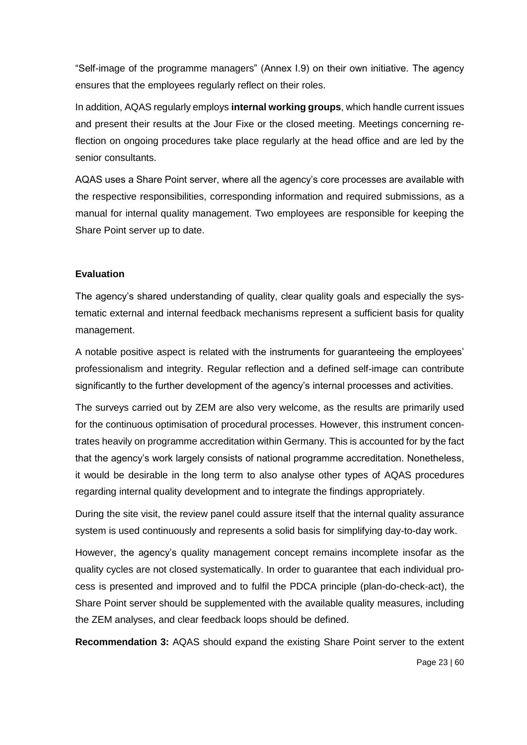"Self-image of the programme managers" (Annex I.9) on their own initiative. The agency ensures that the employees regularly reflect on their roles.

In addition, AQAS regularly employs **internal working groups**, which handle current issues and present their results at the Jour Fixe or the closed meeting. Meetings concerning reflection on ongoing procedures take place regularly at the head office and are led by the senior consultants.

AQAS uses a Share Point server, where all the agency's core processes are available with the respective responsibilities, corresponding information and required submissions, as a manual for internal quality management. Two employees are responsible for keeping the Share Point server up to date.

**Evaluation**

The agency's shared understanding of quality, clear quality goals and especially the systematic external and internal feedback mechanisms represent a sufficient basis for quality management.

A notable positive aspect is related with the instruments for guaranteeing the employees' professionalism and integrity. Regular reflection and a defined self-image can contribute significantly to the further development of the agency's internal processes and activities.

The surveys carried out by ZEM are also very welcome, as the results are primarily used for the continuous optimisation of procedural processes. However, this instrument concentrates heavily on programme accreditation within Germany. This is accounted for by the fact that the agency's work largely consists of national programme accreditation. Nonetheless, it would be desirable in the long term to also analyse other types of AQAS procedures regarding internal quality development and to integrate the findings appropriately.

During the site visit, the review panel could assure itself that the internal quality assurance system is used continuously and represents a solid basis for simplifying day-to-day work.

However, the agency's quality management concept remains incomplete insofar as the quality cycles are not closed systematically. In order to guarantee that each individual process is presented and improved and to fulfil the PDCA principle (plan-do-check-act), the Share Point server should be supplemented with the available quality measures, including the ZEM analyses, and clear feedback loops should be defined.

**Recommendation 3:** AQAS should expand the existing Share Point server to the extent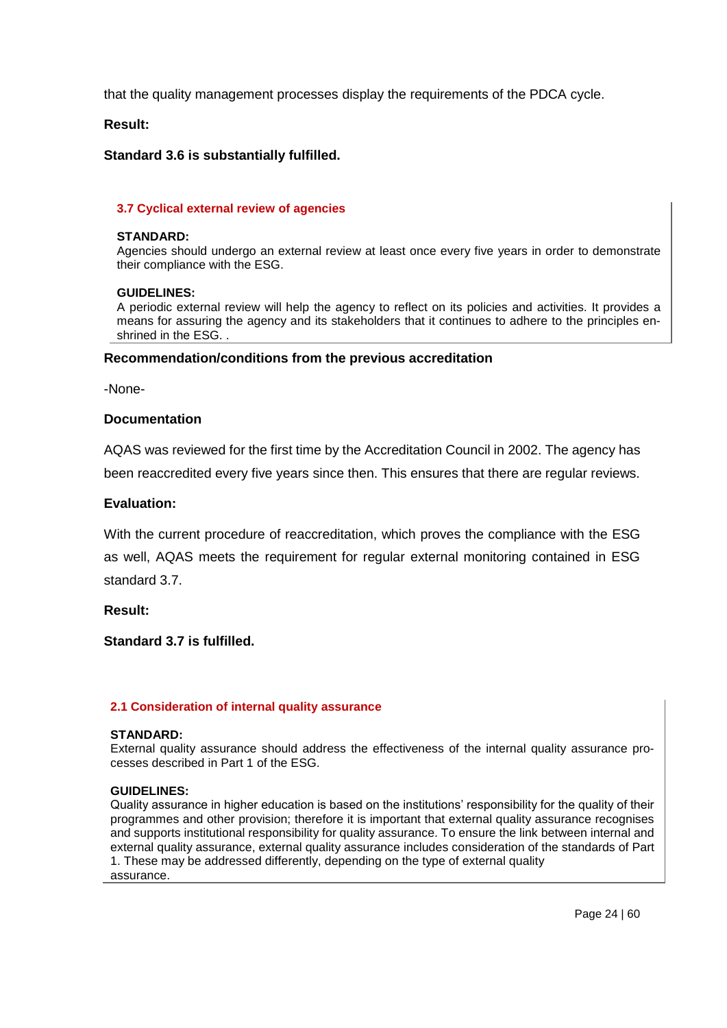that the quality management processes display the requirements of the PDCA cycle.

**Result:**

**Standard 3.6 is substantially fulfilled.**

### 3.7 Cyclical external review of agencies

**STANDARD:**
Agencies should undergo an external review at least once every five years in order to demonstrate their compliance with the ESG.

**GUIDELINES:**
A periodic external review will help the agency to reflect on its policies and activities. It provides a means for assuring the agency and its stakeholders that it continues to adhere to the principles enshrined in the ESG. .

**Recommendation/conditions from the previous accreditation**

-None-

**Documentation**

AQAS was reviewed for the first time by the Accreditation Council in 2002. The agency has been reaccredited every five years since then. This ensures that there are regular reviews.

**Evaluation:**

With the current procedure of reaccreditation, which proves the compliance with the ESG as well, AQAS meets the requirement for regular external monitoring contained in ESG standard 3.7.

**Result:**

**Standard 3.7 is fulfilled.**

### 2.1 Consideration of internal quality assurance

**STANDARD:**
External quality assurance should address the effectiveness of the internal quality assurance processes described in Part 1 of the ESG.

**GUIDELINES:**
Quality assurance in higher education is based on the institutions' responsibility for the quality of their programmes and other provision; therefore it is important that external quality assurance recognises and supports institutional responsibility for quality assurance. To ensure the link between internal and external quality assurance, external quality assurance includes consideration of the standards of Part 1. These may be addressed differently, depending on the type of external quality assurance.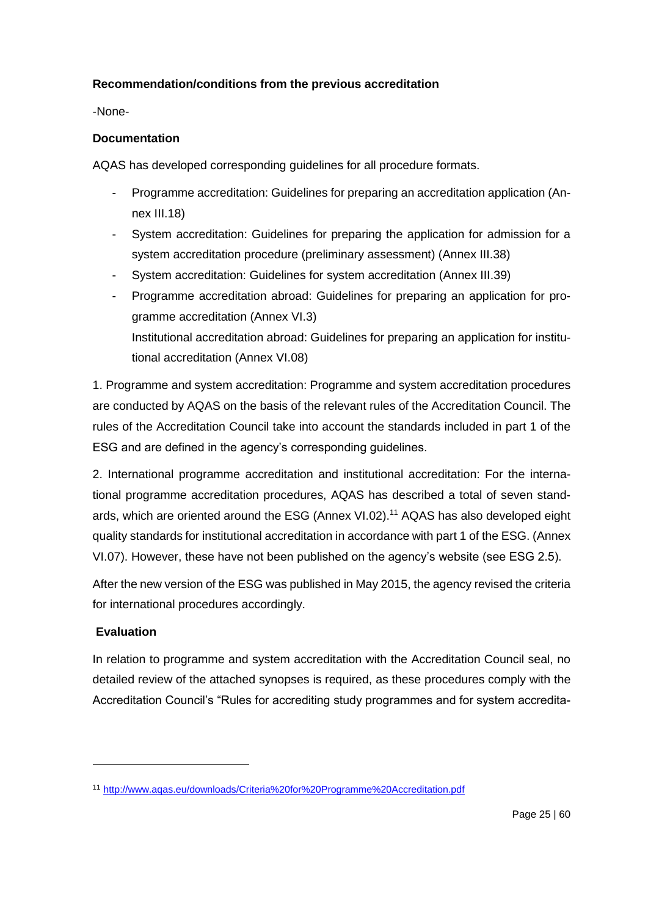**Recommendation/conditions from the previous accreditation**

-None-

**Documentation**

AQAS has developed corresponding guidelines for all procedure formats.

- Programme accreditation: Guidelines for preparing an accreditation application (Annex III.18)
- System accreditation: Guidelines for preparing the application for admission for a system accreditation procedure (preliminary assessment) (Annex III.38)
- System accreditation: Guidelines for system accreditation (Annex III.39)
- Programme accreditation abroad: Guidelines for preparing an application for programme accreditation (Annex VI.3)
  Institutional accreditation abroad: Guidelines for preparing an application for institutional accreditation (Annex VI.08)

1. Programme and system accreditation: Programme and system accreditation procedures are conducted by AQAS on the basis of the relevant rules of the Accreditation Council. The rules of the Accreditation Council take into account the standards included in part 1 of the ESG and are defined in the agency's corresponding guidelines.

2. International programme accreditation and institutional accreditation: For the international programme accreditation procedures, AQAS has described a total of seven standards, which are oriented around the ESG (Annex VI.02).[11] AQAS has also developed eight quality standards for institutional accreditation in accordance with part 1 of the ESG. (Annex VI.07). However, these have not been published on the agency's website (see ESG 2.5).

After the new version of the ESG was published in May 2015, the agency revised the criteria for international procedures accordingly.

**Evaluation**

In relation to programme and system accreditation with the Accreditation Council seal, no detailed review of the attached synopses is required, as these procedures comply with the Accreditation Council's "Rules for accrediting study programmes and for system accredita-

---

[11] http://www.aqas.eu/downloads/Criteria%20for%20Programme%20Accreditation.pdf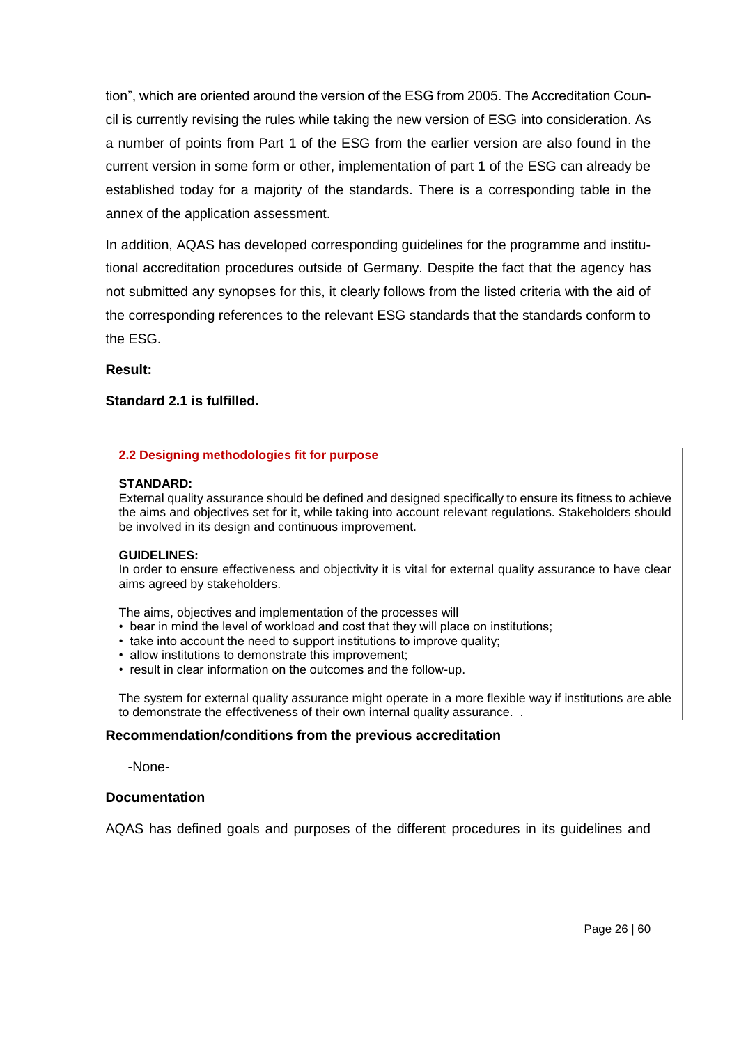tion", which are oriented around the version of the ESG from 2005. The Accreditation Council is currently revising the rules while taking the new version of ESG into consideration. As a number of points from Part 1 of the ESG from the earlier version are also found in the current version in some form or other, implementation of part 1 of the ESG can already be established today for a majority of the standards. There is a corresponding table in the annex of the application assessment.

In addition, AQAS has developed corresponding guidelines for the programme and institutional accreditation procedures outside of Germany. Despite the fact that the agency has not submitted any synopses for this, it clearly follows from the listed criteria with the aid of the corresponding references to the relevant ESG standards that the standards conform to the ESG.

**Result:**

**Standard 2.1 is fulfilled.**

### 2.2 Designing methodologies fit for purpose

**STANDARD:**
External quality assurance should be defined and designed specifically to ensure its fitness to achieve the aims and objectives set for it, while taking into account relevant regulations. Stakeholders should be involved in its design and continuous improvement.

**GUIDELINES:**
In order to ensure effectiveness and objectivity it is vital for external quality assurance to have clear aims agreed by stakeholders.

The aims, objectives and implementation of the processes will

- bear in mind the level of workload and cost that they will place on institutions;
- take into account the need to support institutions to improve quality;
- allow institutions to demonstrate this improvement;
- result in clear information on the outcomes and the follow-up.

The system for external quality assurance might operate in a more flexible way if institutions are able to demonstrate the effectiveness of their own internal quality assurance. .

**Recommendation/conditions from the previous accreditation**

-None-

**Documentation**

AQAS has defined goals and purposes of the different procedures in its guidelines and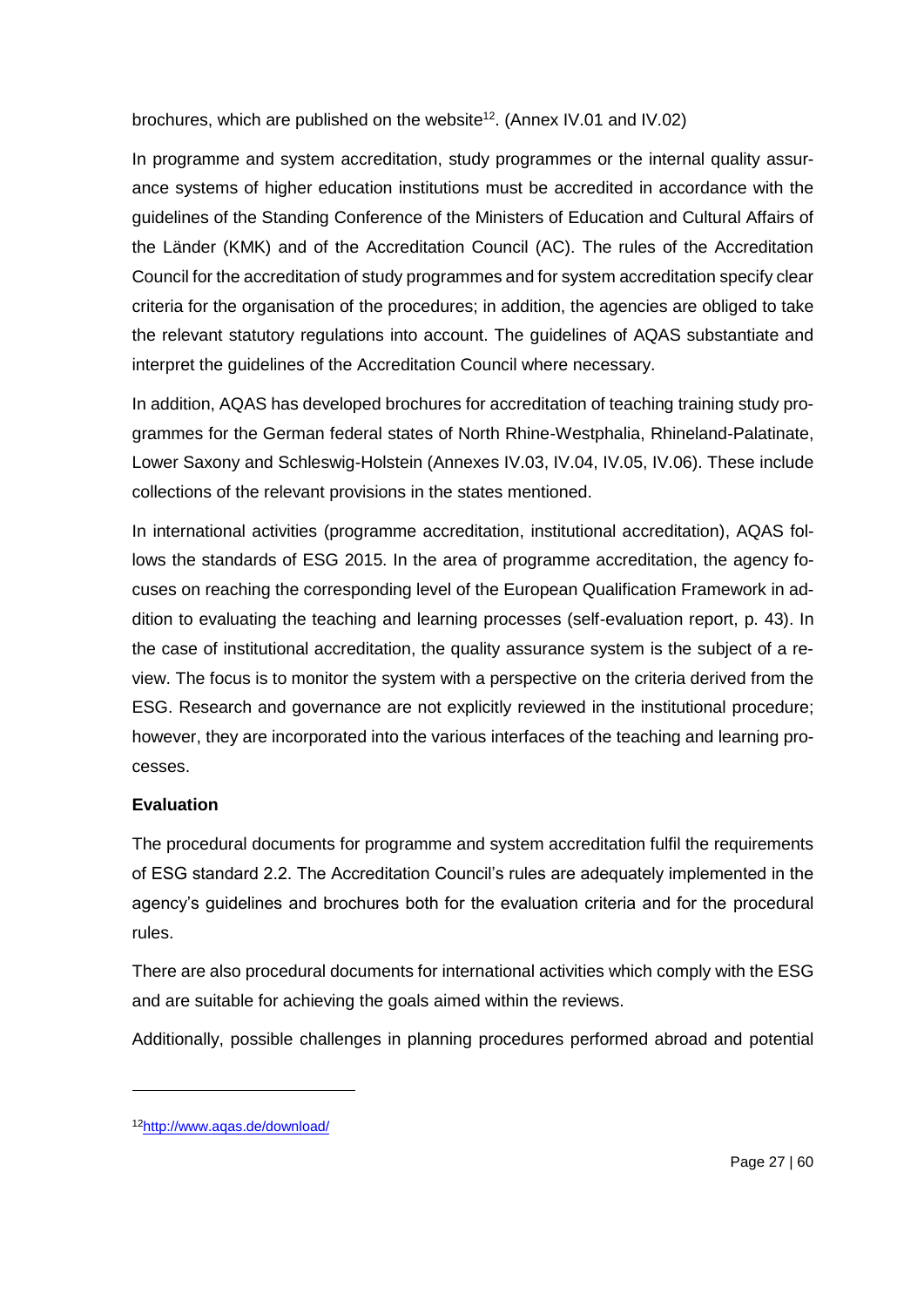brochures, which are published on the website[12]. (Annex IV.01 and IV.02)

In programme and system accreditation, study programmes or the internal quality assurance systems of higher education institutions must be accredited in accordance with the guidelines of the Standing Conference of the Ministers of Education and Cultural Affairs of the Länder (KMK) and of the Accreditation Council (AC). The rules of the Accreditation Council for the accreditation of study programmes and for system accreditation specify clear criteria for the organisation of the procedures; in addition, the agencies are obliged to take the relevant statutory regulations into account. The guidelines of AQAS substantiate and interpret the guidelines of the Accreditation Council where necessary.

In addition, AQAS has developed brochures for accreditation of teaching training study programmes for the German federal states of North Rhine-Westphalia, Rhineland-Palatinate, Lower Saxony and Schleswig-Holstein (Annexes IV.03, IV.04, IV.05, IV.06). These include collections of the relevant provisions in the states mentioned.

In international activities (programme accreditation, institutional accreditation), AQAS follows the standards of ESG 2015. In the area of programme accreditation, the agency focuses on reaching the corresponding level of the European Qualification Framework in addition to evaluating the teaching and learning processes (self-evaluation report, p. 43). In the case of institutional accreditation, the quality assurance system is the subject of a review. The focus is to monitor the system with a perspective on the criteria derived from the ESG. Research and governance are not explicitly reviewed in the institutional procedure; however, they are incorporated into the various interfaces of the teaching and learning processes.

**Evaluation**

The procedural documents for programme and system accreditation fulfil the requirements of ESG standard 2.2. The Accreditation Council's rules are adequately implemented in the agency's guidelines and brochures both for the evaluation criteria and for the procedural rules.

There are also procedural documents for international activities which comply with the ESG and are suitable for achieving the goals aimed within the reviews.

Additionally, possible challenges in planning procedures performed abroad and potential

---

[12] http://www.aqas.de/download/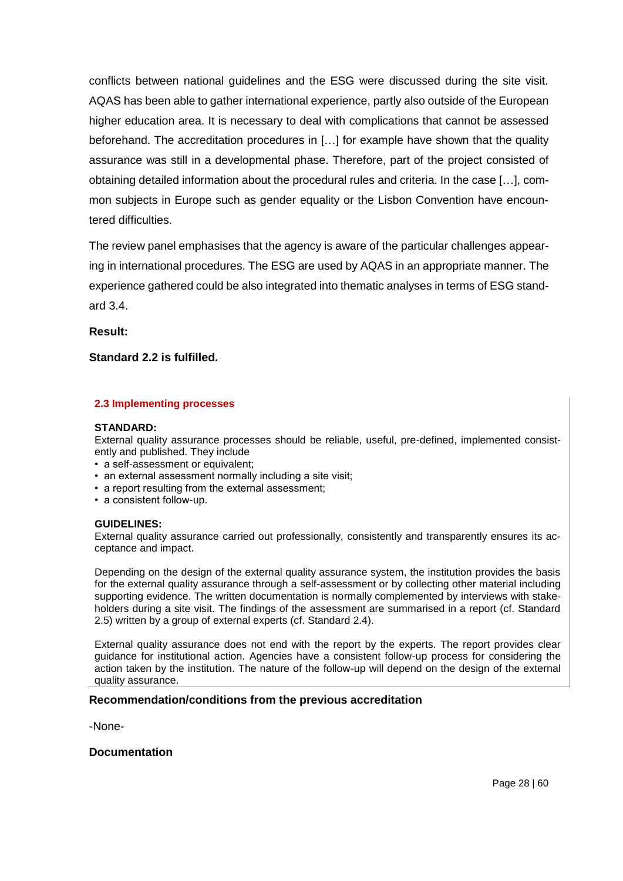conflicts between national guidelines and the ESG were discussed during the site visit. AQAS has been able to gather international experience, partly also outside of the European higher education area. It is necessary to deal with complications that cannot be assessed beforehand. The accreditation procedures in […] for example have shown that the quality assurance was still in a developmental phase. Therefore, part of the project consisted of obtaining detailed information about the procedural rules and criteria. In the case […], common subjects in Europe such as gender equality or the Lisbon Convention have encountered difficulties.

The review panel emphasises that the agency is aware of the particular challenges appearing in international procedures. The ESG are used by AQAS in an appropriate manner. The experience gathered could be also integrated into thematic analyses in terms of ESG standard 3.4.

**Result:**

**Standard 2.2 is fulfilled.**

### 2.3 Implementing processes

**STANDARD:**

External quality assurance processes should be reliable, useful, pre-defined, implemented consistently and published. They include

- a self-assessment or equivalent;
- an external assessment normally including a site visit;
- a report resulting from the external assessment;
- a consistent follow-up.

**GUIDELINES:**

External quality assurance carried out professionally, consistently and transparently ensures its acceptance and impact.

Depending on the design of the external quality assurance system, the institution provides the basis for the external quality assurance through a self-assessment or by collecting other material including supporting evidence. The written documentation is normally complemented by interviews with stakeholders during a site visit. The findings of the assessment are summarised in a report (cf. Standard 2.5) written by a group of external experts (cf. Standard 2.4).

External quality assurance does not end with the report by the experts. The report provides clear guidance for institutional action. Agencies have a consistent follow-up process for considering the action taken by the institution. The nature of the follow-up will depend on the design of the external quality assurance.

**Recommendation/conditions from the previous accreditation**

-None-

**Documentation**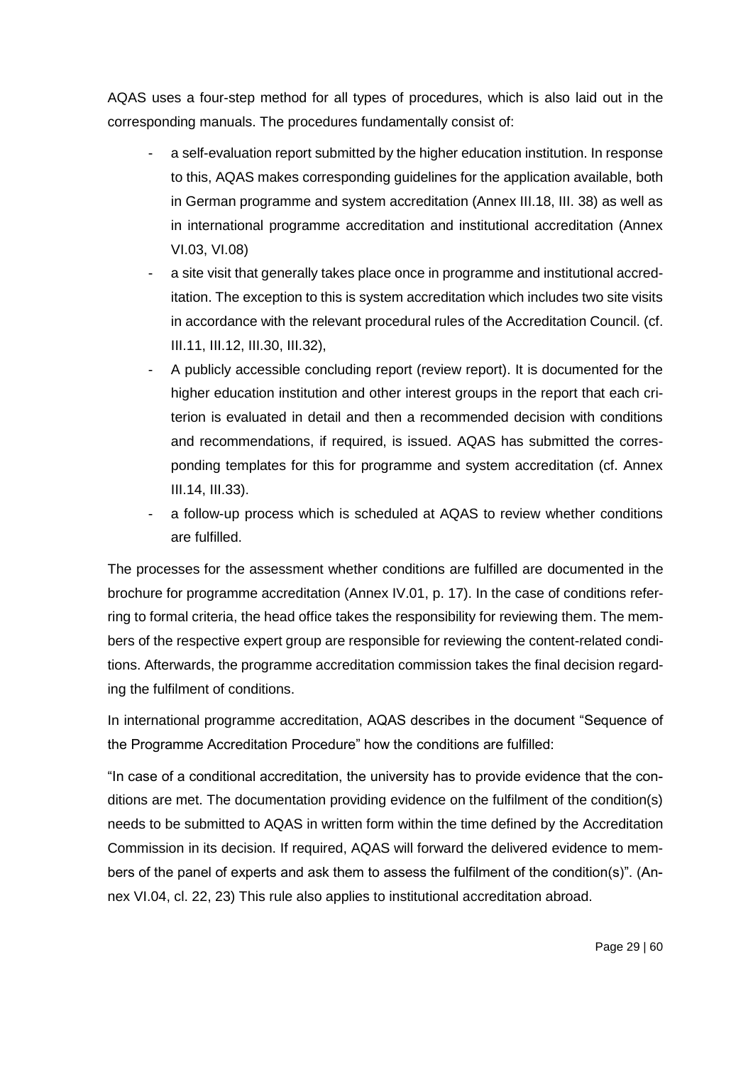AQAS uses a four-step method for all types of procedures, which is also laid out in the corresponding manuals. The procedures fundamentally consist of:

- a self-evaluation report submitted by the higher education institution. In response to this, AQAS makes corresponding guidelines for the application available, both in German programme and system accreditation (Annex III.18, III. 38) as well as in international programme accreditation and institutional accreditation (Annex VI.03, VI.08)
- a site visit that generally takes place once in programme and institutional accreditation. The exception to this is system accreditation which includes two site visits in accordance with the relevant procedural rules of the Accreditation Council. (cf. III.11, III.12, III.30, III.32),
- A publicly accessible concluding report (review report). It is documented for the higher education institution and other interest groups in the report that each criterion is evaluated in detail and then a recommended decision with conditions and recommendations, if required, is issued. AQAS has submitted the corresponding templates for this for programme and system accreditation (cf. Annex III.14, III.33).
- a follow-up process which is scheduled at AQAS to review whether conditions are fulfilled.

The processes for the assessment whether conditions are fulfilled are documented in the brochure for programme accreditation (Annex IV.01, p. 17). In the case of conditions referring to formal criteria, the head office takes the responsibility for reviewing them. The members of the respective expert group are responsible for reviewing the content-related conditions. Afterwards, the programme accreditation commission takes the final decision regarding the fulfilment of conditions.

In international programme accreditation, AQAS describes in the document "Sequence of the Programme Accreditation Procedure" how the conditions are fulfilled:

"In case of a conditional accreditation, the university has to provide evidence that the conditions are met. The documentation providing evidence on the fulfilment of the condition(s) needs to be submitted to AQAS in written form within the time defined by the Accreditation Commission in its decision. If required, AQAS will forward the delivered evidence to members of the panel of experts and ask them to assess the fulfilment of the condition(s)". (Annex VI.04, cl. 22, 23) This rule also applies to institutional accreditation abroad.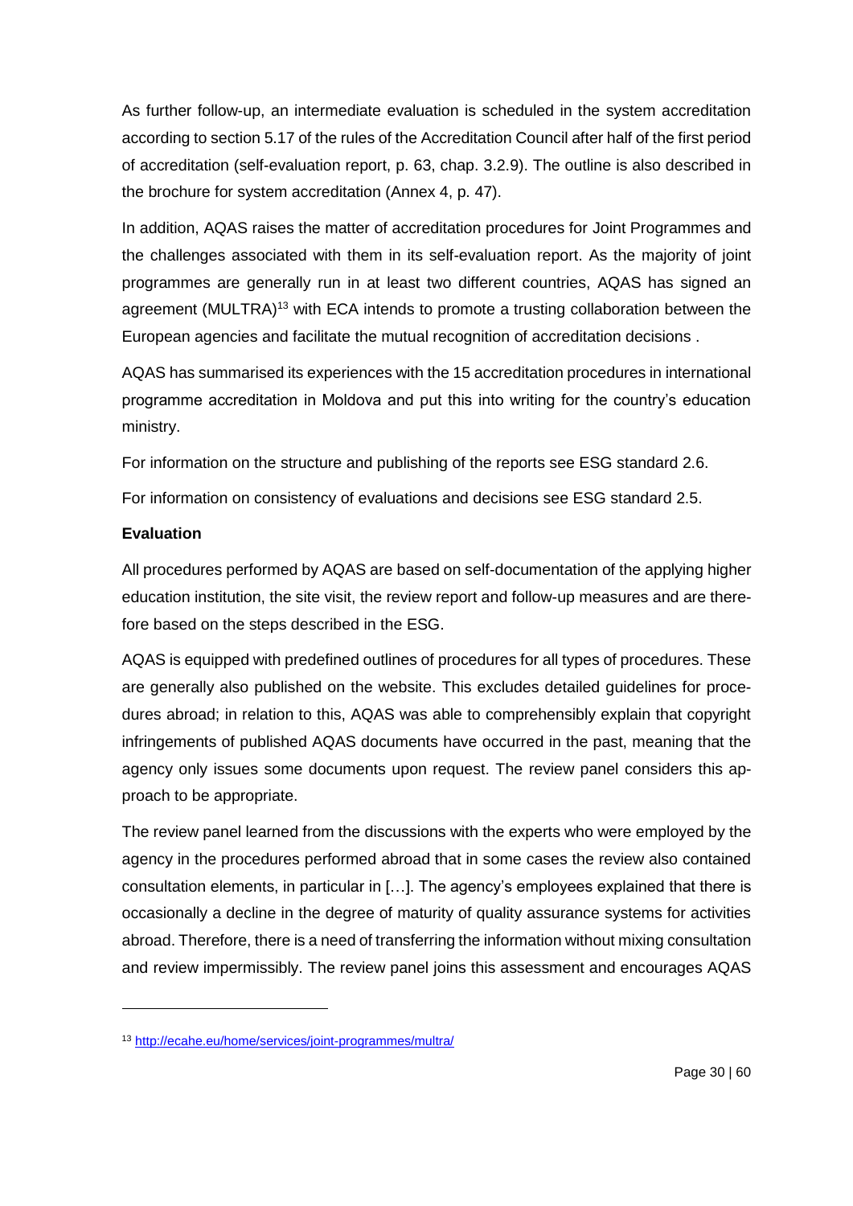As further follow-up, an intermediate evaluation is scheduled in the system accreditation according to section 5.17 of the rules of the Accreditation Council after half of the first period of accreditation (self-evaluation report, p. 63, chap. 3.2.9). The outline is also described in the brochure for system accreditation (Annex 4, p. 47).

In addition, AQAS raises the matter of accreditation procedures for Joint Programmes and the challenges associated with them in its self-evaluation report. As the majority of joint programmes are generally run in at least two different countries, AQAS has signed an agreement (MULTRA)[13] with ECA intends to promote a trusting collaboration between the European agencies and facilitate the mutual recognition of accreditation decisions .

AQAS has summarised its experiences with the 15 accreditation procedures in international programme accreditation in Moldova and put this into writing for the country's education ministry.

For information on the structure and publishing of the reports see ESG standard 2.6.

For information on consistency of evaluations and decisions see ESG standard 2.5.

**Evaluation**

All procedures performed by AQAS are based on self-documentation of the applying higher education institution, the site visit, the review report and follow-up measures and are therefore based on the steps described in the ESG.

AQAS is equipped with predefined outlines of procedures for all types of procedures. These are generally also published on the website. This excludes detailed guidelines for procedures abroad; in relation to this, AQAS was able to comprehensibly explain that copyright infringements of published AQAS documents have occurred in the past, meaning that the agency only issues some documents upon request. The review panel considers this approach to be appropriate.

The review panel learned from the discussions with the experts who were employed by the agency in the procedures performed abroad that in some cases the review also contained consultation elements, in particular in […]. The agency's employees explained that there is occasionally a decline in the degree of maturity of quality assurance systems for activities abroad. Therefore, there is a need of transferring the information without mixing consultation and review impermissibly. The review panel joins this assessment and encourages AQAS

[13] http://ecahe.eu/home/services/joint-programmes/multra/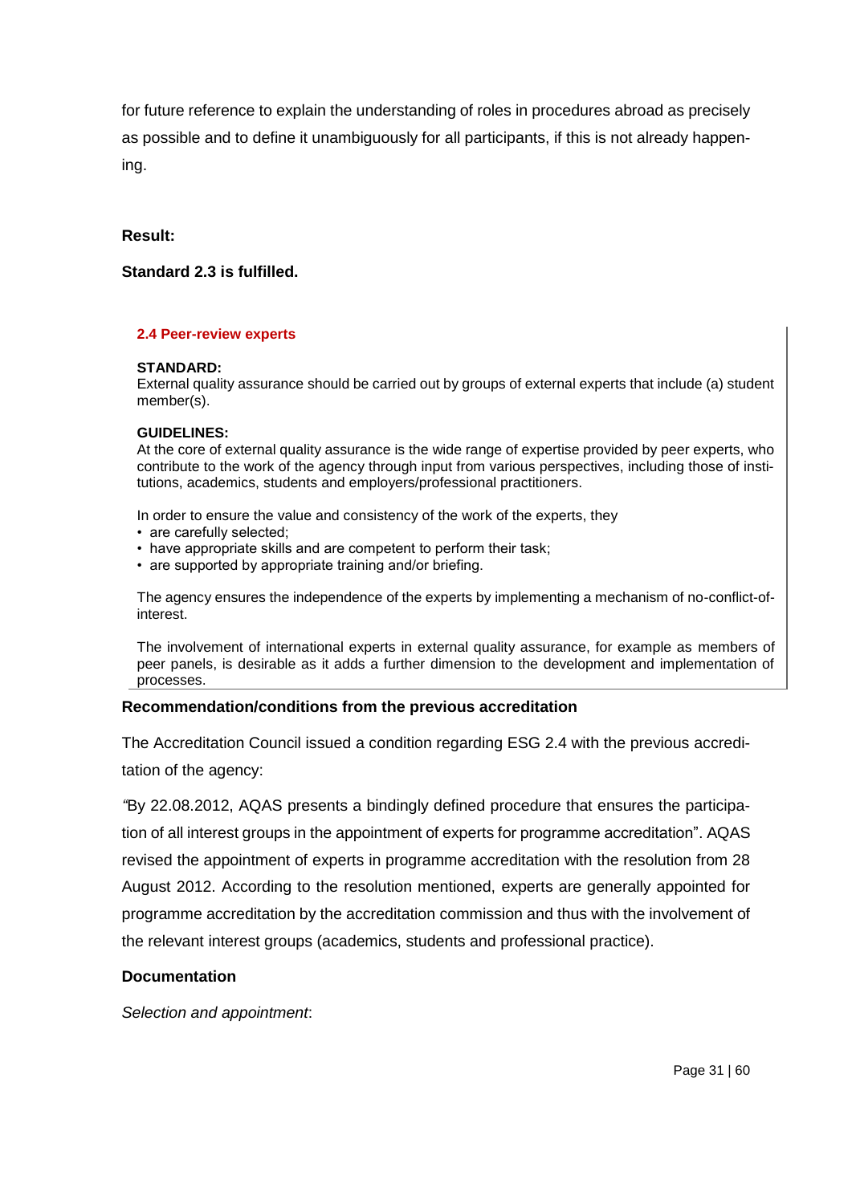for future reference to explain the understanding of roles in procedures abroad as precisely as possible and to define it unambiguously for all participants, if this is not already happening.

**Result:**

**Standard 2.3 is fulfilled.**

#### 2.4 Peer-review experts

**STANDARD:**
External quality assurance should be carried out by groups of external experts that include (a) student member(s).

**GUIDELINES:**
At the core of external quality assurance is the wide range of expertise provided by peer experts, who contribute to the work of the agency through input from various perspectives, including those of institutions, academics, students and employers/professional practitioners.

In order to ensure the value and consistency of the work of the experts, they
- are carefully selected;
- have appropriate skills and are competent to perform their task;
- are supported by appropriate training and/or briefing.

The agency ensures the independence of the experts by implementing a mechanism of no-conflict-of-interest.

The involvement of international experts in external quality assurance, for example as members of peer panels, is desirable as it adds a further dimension to the development and implementation of processes.

### Recommendation/conditions from the previous accreditation

The Accreditation Council issued a condition regarding ESG 2.4 with the previous accreditation of the agency:

*"*By 22.08.2012, AQAS presents a bindingly defined procedure that ensures the participation of all interest groups in the appointment of experts for programme accreditation". AQAS revised the appointment of experts in programme accreditation with the resolution from 28 August 2012. According to the resolution mentioned, experts are generally appointed for programme accreditation by the accreditation commission and thus with the involvement of the relevant interest groups (academics, students and professional practice).

### Documentation

*Selection and appointment*: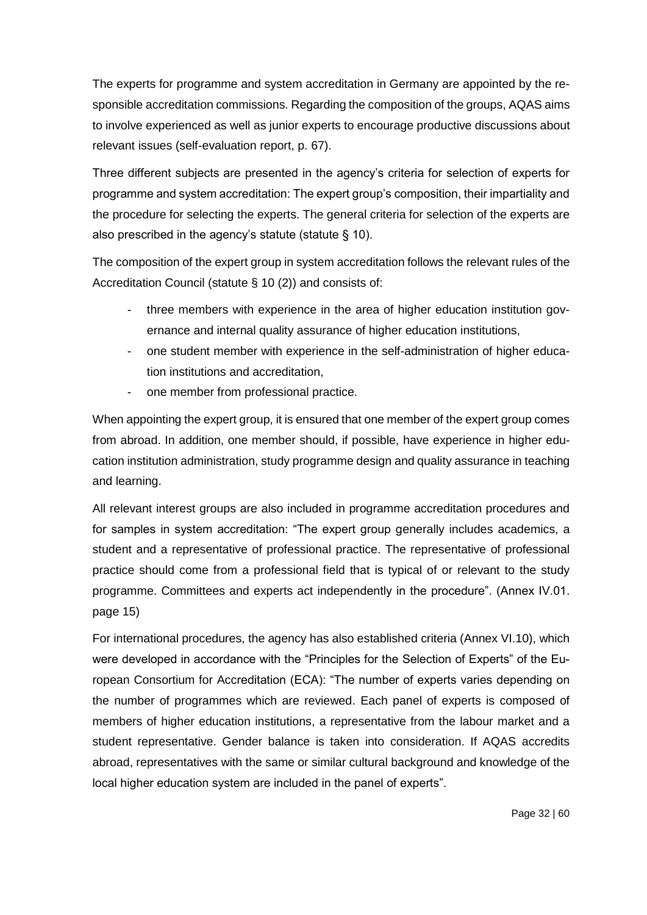The experts for programme and system accreditation in Germany are appointed by the responsible accreditation commissions. Regarding the composition of the groups, AQAS aims to involve experienced as well as junior experts to encourage productive discussions about relevant issues (self-evaluation report, p. 67).

Three different subjects are presented in the agency's criteria for selection of experts for programme and system accreditation: The expert group's composition, their impartiality and the procedure for selecting the experts. The general criteria for selection of the experts are also prescribed in the agency's statute (statute § 10).

The composition of the expert group in system accreditation follows the relevant rules of the Accreditation Council (statute § 10 (2)) and consists of:

- three members with experience in the area of higher education institution governance and internal quality assurance of higher education institutions,
- one student member with experience in the self-administration of higher education institutions and accreditation,
- one member from professional practice.

When appointing the expert group, it is ensured that one member of the expert group comes from abroad. In addition, one member should, if possible, have experience in higher education institution administration, study programme design and quality assurance in teaching and learning.

All relevant interest groups are also included in programme accreditation procedures and for samples in system accreditation: "The expert group generally includes academics, a student and a representative of professional practice. The representative of professional practice should come from a professional field that is typical of or relevant to the study programme. Committees and experts act independently in the procedure". (Annex IV.01. page 15)

For international procedures, the agency has also established criteria (Annex VI.10), which were developed in accordance with the "Principles for the Selection of Experts" of the European Consortium for Accreditation (ECA): "The number of experts varies depending on the number of programmes which are reviewed. Each panel of experts is composed of members of higher education institutions, a representative from the labour market and a student representative. Gender balance is taken into consideration. If AQAS accredits abroad, representatives with the same or similar cultural background and knowledge of the local higher education system are included in the panel of experts".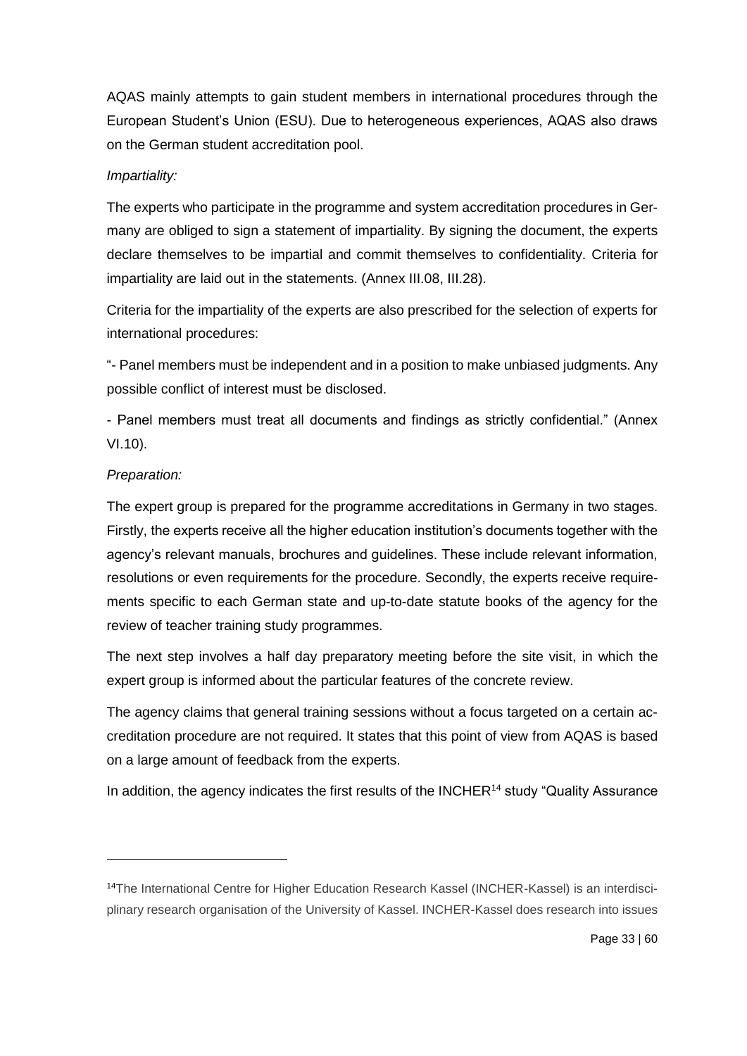AQAS mainly attempts to gain student members in international procedures through the European Student's Union (ESU). Due to heterogeneous experiences, AQAS also draws on the German student accreditation pool.

*Impartiality:*

The experts who participate in the programme and system accreditation procedures in Germany are obliged to sign a statement of impartiality. By signing the document, the experts declare themselves to be impartial and commit themselves to confidentiality. Criteria for impartiality are laid out in the statements. (Annex III.08, III.28).

Criteria for the impartiality of the experts are also prescribed for the selection of experts for international procedures:

"- Panel members must be independent and in a position to make unbiased judgments. Any possible conflict of interest must be disclosed.

- Panel members must treat all documents and findings as strictly confidential." (Annex VI.10).

*Preparation:*

The expert group is prepared for the programme accreditations in Germany in two stages. Firstly, the experts receive all the higher education institution's documents together with the agency's relevant manuals, brochures and guidelines. These include relevant information, resolutions or even requirements for the procedure. Secondly, the experts receive requirements specific to each German state and up-to-date statute books of the agency for the review of teacher training study programmes.

The next step involves a half day preparatory meeting before the site visit, in which the expert group is informed about the particular features of the concrete review.

The agency claims that general training sessions without a focus targeted on a certain accreditation procedure are not required. It states that this point of view from AQAS is based on a large amount of feedback from the experts.

In addition, the agency indicates the first results of the INCHER[14] study "Quality Assurance

---

[14]The International Centre for Higher Education Research Kassel (INCHER-Kassel) is an interdisciplinary research organisation of the University of Kassel. INCHER-Kassel does research into issues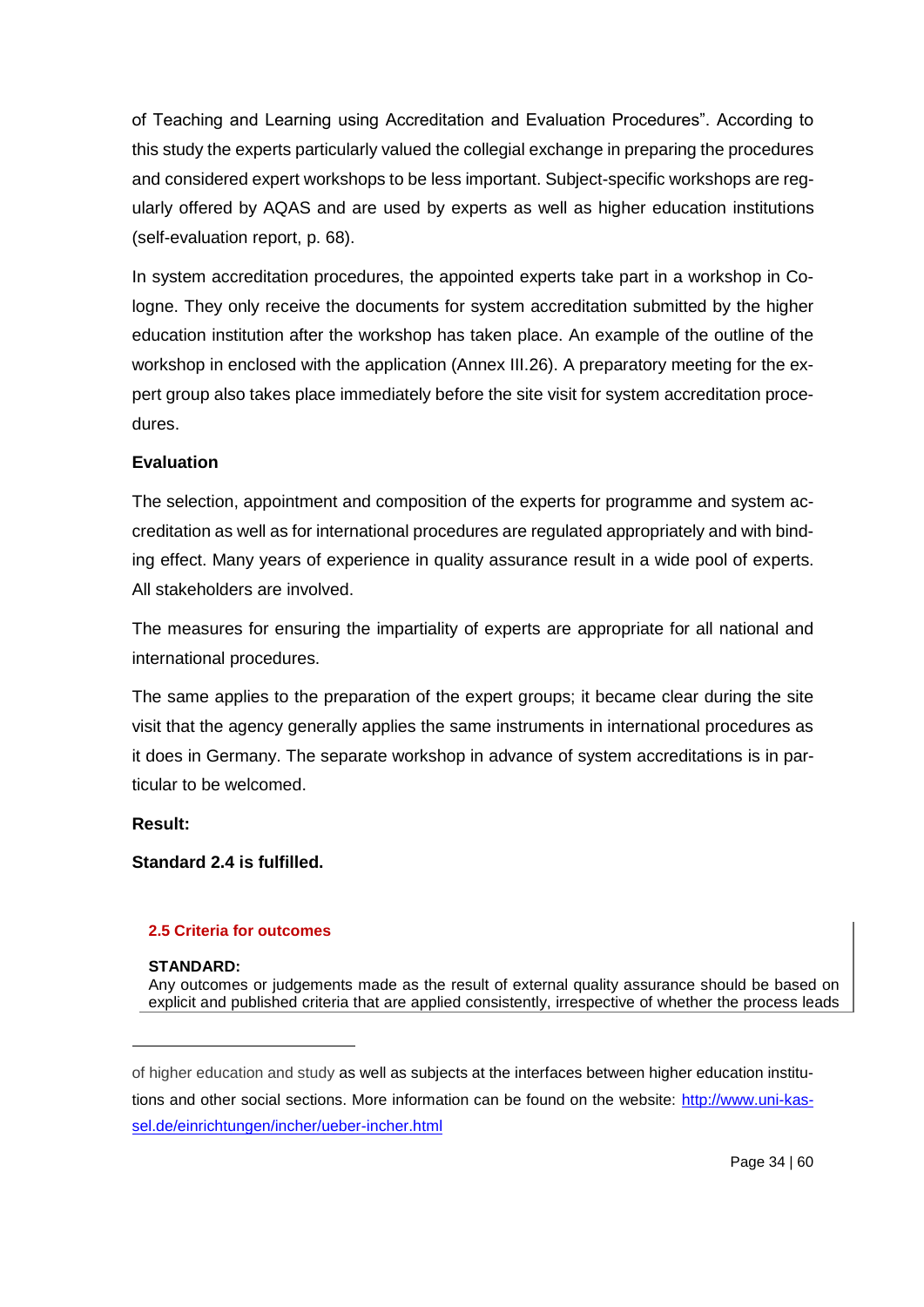of Teaching and Learning using Accreditation and Evaluation Procedures". According to this study the experts particularly valued the collegial exchange in preparing the procedures and considered expert workshops to be less important. Subject-specific workshops are regularly offered by AQAS and are used by experts as well as higher education institutions (self-evaluation report, p. 68).

In system accreditation procedures, the appointed experts take part in a workshop in Cologne. They only receive the documents for system accreditation submitted by the higher education institution after the workshop has taken place. An example of the outline of the workshop in enclosed with the application (Annex III.26). A preparatory meeting for the expert group also takes place immediately before the site visit for system accreditation procedures.

**Evaluation**

The selection, appointment and composition of the experts for programme and system accreditation as well as for international procedures are regulated appropriately and with binding effect. Many years of experience in quality assurance result in a wide pool of experts. All stakeholders are involved.

The measures for ensuring the impartiality of experts are appropriate for all national and international procedures.

The same applies to the preparation of the expert groups; it became clear during the site visit that the agency generally applies the same instruments in international procedures as it does in Germany. The separate workshop in advance of system accreditations is in particular to be welcomed.

**Result:**

**Standard 2.4 is fulfilled.**

### 2.5 Criteria for outcomes

**STANDARD:**
Any outcomes or judgements made as the result of external quality assurance should be based on explicit and published criteria that are applied consistently, irrespective of whether the process leads

---

of higher education and study as well as subjects at the interfaces between higher education institutions and other social sections. More information can be found on the website: [http://www.uni-kassel.de/einrichtungen/incher/ueber-incher.html](http://www.uni-kassel.de/einrichtungen/incher/ueber-incher.html)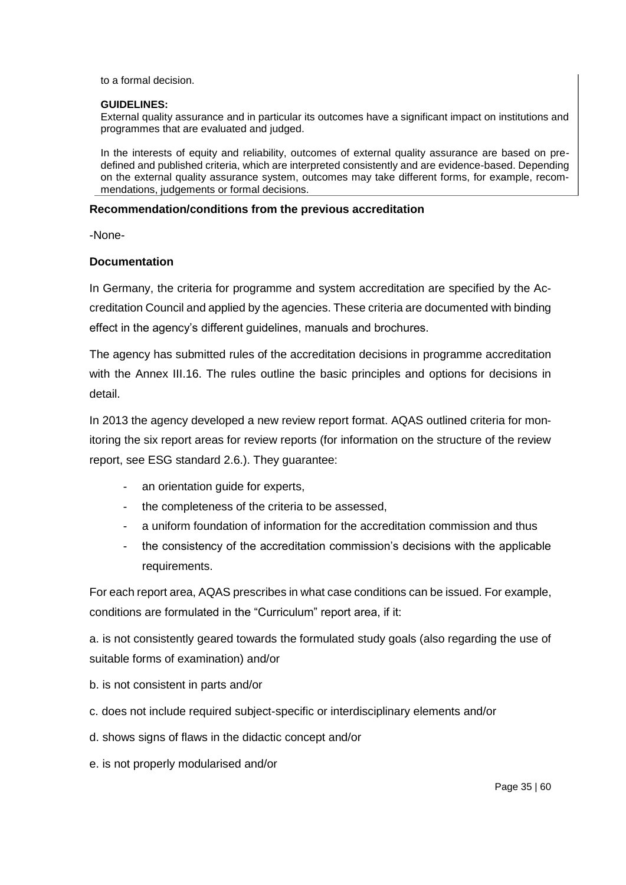to a formal decision.

**GUIDELINES:**

External quality assurance and in particular its outcomes have a significant impact on institutions and programmes that are evaluated and judged.

In the interests of equity and reliability, outcomes of external quality assurance are based on pre-defined and published criteria, which are interpreted consistently and are evidence-based. Depending on the external quality assurance system, outcomes may take different forms, for example, recommendations, judgements or formal decisions.

**Recommendation/conditions from the previous accreditation**

-None-

**Documentation**

In Germany, the criteria for programme and system accreditation are specified by the Accreditation Council and applied by the agencies. These criteria are documented with binding effect in the agency's different guidelines, manuals and brochures.

The agency has submitted rules of the accreditation decisions in programme accreditation with the Annex III.16. The rules outline the basic principles and options for decisions in detail.

In 2013 the agency developed a new review report format. AQAS outlined criteria for monitoring the six report areas for review reports (for information on the structure of the review report, see ESG standard 2.6.). They guarantee:

- an orientation guide for experts,
- the completeness of the criteria to be assessed,
- a uniform foundation of information for the accreditation commission and thus
- the consistency of the accreditation commission's decisions with the applicable requirements.

For each report area, AQAS prescribes in what case conditions can be issued. For example, conditions are formulated in the "Curriculum" report area, if it:

a. is not consistently geared towards the formulated study goals (also regarding the use of suitable forms of examination) and/or

b. is not consistent in parts and/or

c. does not include required subject-specific or interdisciplinary elements and/or

d. shows signs of flaws in the didactic concept and/or

e. is not properly modularised and/or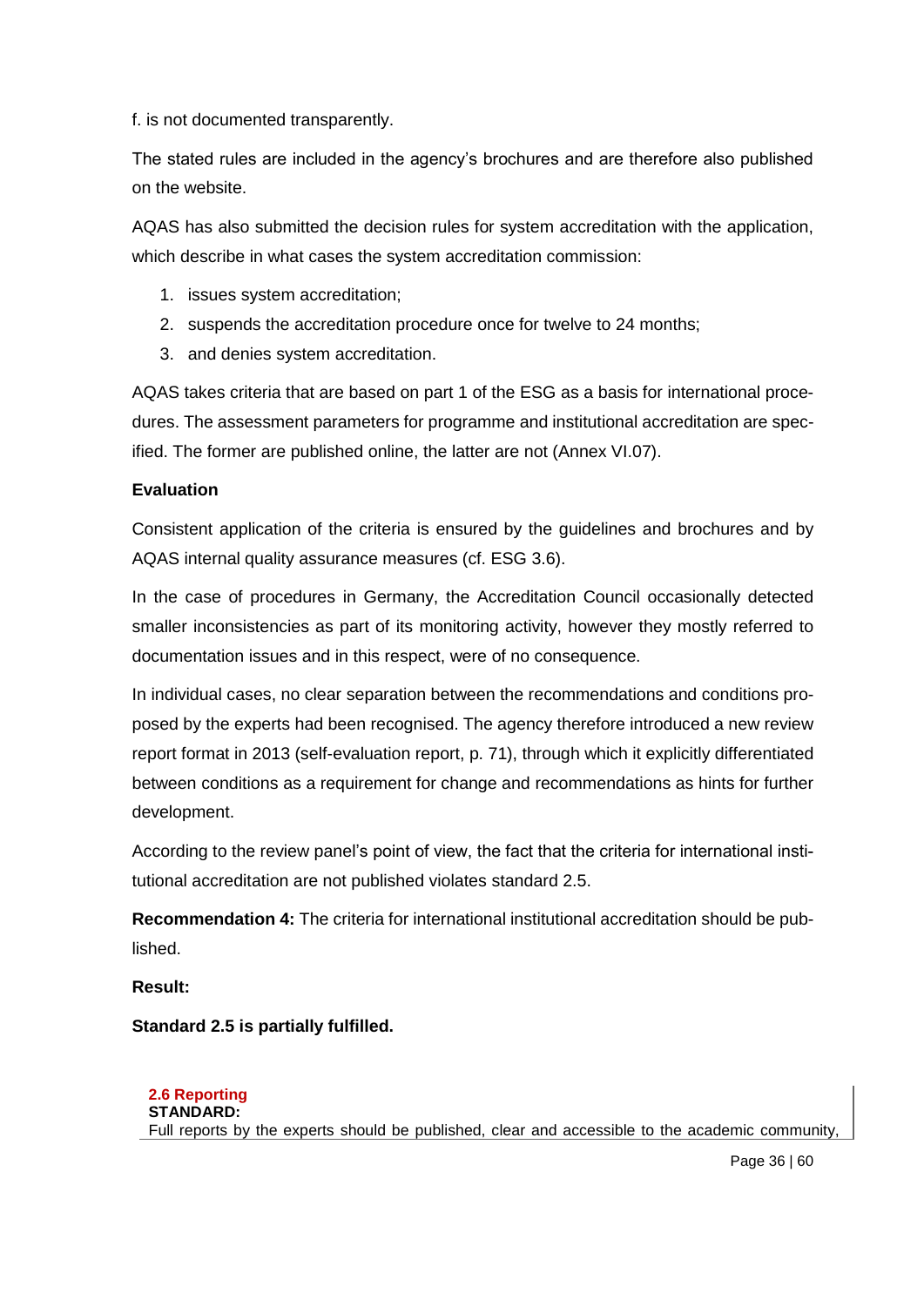f. is not documented transparently.

The stated rules are included in the agency's brochures and are therefore also published on the website.

AQAS has also submitted the decision rules for system accreditation with the application, which describe in what cases the system accreditation commission:

1. issues system accreditation;
2. suspends the accreditation procedure once for twelve to 24 months;
3. and denies system accreditation.

AQAS takes criteria that are based on part 1 of the ESG as a basis for international procedures. The assessment parameters for programme and institutional accreditation are specified. The former are published online, the latter are not (Annex VI.07).

**Evaluation**

Consistent application of the criteria is ensured by the guidelines and brochures and by AQAS internal quality assurance measures (cf. ESG 3.6).

In the case of procedures in Germany, the Accreditation Council occasionally detected smaller inconsistencies as part of its monitoring activity, however they mostly referred to documentation issues and in this respect, were of no consequence.

In individual cases, no clear separation between the recommendations and conditions proposed by the experts had been recognised. The agency therefore introduced a new review report format in 2013 (self-evaluation report, p. 71), through which it explicitly differentiated between conditions as a requirement for change and recommendations as hints for further development.

According to the review panel's point of view, the fact that the criteria for international institutional accreditation are not published violates standard 2.5.

**Recommendation 4:** The criteria for international institutional accreditation should be published.

**Result:**

**Standard 2.5 is partially fulfilled.**

**2.6 Reporting**

**STANDARD:**

Full reports by the experts should be published, clear and accessible to the academic community,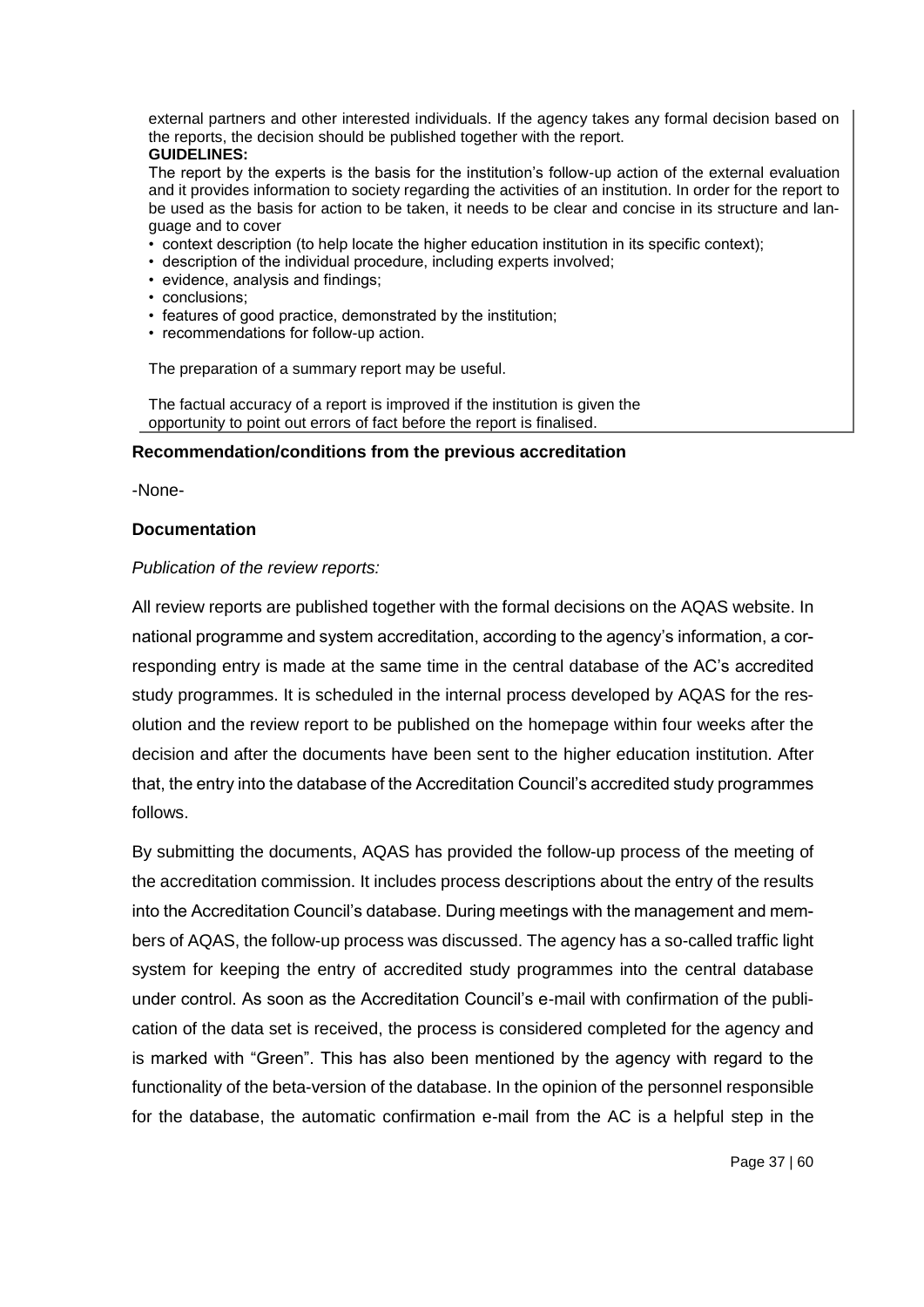external partners and other interested individuals. If the agency takes any formal decision based on the reports, the decision should be published together with the report.

**GUIDELINES:**

The report by the experts is the basis for the institution's follow-up action of the external evaluation and it provides information to society regarding the activities of an institution. In order for the report to be used as the basis for action to be taken, it needs to be clear and concise in its structure and language and to cover

- context description (to help locate the higher education institution in its specific context);
- description of the individual procedure, including experts involved;
- evidence, analysis and findings;
- conclusions;
- features of good practice, demonstrated by the institution;
- recommendations for follow-up action.

The preparation of a summary report may be useful.

The factual accuracy of a report is improved if the institution is given the opportunity to point out errors of fact before the report is finalised.

**Recommendation/conditions from the previous accreditation**

-None-

**Documentation**

*Publication of the review reports:*

All review reports are published together with the formal decisions on the AQAS website. In national programme and system accreditation, according to the agency's information, a corresponding entry is made at the same time in the central database of the AC's accredited study programmes. It is scheduled in the internal process developed by AQAS for the resolution and the review report to be published on the homepage within four weeks after the decision and after the documents have been sent to the higher education institution. After that, the entry into the database of the Accreditation Council's accredited study programmes follows.

By submitting the documents, AQAS has provided the follow-up process of the meeting of the accreditation commission. It includes process descriptions about the entry of the results into the Accreditation Council's database. During meetings with the management and members of AQAS, the follow-up process was discussed. The agency has a so-called traffic light system for keeping the entry of accredited study programmes into the central database under control. As soon as the Accreditation Council's e-mail with confirmation of the publication of the data set is received, the process is considered completed for the agency and is marked with "Green". This has also been mentioned by the agency with regard to the functionality of the beta-version of the database. In the opinion of the personnel responsible for the database, the automatic confirmation e-mail from the AC is a helpful step in the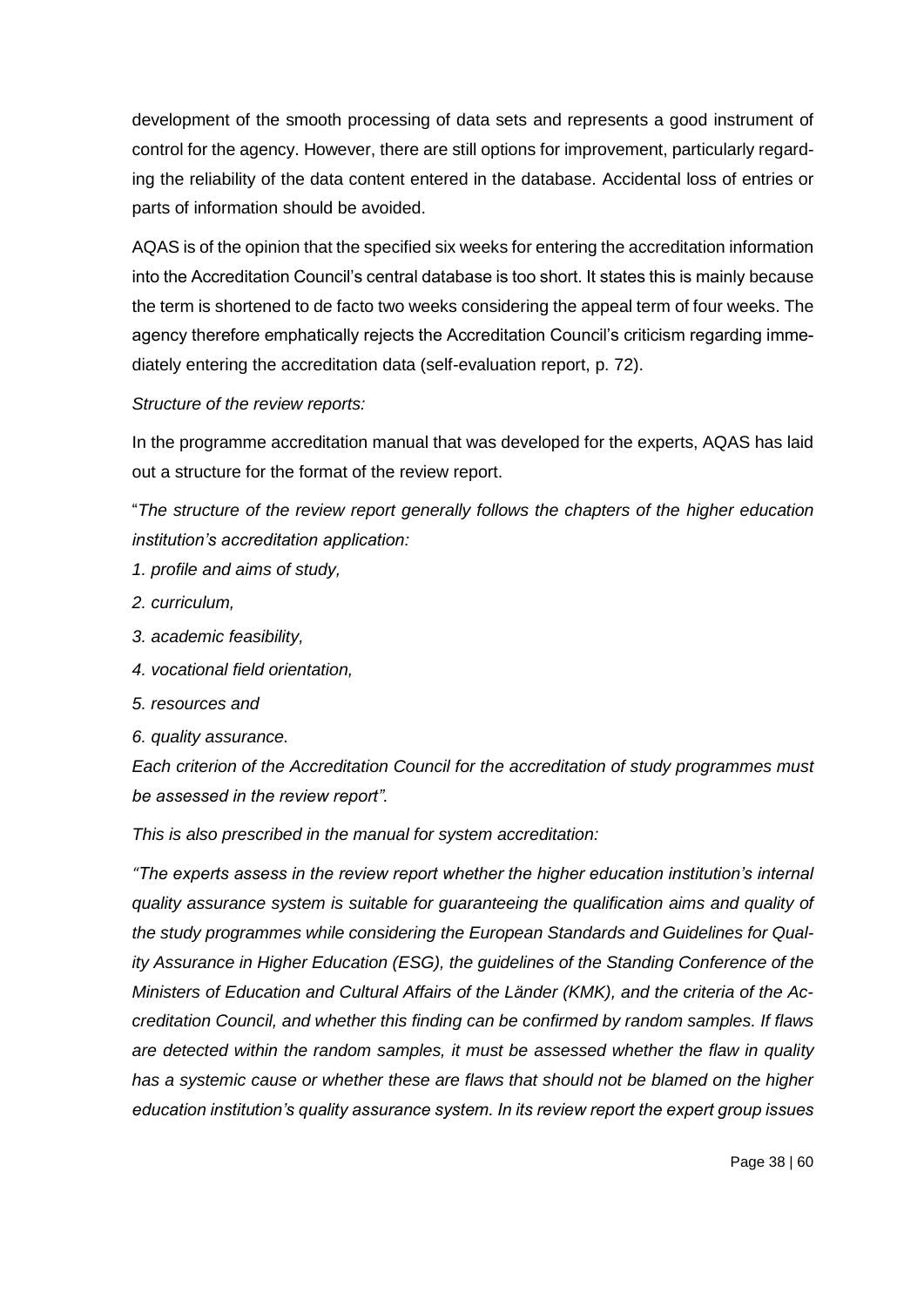development of the smooth processing of data sets and represents a good instrument of control for the agency. However, there are still options for improvement, particularly regarding the reliability of the data content entered in the database. Accidental loss of entries or parts of information should be avoided.

AQAS is of the opinion that the specified six weeks for entering the accreditation information into the Accreditation Council's central database is too short. It states this is mainly because the term is shortened to de facto two weeks considering the appeal term of four weeks. The agency therefore emphatically rejects the Accreditation Council's criticism regarding immediately entering the accreditation data (self-evaluation report, p. 72).

*Structure of the review reports:*

In the programme accreditation manual that was developed for the experts, AQAS has laid out a structure for the format of the review report.

"*The structure of the review report generally follows the chapters of the higher education institution's accreditation application:*

*1. profile and aims of study,*

*2. curriculum,*

*3. academic feasibility,*

*4. vocational field orientation,*

*5. resources and*

*6. quality assurance.*

*Each criterion of the Accreditation Council for the accreditation of study programmes must be assessed in the review report".*

*This is also prescribed in the manual for system accreditation:*

*"The experts assess in the review report whether the higher education institution's internal quality assurance system is suitable for guaranteeing the qualification aims and quality of the study programmes while considering the European Standards and Guidelines for Quality Assurance in Higher Education (ESG), the guidelines of the Standing Conference of the Ministers of Education and Cultural Affairs of the Länder (KMK), and the criteria of the Accreditation Council, and whether this finding can be confirmed by random samples. If flaws are detected within the random samples, it must be assessed whether the flaw in quality has a systemic cause or whether these are flaws that should not be blamed on the higher education institution's quality assurance system. In its review report the expert group issues*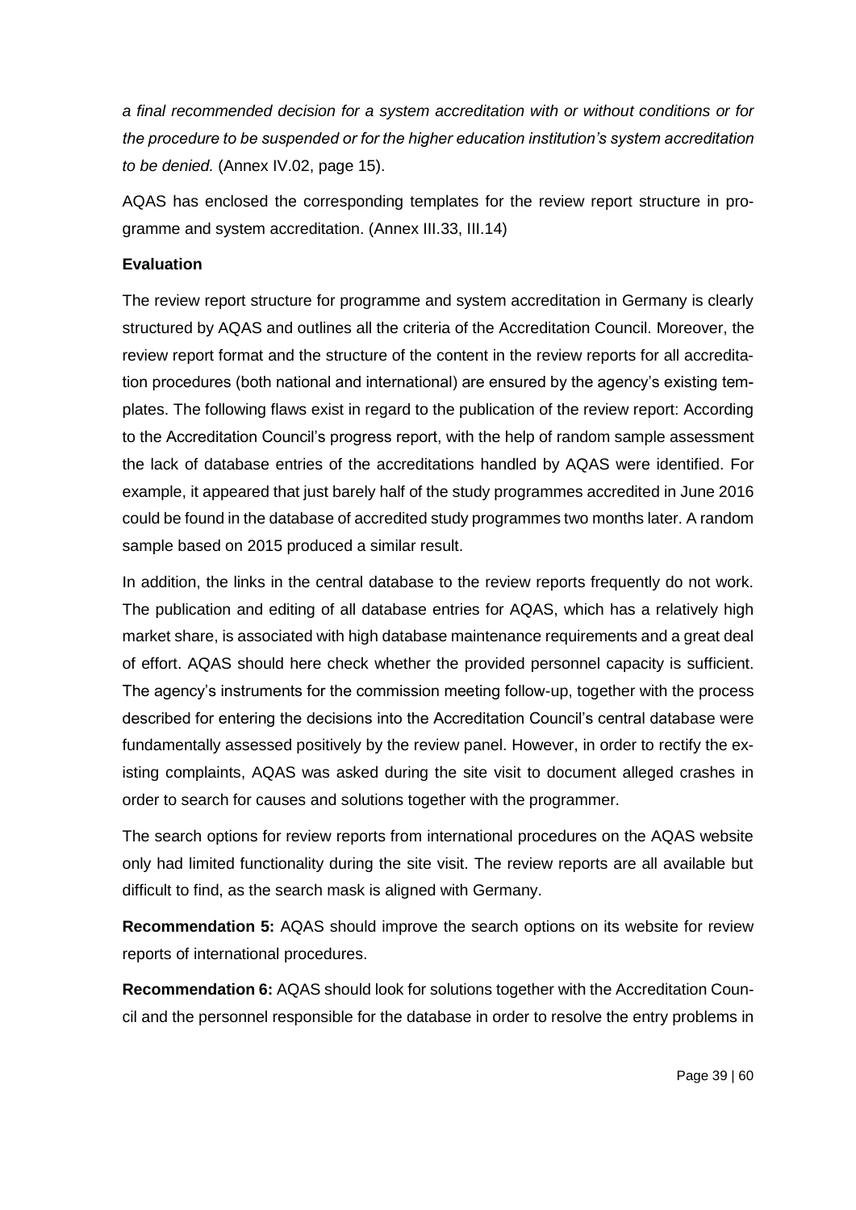*a final recommended decision for a system accreditation with or without conditions or for the procedure to be suspended or for the higher education institution's system accreditation to be denied.* (Annex IV.02, page 15).

AQAS has enclosed the corresponding templates for the review report structure in programme and system accreditation. (Annex III.33, III.14)

**Evaluation**

The review report structure for programme and system accreditation in Germany is clearly structured by AQAS and outlines all the criteria of the Accreditation Council. Moreover, the review report format and the structure of the content in the review reports for all accreditation procedures (both national and international) are ensured by the agency's existing templates. The following flaws exist in regard to the publication of the review report: According to the Accreditation Council's progress report, with the help of random sample assessment the lack of database entries of the accreditations handled by AQAS were identified. For example, it appeared that just barely half of the study programmes accredited in June 2016 could be found in the database of accredited study programmes two months later. A random sample based on 2015 produced a similar result.

In addition, the links in the central database to the review reports frequently do not work. The publication and editing of all database entries for AQAS, which has a relatively high market share, is associated with high database maintenance requirements and a great deal of effort. AQAS should here check whether the provided personnel capacity is sufficient. The agency's instruments for the commission meeting follow-up, together with the process described for entering the decisions into the Accreditation Council's central database were fundamentally assessed positively by the review panel. However, in order to rectify the existing complaints, AQAS was asked during the site visit to document alleged crashes in order to search for causes and solutions together with the programmer.

The search options for review reports from international procedures on the AQAS website only had limited functionality during the site visit. The review reports are all available but difficult to find, as the search mask is aligned with Germany.

**Recommendation 5:** AQAS should improve the search options on its website for review reports of international procedures.

**Recommendation 6:** AQAS should look for solutions together with the Accreditation Council and the personnel responsible for the database in order to resolve the entry problems in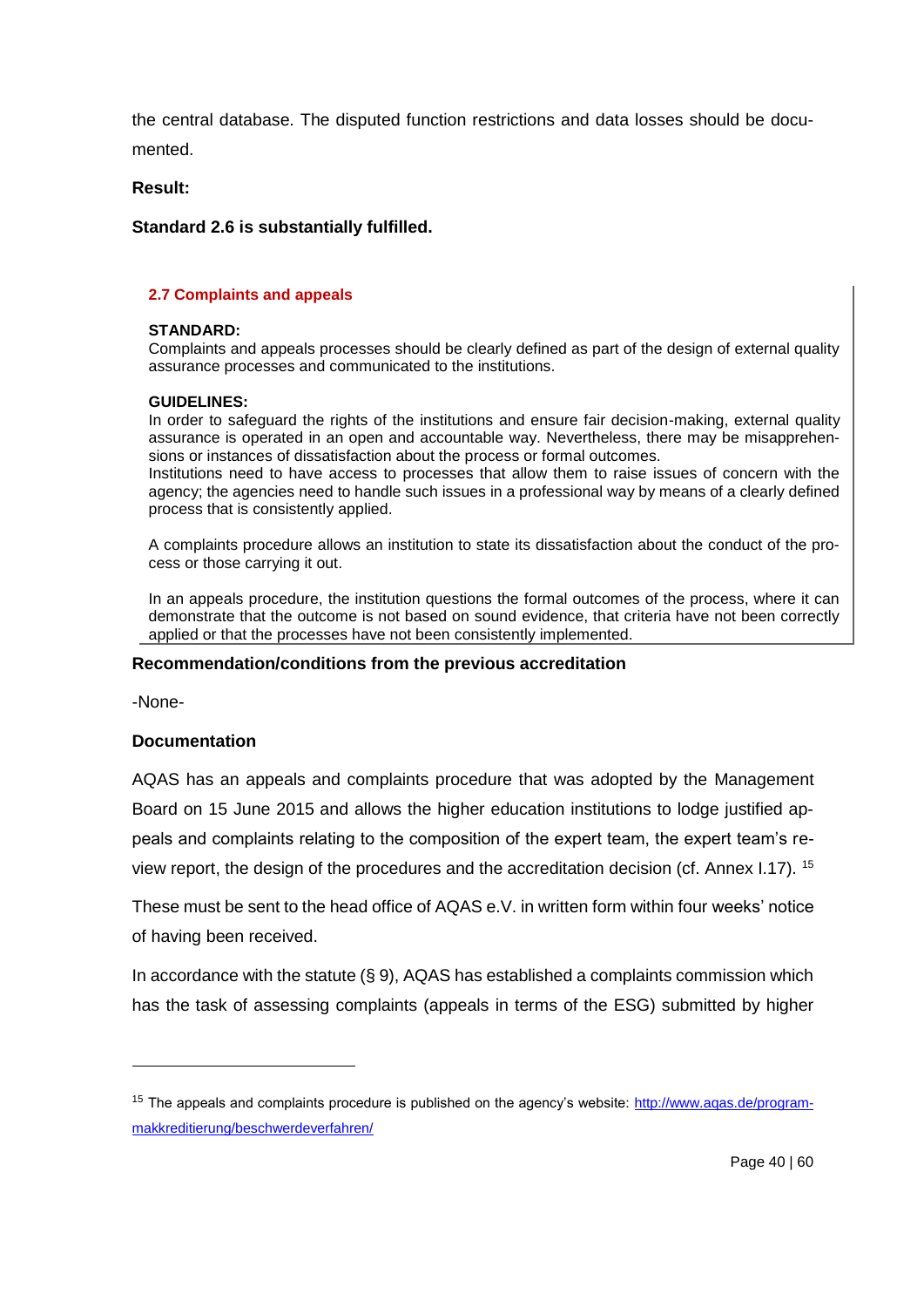the central database. The disputed function restrictions and data losses should be documented.

**Result:**

**Standard 2.6 is substantially fulfilled.**

### 2.7 Complaints and appeals

**STANDARD:**

Complaints and appeals processes should be clearly defined as part of the design of external quality assurance processes and communicated to the institutions.

**GUIDELINES:**

In order to safeguard the rights of the institutions and ensure fair decision-making, external quality assurance is operated in an open and accountable way. Nevertheless, there may be misapprehensions or instances of dissatisfaction about the process or formal outcomes.

Institutions need to have access to processes that allow them to raise issues of concern with the agency; the agencies need to handle such issues in a professional way by means of a clearly defined process that is consistently applied.

A complaints procedure allows an institution to state its dissatisfaction about the conduct of the process or those carrying it out.

In an appeals procedure, the institution questions the formal outcomes of the process, where it can demonstrate that the outcome is not based on sound evidence, that criteria have not been correctly applied or that the processes have not been consistently implemented.

#### Recommendation/conditions from the previous accreditation

-None-

#### Documentation

AQAS has an appeals and complaints procedure that was adopted by the Management Board on 15 June 2015 and allows the higher education institutions to lodge justified appeals and complaints relating to the composition of the expert team, the expert team's review report, the design of the procedures and the accreditation decision (cf. Annex I.17). [15]

These must be sent to the head office of AQAS e.V. in written form within four weeks' notice of having been received.

In accordance with the statute (§ 9), AQAS has established a complaints commission which has the task of assessing complaints (appeals in terms of the ESG) submitted by higher

---

[15] The appeals and complaints procedure is published on the agency's website: http://www.aqas.de/programmakkreditierung/beschwerdeverfahren/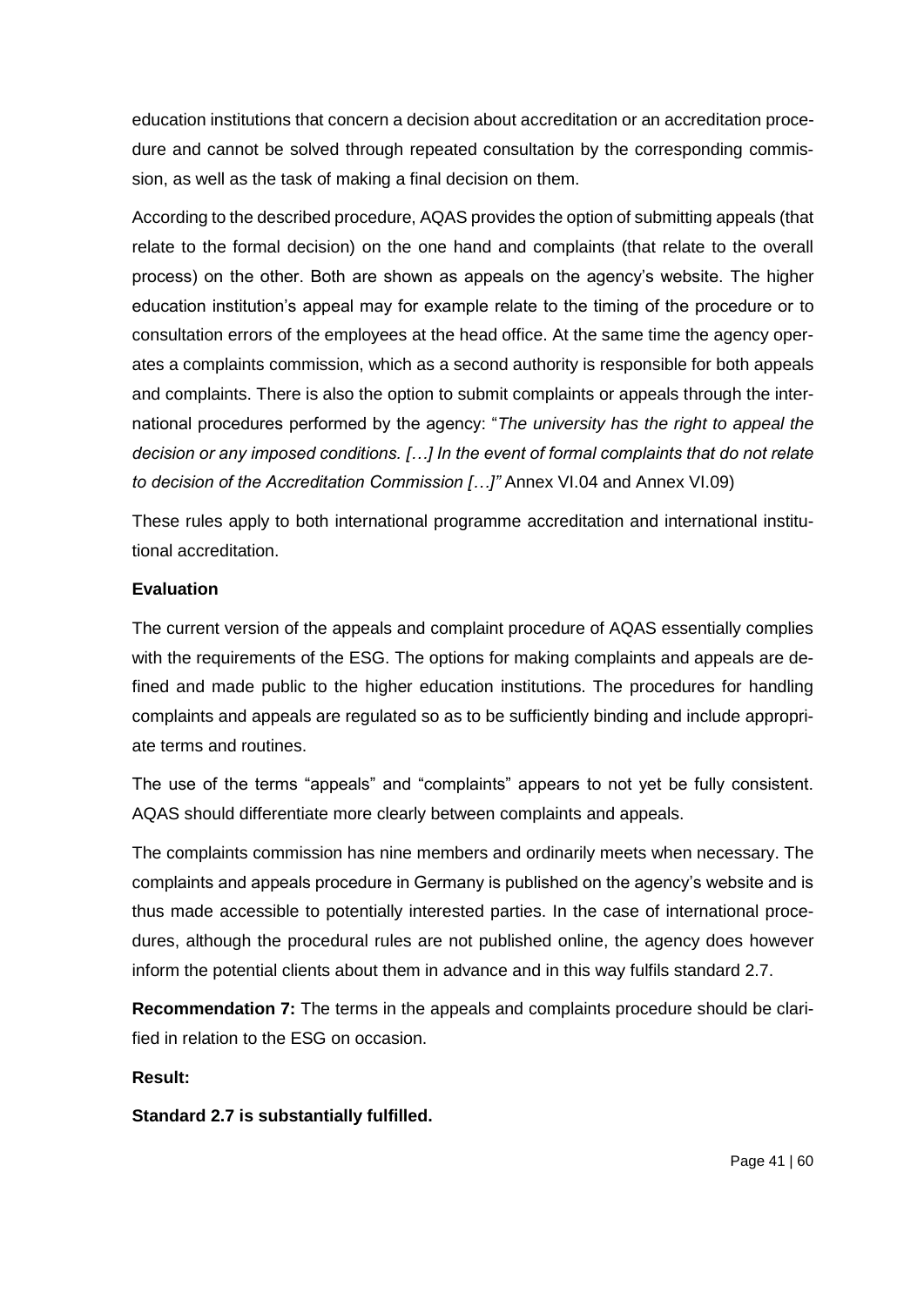education institutions that concern a decision about accreditation or an accreditation procedure and cannot be solved through repeated consultation by the corresponding commission, as well as the task of making a final decision on them.

According to the described procedure, AQAS provides the option of submitting appeals (that relate to the formal decision) on the one hand and complaints (that relate to the overall process) on the other. Both are shown as appeals on the agency's website. The higher education institution's appeal may for example relate to the timing of the procedure or to consultation errors of the employees at the head office. At the same time the agency operates a complaints commission, which as a second authority is responsible for both appeals and complaints. There is also the option to submit complaints or appeals through the international procedures performed by the agency: "*The university has the right to appeal the decision or any imposed conditions. […] In the event of formal complaints that do not relate to decision of the Accreditation Commission […]"* Annex VI.04 and Annex VI.09)

These rules apply to both international programme accreditation and international institutional accreditation.

**Evaluation**

The current version of the appeals and complaint procedure of AQAS essentially complies with the requirements of the ESG. The options for making complaints and appeals are defined and made public to the higher education institutions. The procedures for handling complaints and appeals are regulated so as to be sufficiently binding and include appropriate terms and routines.

The use of the terms "appeals" and "complaints" appears to not yet be fully consistent. AQAS should differentiate more clearly between complaints and appeals.

The complaints commission has nine members and ordinarily meets when necessary. The complaints and appeals procedure in Germany is published on the agency's website and is thus made accessible to potentially interested parties. In the case of international procedures, although the procedural rules are not published online, the agency does however inform the potential clients about them in advance and in this way fulfils standard 2.7.

**Recommendation 7:** The terms in the appeals and complaints procedure should be clarified in relation to the ESG on occasion.

**Result:**

**Standard 2.7 is substantially fulfilled.**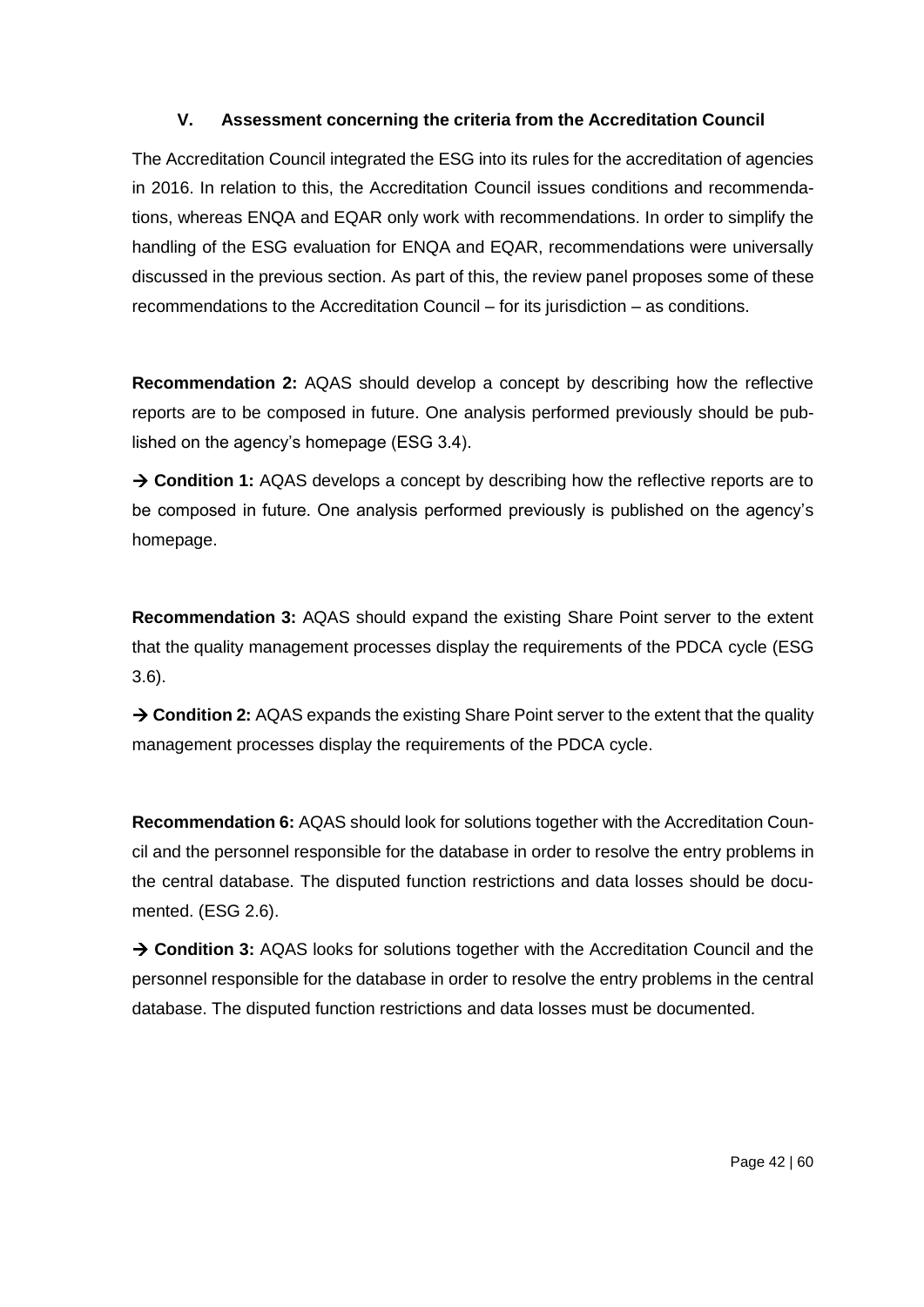## V. Assessment concerning the criteria from the Accreditation Council

The Accreditation Council integrated the ESG into its rules for the accreditation of agencies in 2016. In relation to this, the Accreditation Council issues conditions and recommendations, whereas ENQA and EQAR only work with recommendations. In order to simplify the handling of the ESG evaluation for ENQA and EQAR, recommendations were universally discussed in the previous section. As part of this, the review panel proposes some of these recommendations to the Accreditation Council – for its jurisdiction – as conditions.

**Recommendation 2:** AQAS should develop a concept by describing how the reflective reports are to be composed in future. One analysis performed previously should be published on the agency's homepage (ESG 3.4).

→ **Condition 1:** AQAS develops a concept by describing how the reflective reports are to be composed in future. One analysis performed previously is published on the agency's homepage.

**Recommendation 3:** AQAS should expand the existing Share Point server to the extent that the quality management processes display the requirements of the PDCA cycle (ESG 3.6).

→ **Condition 2:** AQAS expands the existing Share Point server to the extent that the quality management processes display the requirements of the PDCA cycle.

**Recommendation 6:** AQAS should look for solutions together with the Accreditation Council and the personnel responsible for the database in order to resolve the entry problems in the central database. The disputed function restrictions and data losses should be documented. (ESG 2.6).

→ **Condition 3:** AQAS looks for solutions together with the Accreditation Council and the personnel responsible for the database in order to resolve the entry problems in the central database. The disputed function restrictions and data losses must be documented.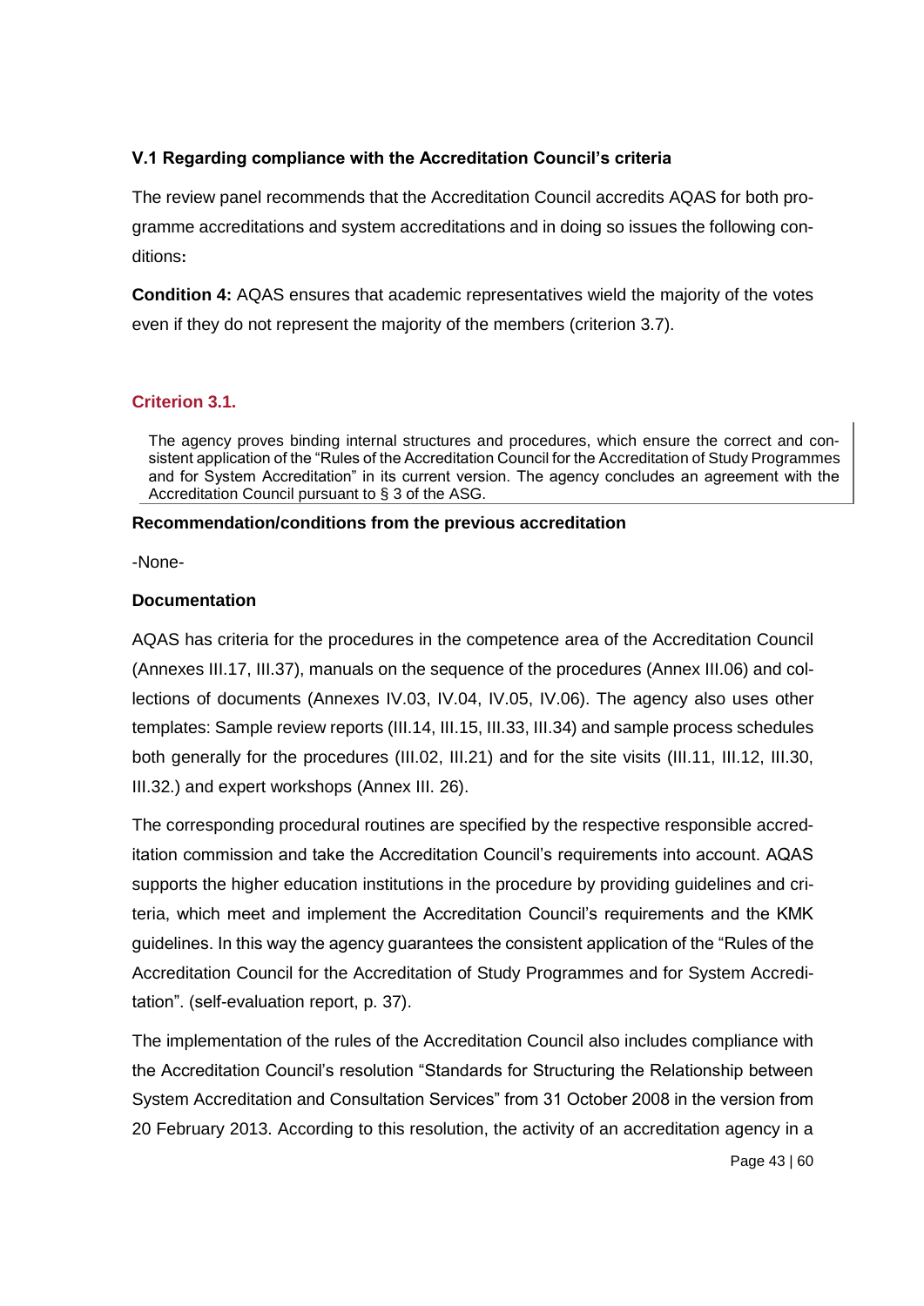### V.1 Regarding compliance with the Accreditation Council's criteria

The review panel recommends that the Accreditation Council accredits AQAS for both programme accreditations and system accreditations and in doing so issues the following conditions**:**

**Condition 4:** AQAS ensures that academic representatives wield the majority of the votes even if they do not represent the majority of the members (criterion 3.7).

### Criterion 3.1.

> The agency proves binding internal structures and procedures, which ensure the correct and consistent application of the "Rules of the Accreditation Council for the Accreditation of Study Programmes and for System Accreditation" in its current version. The agency concludes an agreement with the Accreditation Council pursuant to § 3 of the ASG.

**Recommendation/conditions from the previous accreditation**

-None-

**Documentation**

AQAS has criteria for the procedures in the competence area of the Accreditation Council (Annexes III.17, III.37), manuals on the sequence of the procedures (Annex III.06) and collections of documents (Annexes IV.03, IV.04, IV.05, IV.06). The agency also uses other templates: Sample review reports (III.14, III.15, III.33, III.34) and sample process schedules both generally for the procedures (III.02, III.21) and for the site visits (III.11, III.12, III.30, III.32.) and expert workshops (Annex III. 26).

The corresponding procedural routines are specified by the respective responsible accreditation commission and take the Accreditation Council's requirements into account. AQAS supports the higher education institutions in the procedure by providing guidelines and criteria, which meet and implement the Accreditation Council's requirements and the KMK guidelines. In this way the agency guarantees the consistent application of the "Rules of the Accreditation Council for the Accreditation of Study Programmes and for System Accreditation". (self-evaluation report, p. 37).

The implementation of the rules of the Accreditation Council also includes compliance with the Accreditation Council's resolution "Standards for Structuring the Relationship between System Accreditation and Consultation Services" from 31 October 2008 in the version from 20 February 2013. According to this resolution, the activity of an accreditation agency in a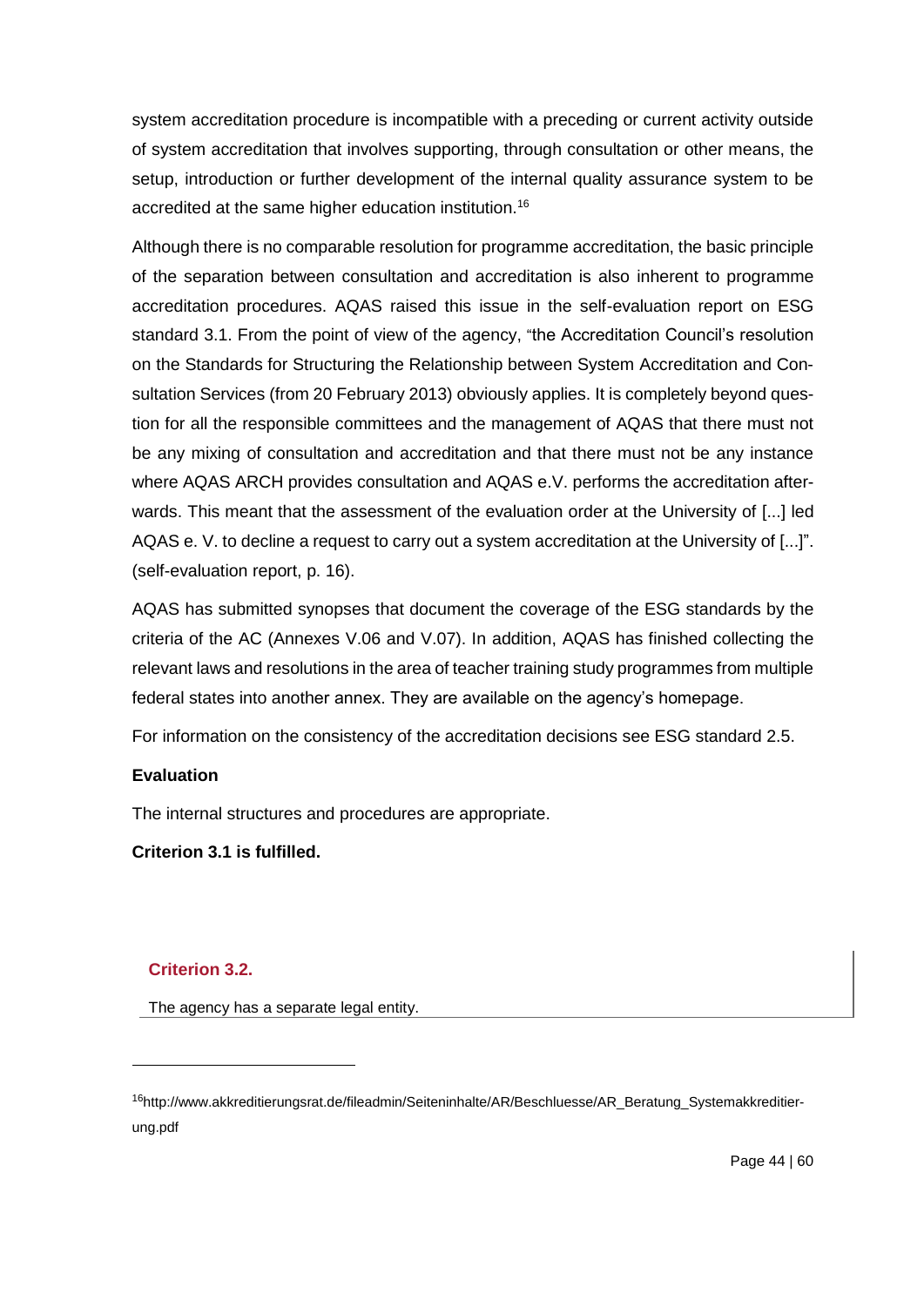system accreditation procedure is incompatible with a preceding or current activity outside of system accreditation that involves supporting, through consultation or other means, the setup, introduction or further development of the internal quality assurance system to be accredited at the same higher education institution.[16]

Although there is no comparable resolution for programme accreditation, the basic principle of the separation between consultation and accreditation is also inherent to programme accreditation procedures. AQAS raised this issue in the self-evaluation report on ESG standard 3.1. From the point of view of the agency, "the Accreditation Council's resolution on the Standards for Structuring the Relationship between System Accreditation and Consultation Services (from 20 February 2013) obviously applies. It is completely beyond question for all the responsible committees and the management of AQAS that there must not be any mixing of consultation and accreditation and that there must not be any instance where AQAS ARCH provides consultation and AQAS e.V. performs the accreditation afterwards. This meant that the assessment of the evaluation order at the University of [...] led AQAS e. V. to decline a request to carry out a system accreditation at the University of [...]". (self-evaluation report, p. 16).

AQAS has submitted synopses that document the coverage of the ESG standards by the criteria of the AC (Annexes V.06 and V.07). In addition, AQAS has finished collecting the relevant laws and resolutions in the area of teacher training study programmes from multiple federal states into another annex. They are available on the agency's homepage.

For information on the consistency of the accreditation decisions see ESG standard 2.5.

**Evaluation**

The internal structures and procedures are appropriate.

**Criterion 3.1 is fulfilled.**

### Criterion 3.2.

The agency has a separate legal entity.

---

[16] http://www.akkreditierungsrat.de/fileadmin/Seiteninhalte/AR/Beschluesse/AR_Beratung_Systemakkreditierung.pdf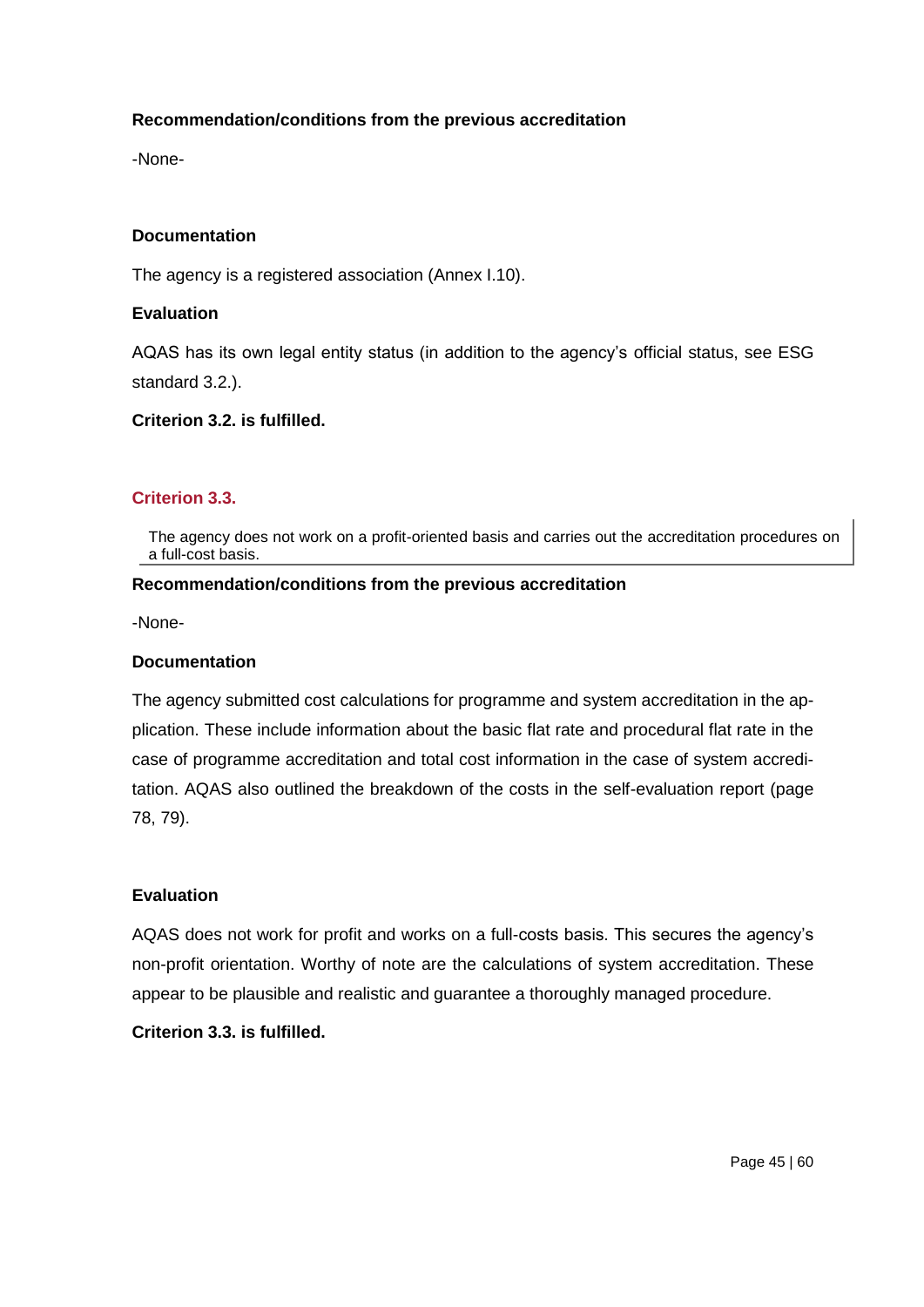**Recommendation/conditions from the previous accreditation**

-None-

**Documentation**

The agency is a registered association (Annex I.10).

**Evaluation**

AQAS has its own legal entity status (in addition to the agency's official status, see ESG standard 3.2.).

**Criterion 3.2. is fulfilled.**

### Criterion 3.3.

> The agency does not work on a profit-oriented basis and carries out the accreditation procedures on a full-cost basis.

**Recommendation/conditions from the previous accreditation**

-None-

**Documentation**

The agency submitted cost calculations for programme and system accreditation in the application. These include information about the basic flat rate and procedural flat rate in the case of programme accreditation and total cost information in the case of system accreditation. AQAS also outlined the breakdown of the costs in the self-evaluation report (page 78, 79).

**Evaluation**

AQAS does not work for profit and works on a full-costs basis. This secures the agency's non-profit orientation. Worthy of note are the calculations of system accreditation. These appear to be plausible and realistic and guarantee a thoroughly managed procedure.

**Criterion 3.3. is fulfilled.**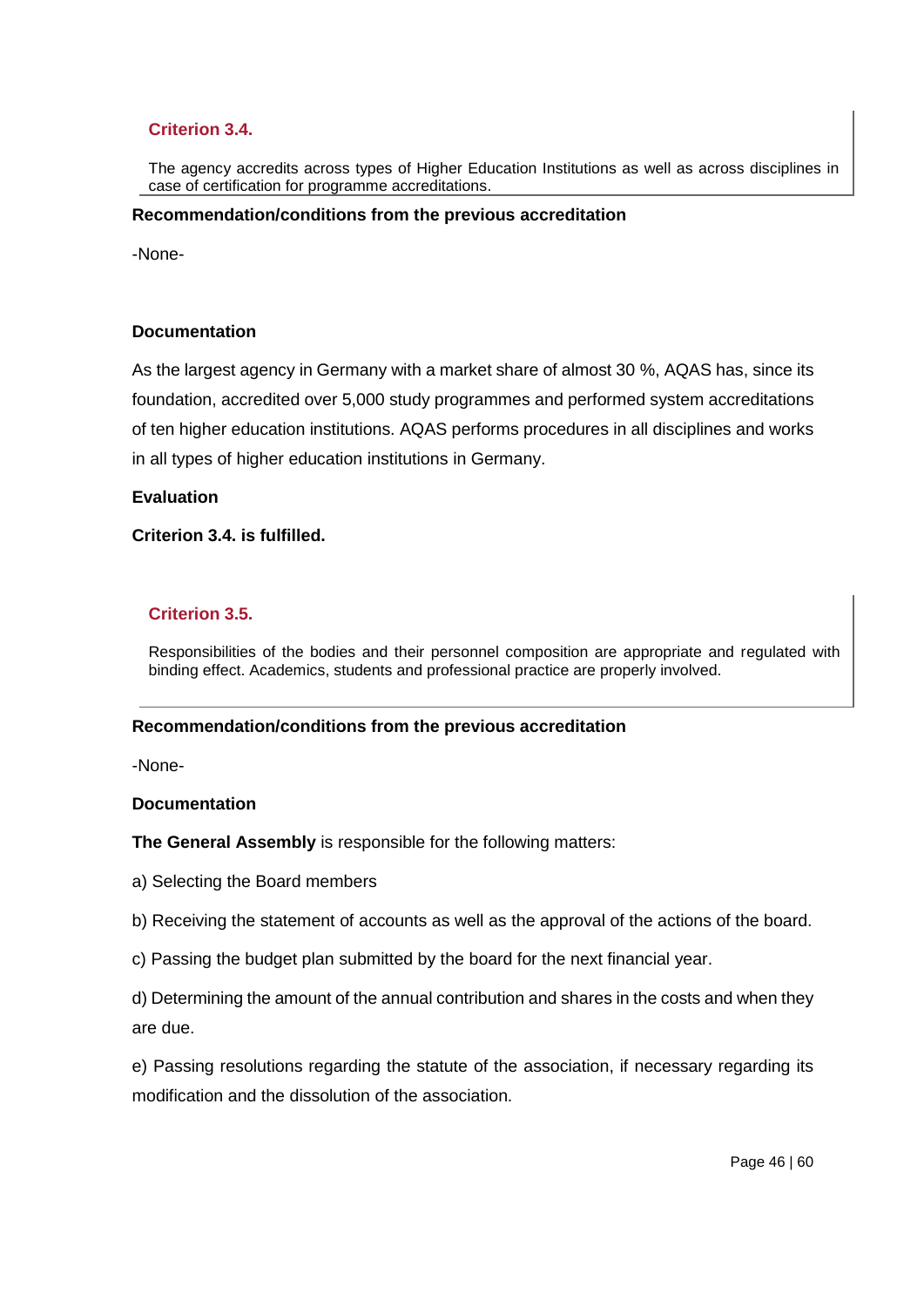### Criterion 3.4.

The agency accredits across types of Higher Education Institutions as well as across disciplines in case of certification for programme accreditations.

**Recommendation/conditions from the previous accreditation**

-None-

**Documentation**

As the largest agency in Germany with a market share of almost 30 %, AQAS has, since its foundation, accredited over 5,000 study programmes and performed system accreditations of ten higher education institutions. AQAS performs procedures in all disciplines and works in all types of higher education institutions in Germany.

**Evaluation**

**Criterion 3.4. is fulfilled.**

### Criterion 3.5.

Responsibilities of the bodies and their personnel composition are appropriate and regulated with binding effect. Academics, students and professional practice are properly involved.

**Recommendation/conditions from the previous accreditation**

-None-

**Documentation**

**The General Assembly** is responsible for the following matters:

a) Selecting the Board members

b) Receiving the statement of accounts as well as the approval of the actions of the board.

c) Passing the budget plan submitted by the board for the next financial year.

d) Determining the amount of the annual contribution and shares in the costs and when they are due.

e) Passing resolutions regarding the statute of the association, if necessary regarding its modification and the dissolution of the association.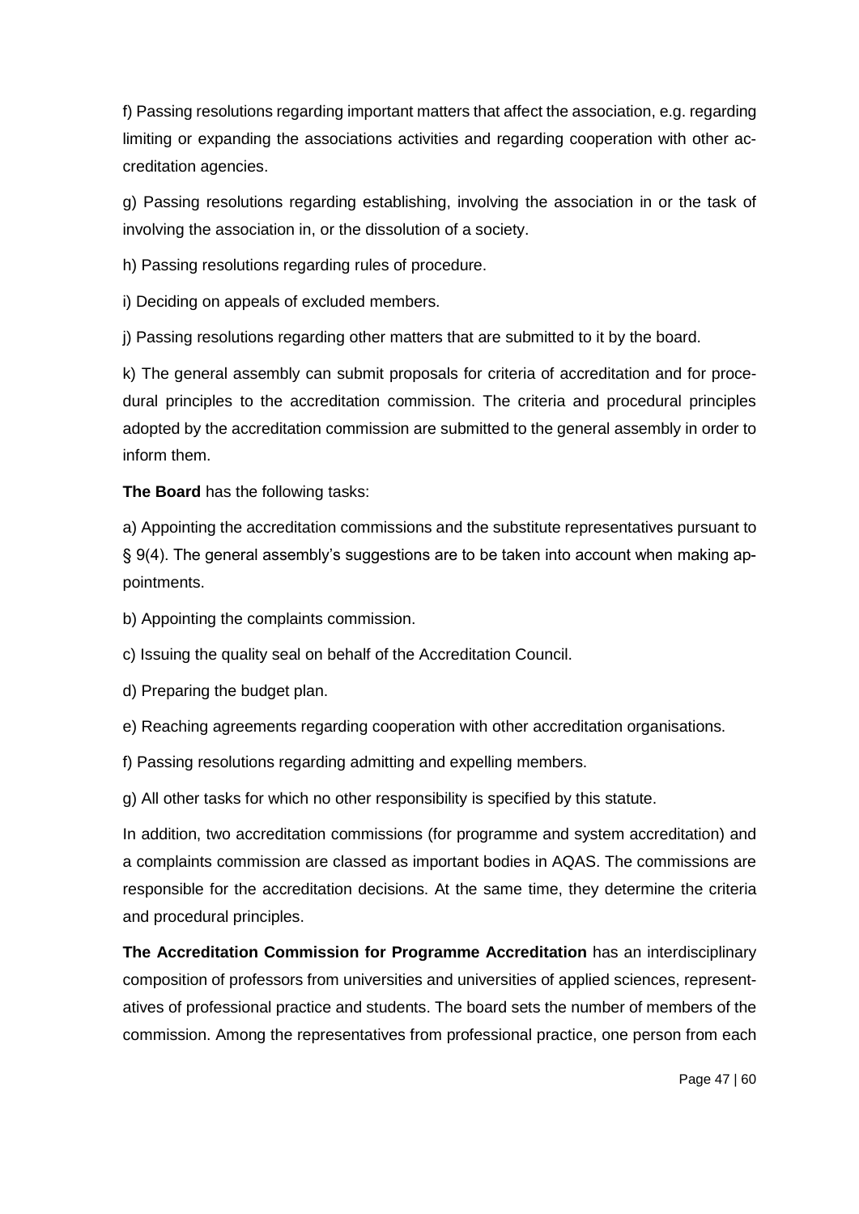f) Passing resolutions regarding important matters that affect the association, e.g. regarding limiting or expanding the associations activities and regarding cooperation with other accreditation agencies.

g) Passing resolutions regarding establishing, involving the association in or the task of involving the association in, or the dissolution of a society.

h) Passing resolutions regarding rules of procedure.

i) Deciding on appeals of excluded members.

j) Passing resolutions regarding other matters that are submitted to it by the board.

k) The general assembly can submit proposals for criteria of accreditation and for procedural principles to the accreditation commission. The criteria and procedural principles adopted by the accreditation commission are submitted to the general assembly in order to inform them.

**The Board** has the following tasks:

a) Appointing the accreditation commissions and the substitute representatives pursuant to § 9(4). The general assembly's suggestions are to be taken into account when making appointments.

b) Appointing the complaints commission.

c) Issuing the quality seal on behalf of the Accreditation Council.

d) Preparing the budget plan.

e) Reaching agreements regarding cooperation with other accreditation organisations.

f) Passing resolutions regarding admitting and expelling members.

g) All other tasks for which no other responsibility is specified by this statute.

In addition, two accreditation commissions (for programme and system accreditation) and a complaints commission are classed as important bodies in AQAS. The commissions are responsible for the accreditation decisions. At the same time, they determine the criteria and procedural principles.

**The Accreditation Commission for Programme Accreditation** has an interdisciplinary composition of professors from universities and universities of applied sciences, representatives of professional practice and students. The board sets the number of members of the commission. Among the representatives from professional practice, one person from each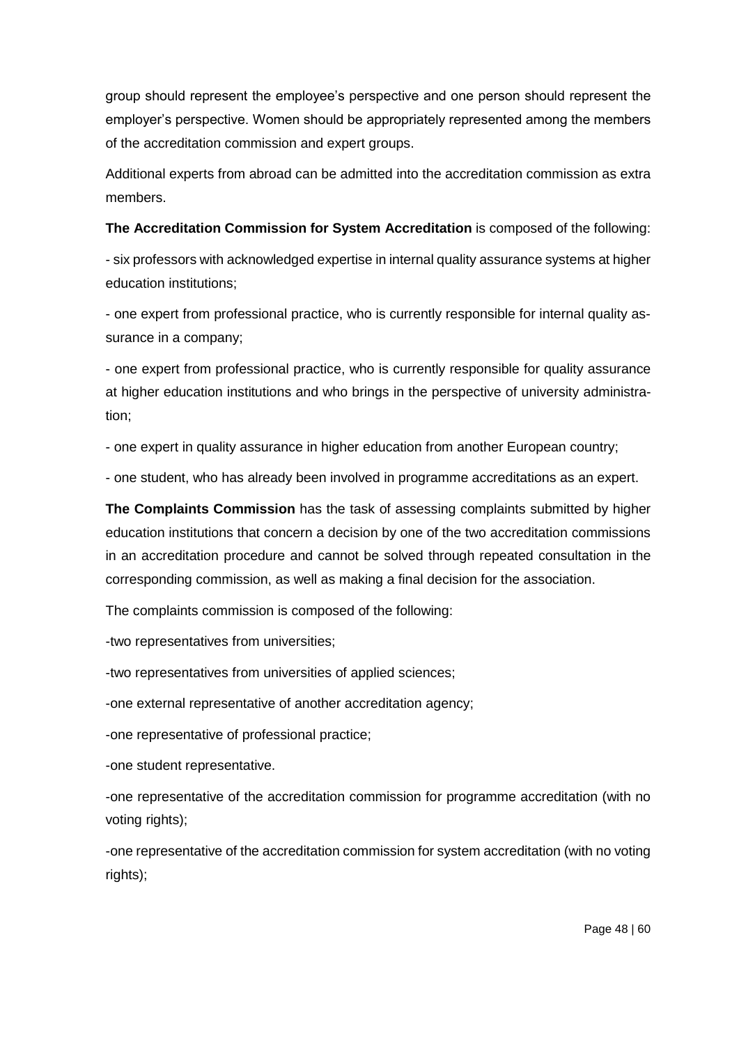group should represent the employee's perspective and one person should represent the employer's perspective. Women should be appropriately represented among the members of the accreditation commission and expert groups.

Additional experts from abroad can be admitted into the accreditation commission as extra members.

**The Accreditation Commission for System Accreditation** is composed of the following:

- six professors with acknowledged expertise in internal quality assurance systems at higher education institutions;
- one expert from professional practice, who is currently responsible for internal quality assurance in a company;
- one expert from professional practice, who is currently responsible for quality assurance at higher education institutions and who brings in the perspective of university administration;
- one expert in quality assurance in higher education from another European country;
- one student, who has already been involved in programme accreditations as an expert.

**The Complaints Commission** has the task of assessing complaints submitted by higher education institutions that concern a decision by one of the two accreditation commissions in an accreditation procedure and cannot be solved through repeated consultation in the corresponding commission, as well as making a final decision for the association.

The complaints commission is composed of the following:

- two representatives from universities;
- two representatives from universities of applied sciences;
- one external representative of another accreditation agency;
- one representative of professional practice;
- one student representative.
- one representative of the accreditation commission for programme accreditation (with no voting rights);
- one representative of the accreditation commission for system accreditation (with no voting rights);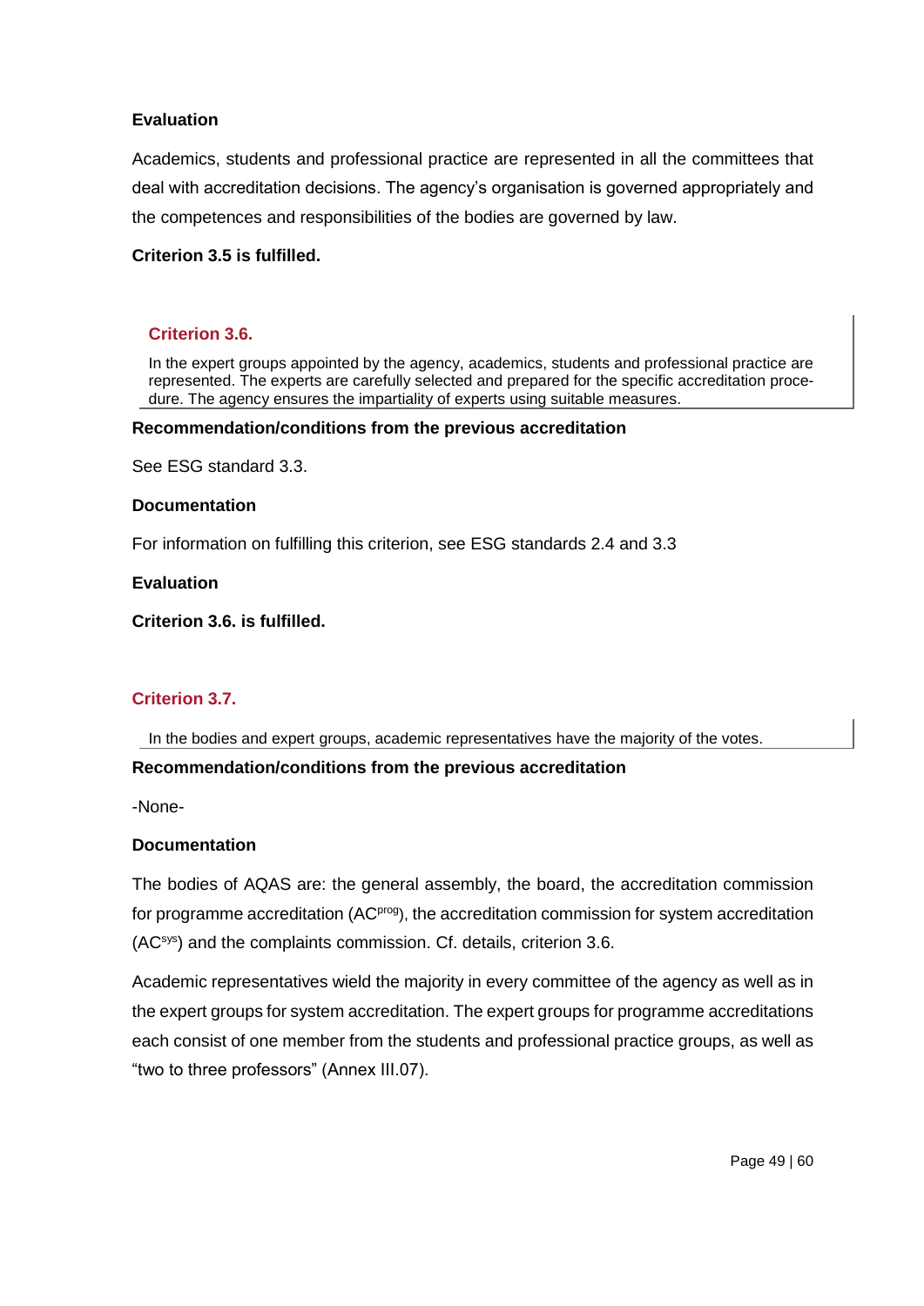**Evaluation**

Academics, students and professional practice are represented in all the committees that deal with accreditation decisions. The agency's organisation is governed appropriately and the competences and responsibilities of the bodies are governed by law.

**Criterion 3.5 is fulfilled.**

### Criterion 3.6.

In the expert groups appointed by the agency, academics, students and professional practice are represented. The experts are carefully selected and prepared for the specific accreditation procedure. The agency ensures the impartiality of experts using suitable measures.

**Recommendation/conditions from the previous accreditation**

See ESG standard 3.3.

**Documentation**

For information on fulfilling this criterion, see ESG standards 2.4 and 3.3

**Evaluation**

**Criterion 3.6. is fulfilled.**

### Criterion 3.7.

In the bodies and expert groups, academic representatives have the majority of the votes.

**Recommendation/conditions from the previous accreditation**

-None-

**Documentation**

The bodies of AQAS are: the general assembly, the board, the accreditation commission for programme accreditation ($AC^{prog}$), the accreditation commission for system accreditation ($AC^{sys}$) and the complaints commission. Cf. details, criterion 3.6.

Academic representatives wield the majority in every committee of the agency as well as in the expert groups for system accreditation. The expert groups for programme accreditations each consist of one member from the students and professional practice groups, as well as "two to three professors" (Annex III.07).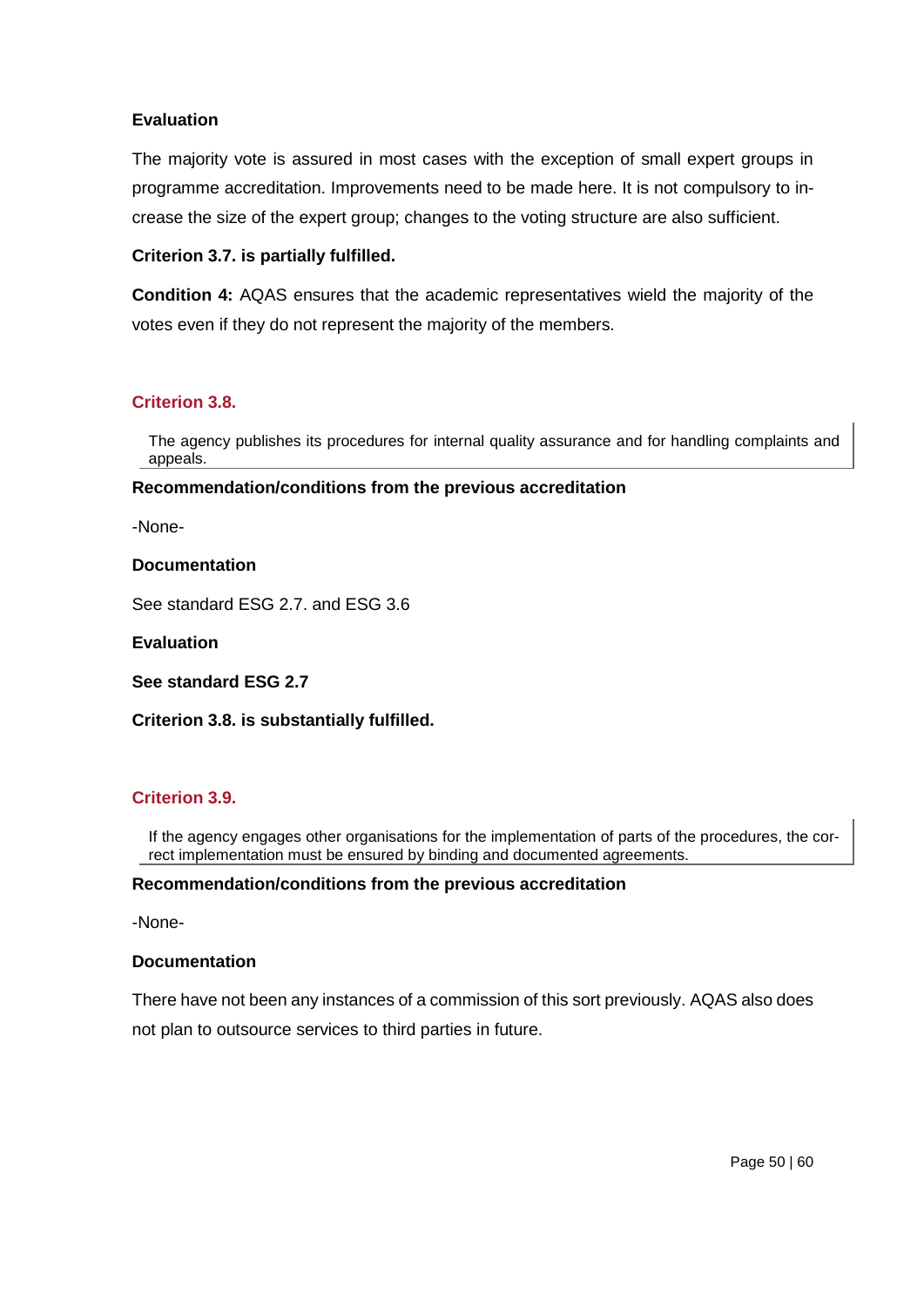**Evaluation**

The majority vote is assured in most cases with the exception of small expert groups in programme accreditation. Improvements need to be made here. It is not compulsory to increase the size of the expert group; changes to the voting structure are also sufficient.

**Criterion 3.7. is partially fulfilled.**

**Condition 4:** AQAS ensures that the academic representatives wield the majority of the votes even if they do not represent the majority of the members.

### Criterion 3.8.

> The agency publishes its procedures for internal quality assurance and for handling complaints and appeals.

**Recommendation/conditions from the previous accreditation**

-None-

**Documentation**

See standard ESG 2.7. and ESG 3.6

**Evaluation**

**See standard ESG 2.7**

**Criterion 3.8. is substantially fulfilled.**

### Criterion 3.9.

> If the agency engages other organisations for the implementation of parts of the procedures, the correct implementation must be ensured by binding and documented agreements.

**Recommendation/conditions from the previous accreditation**

-None-

**Documentation**

There have not been any instances of a commission of this sort previously. AQAS also does not plan to outsource services to third parties in future.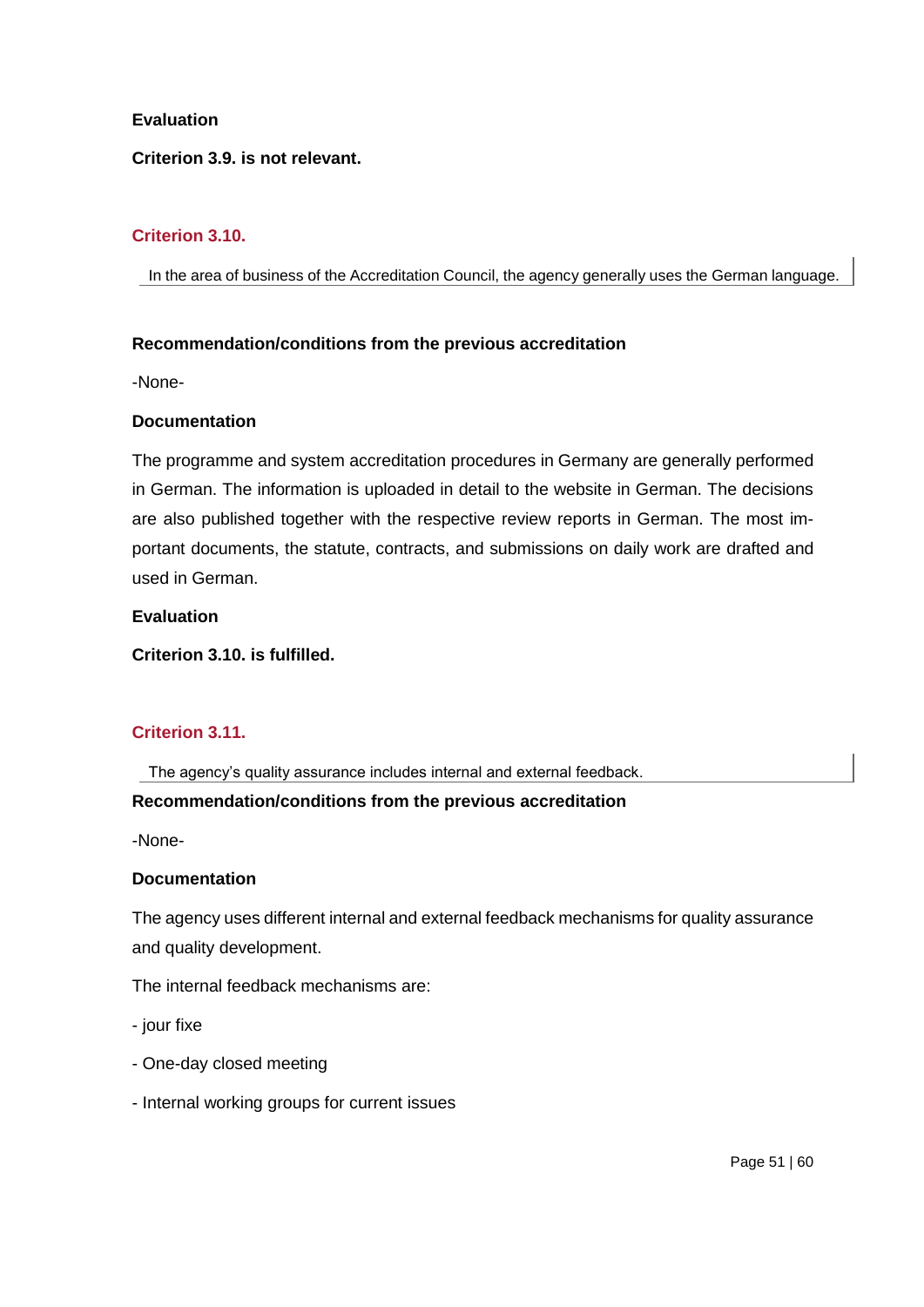**Evaluation**

**Criterion 3.9. is not relevant.**

## Criterion 3.10.

In the area of business of the Accreditation Council, the agency generally uses the German language.

**Recommendation/conditions from the previous accreditation**

-None-

**Documentation**

The programme and system accreditation procedures in Germany are generally performed in German. The information is uploaded in detail to the website in German. The decisions are also published together with the respective review reports in German. The most important documents, the statute, contracts, and submissions on daily work are drafted and used in German.

**Evaluation**

**Criterion 3.10. is fulfilled.**

## Criterion 3.11.

The agency's quality assurance includes internal and external feedback.

**Recommendation/conditions from the previous accreditation**

-None-

**Documentation**

The agency uses different internal and external feedback mechanisms for quality assurance and quality development.

The internal feedback mechanisms are:

- jour fixe
- One-day closed meeting
- Internal working groups for current issues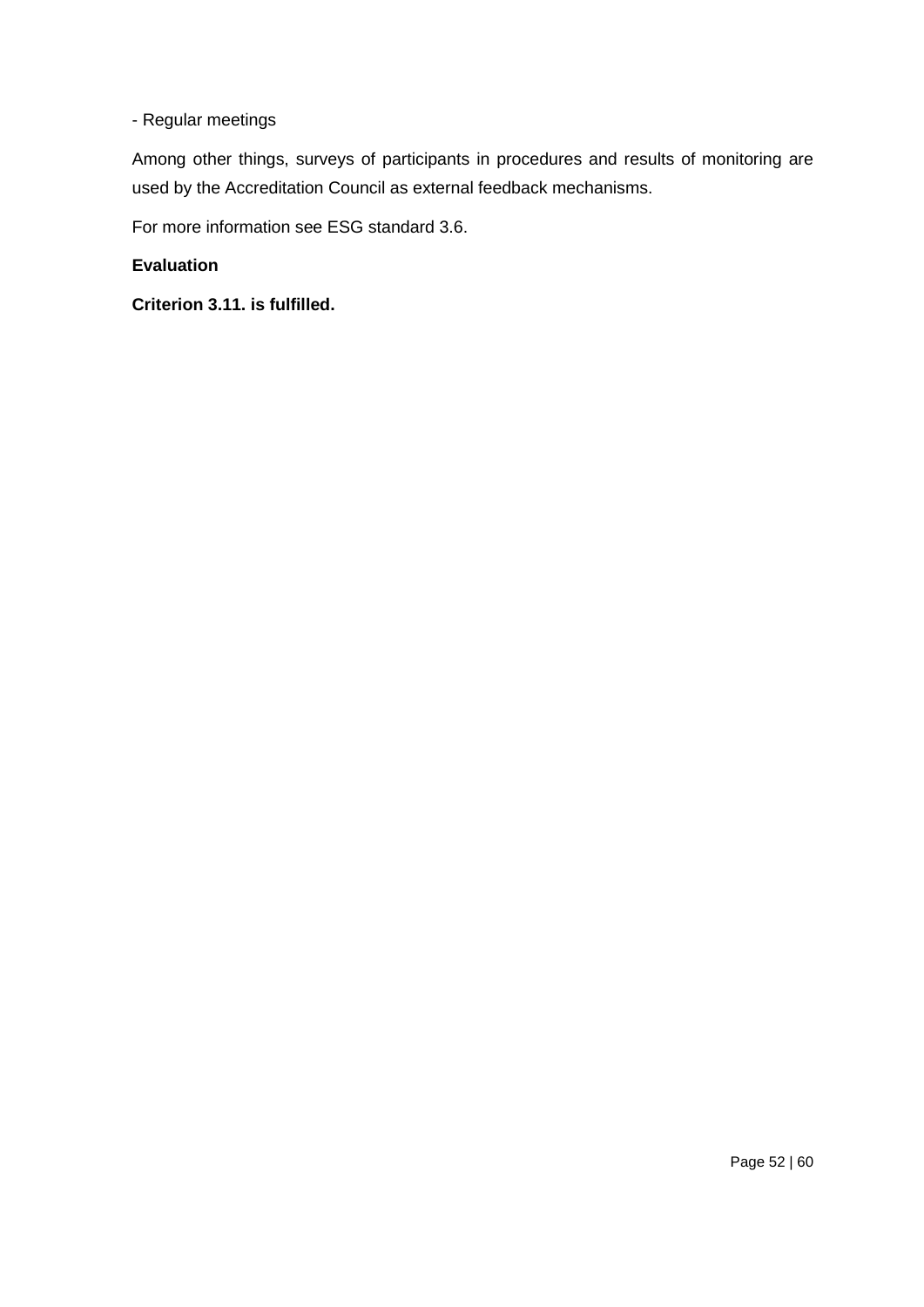- Regular meetings

Among other things, surveys of participants in procedures and results of monitoring are used by the Accreditation Council as external feedback mechanisms.

For more information see ESG standard 3.6.

**Evaluation**

**Criterion 3.11. is fulfilled.**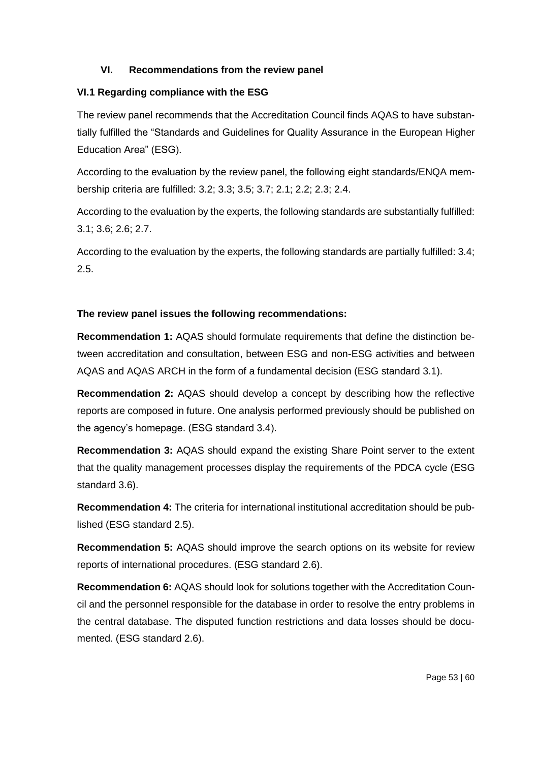## VI. Recommendations from the review panel

### VI.1 Regarding compliance with the ESG

The review panel recommends that the Accreditation Council finds AQAS to have substantially fulfilled the "Standards and Guidelines for Quality Assurance in the European Higher Education Area" (ESG).

According to the evaluation by the review panel, the following eight standards/ENQA membership criteria are fulfilled: 3.2; 3.3; 3.5; 3.7; 2.1; 2.2; 2.3; 2.4.

According to the evaluation by the experts, the following standards are substantially fulfilled: 3.1; 3.6; 2.6; 2.7.

According to the evaluation by the experts, the following standards are partially fulfilled: 3.4; 2.5.

**The review panel issues the following recommendations:**

**Recommendation 1:** AQAS should formulate requirements that define the distinction between accreditation and consultation, between ESG and non-ESG activities and between AQAS and AQAS ARCH in the form of a fundamental decision (ESG standard 3.1).

**Recommendation 2:** AQAS should develop a concept by describing how the reflective reports are composed in future. One analysis performed previously should be published on the agency's homepage. (ESG standard 3.4).

**Recommendation 3:** AQAS should expand the existing Share Point server to the extent that the quality management processes display the requirements of the PDCA cycle (ESG standard 3.6).

**Recommendation 4:** The criteria for international institutional accreditation should be published (ESG standard 2.5).

**Recommendation 5:** AQAS should improve the search options on its website for review reports of international procedures. (ESG standard 2.6).

**Recommendation 6:** AQAS should look for solutions together with the Accreditation Council and the personnel responsible for the database in order to resolve the entry problems in the central database. The disputed function restrictions and data losses should be documented. (ESG standard 2.6).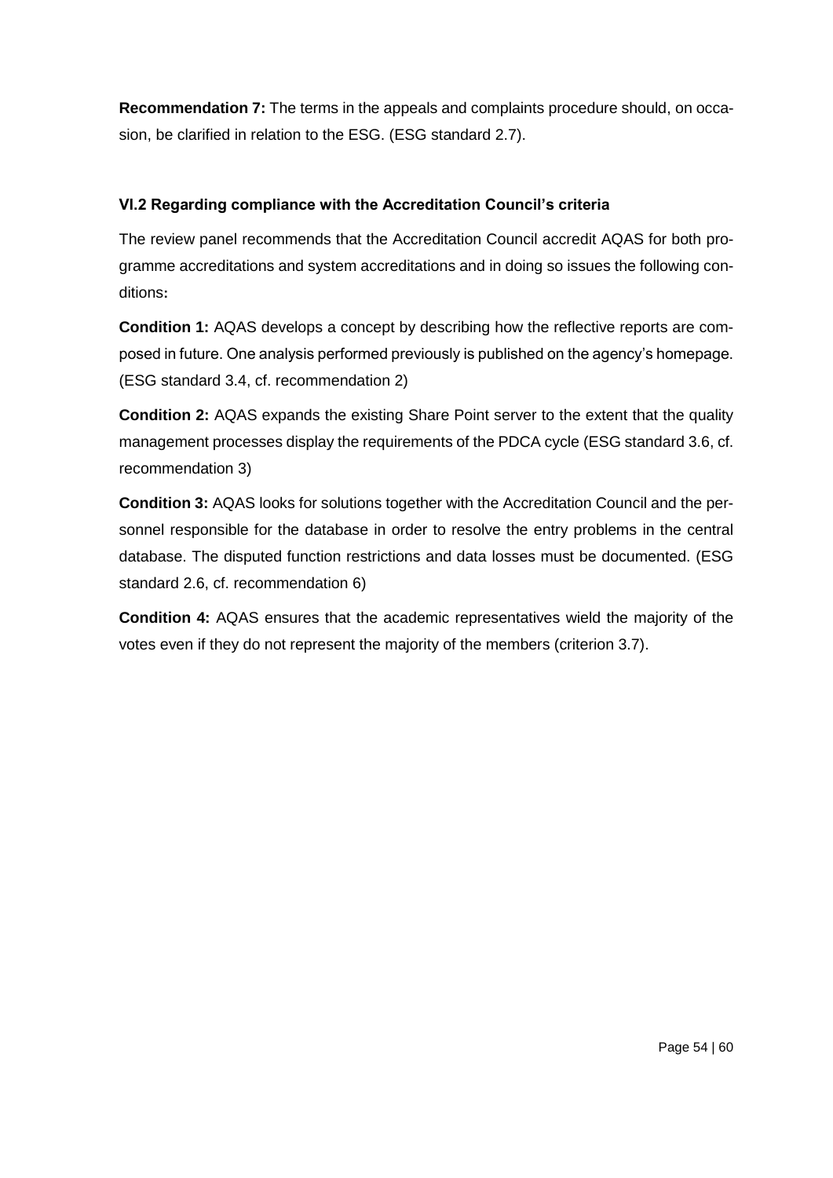**Recommendation 7:** The terms in the appeals and complaints procedure should, on occasion, be clarified in relation to the ESG. (ESG standard 2.7).

### VI.2 Regarding compliance with the Accreditation Council's criteria

The review panel recommends that the Accreditation Council accredit AQAS for both programme accreditations and system accreditations and in doing so issues the following conditions**:**

**Condition 1:** AQAS develops a concept by describing how the reflective reports are composed in future. One analysis performed previously is published on the agency's homepage. (ESG standard 3.4, cf. recommendation 2)

**Condition 2:** AQAS expands the existing Share Point server to the extent that the quality management processes display the requirements of the PDCA cycle (ESG standard 3.6, cf. recommendation 3)

**Condition 3:** AQAS looks for solutions together with the Accreditation Council and the personnel responsible for the database in order to resolve the entry problems in the central database. The disputed function restrictions and data losses must be documented. (ESG standard 2.6, cf. recommendation 6)

**Condition 4:** AQAS ensures that the academic representatives wield the majority of the votes even if they do not represent the majority of the members (criterion 3.7).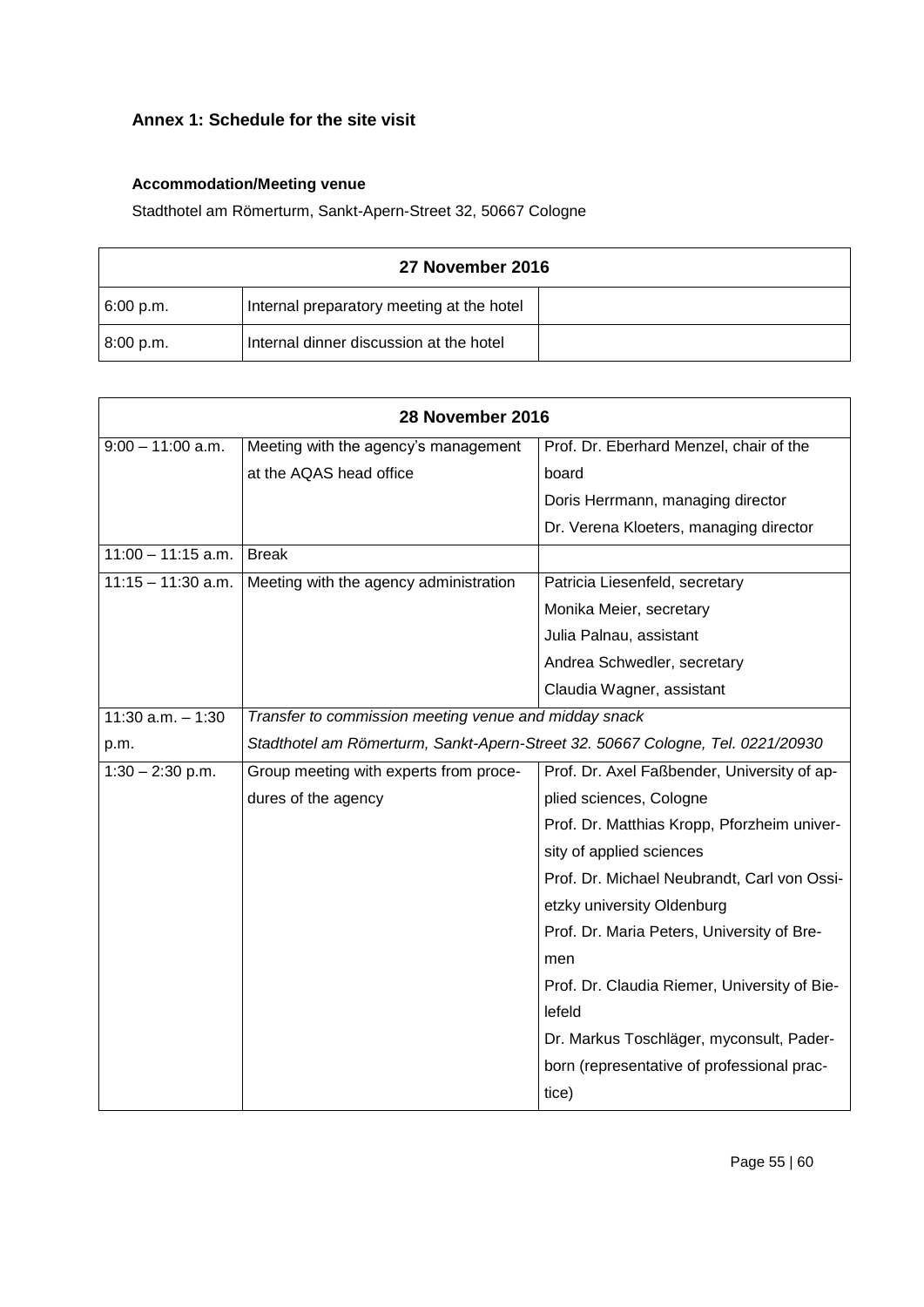### Annex 1: Schedule for the site visit

#### Accommodation/Meeting venue

Stadthotel am Römerturm, Sankt-Apern-Street 32, 50667 Cologne

| 27 November 2016 | | |
|---|---|---|
| 6:00 p.m. | Internal preparatory meeting at the hotel | |
| 8:00 p.m. | Internal dinner discussion at the hotel | |

| 28 November 2016 | | |
|---|---|---|
| 9:00 – 11:00 a.m. | Meeting with the agency's management at the AQAS head office | Prof. Dr. Eberhard Menzel, chair of the board<br>Doris Herrmann, managing director<br>Dr. Verena Kloeters, managing director |
| 11:00 – 11:15 a.m. | Break | |
| 11:15 – 11:30 a.m. | Meeting with the agency administration | Patricia Liesenfeld, secretary<br>Monika Meier, secretary<br>Julia Palnau, assistant<br>Andrea Schwedler, secretary<br>Claudia Wagner, assistant |
| 11:30 a.m. – 1:30 p.m. | *Transfer to commission meeting venue and midday snack*<br>*Stadthotel am Römerturm, Sankt-Apern-Street 32. 50667 Cologne, Tel. 0221/20930* | |
| 1:30 – 2:30 p.m. | Group meeting with experts from procedures of the agency | Prof. Dr. Axel Faßbender, University of applied sciences, Cologne<br>Prof. Dr. Matthias Kropp, Pforzheim university of applied sciences<br>Prof. Dr. Michael Neubrandt, Carl von Ossietzky university Oldenburg<br>Prof. Dr. Maria Peters, University of Bremen<br>Prof. Dr. Claudia Riemer, University of Bielefeld<br>Dr. Markus Toschläger, myconsult, Paderborn (representative of professional practice) |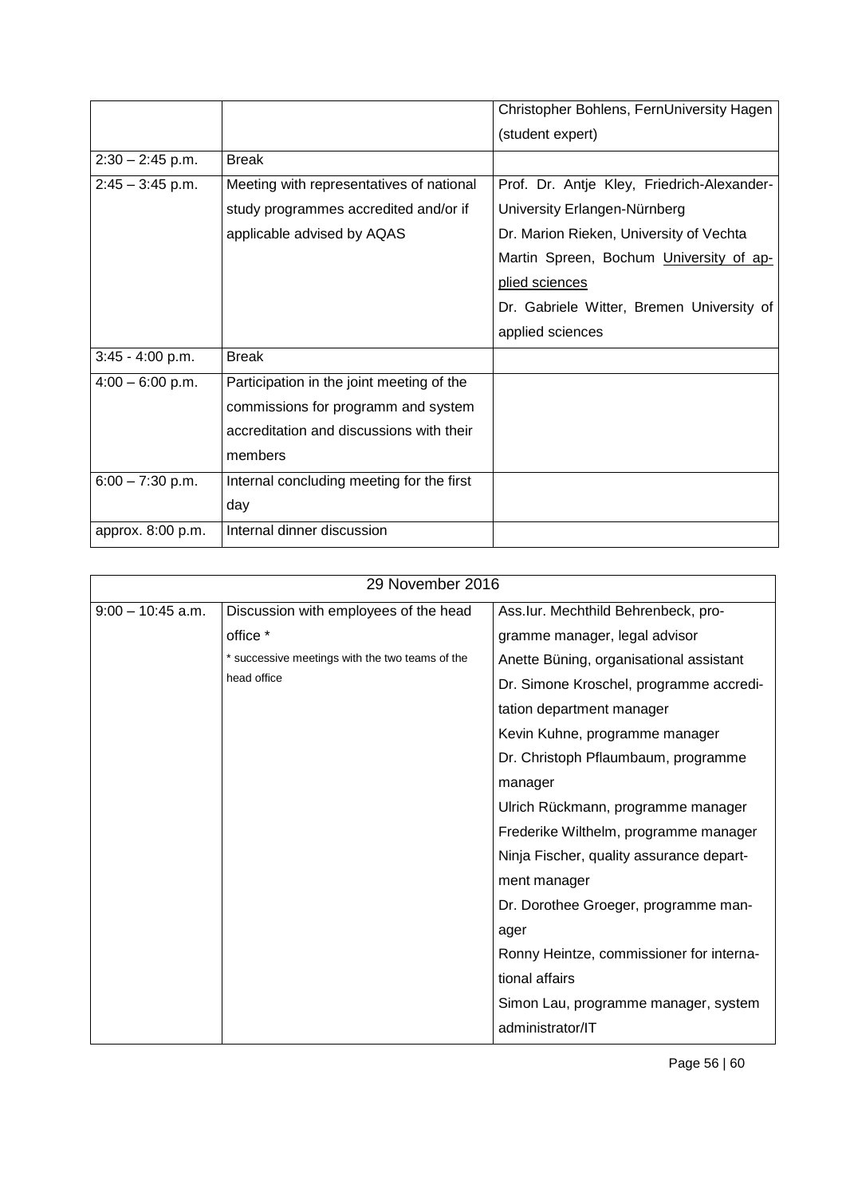| | | |
|---|---|---|
| | | Christopher Bohlens, FernUniversity Hagen (student expert) |
| 2:30 – 2:45 p.m. | Break | |
| 2:45 – 3:45 p.m. | Meeting with representatives of national study programmes accredited and/or if applicable advised by AQAS | Prof. Dr. Antje Kley, Friedrich-Alexander-University Erlangen-Nürnberg<br>Dr. Marion Rieken, University of Vechta<br>Martin Spreen, Bochum University of applied sciences<br>Dr. Gabriele Witter, Bremen University of applied sciences |
| 3:45 - 4:00 p.m. | Break | |
| 4:00 – 6:00 p.m. | Participation in the joint meeting of the commissions for programm and system accreditation and discussions with their members | |
| 6:00 – 7:30 p.m. | Internal concluding meeting for the first day | |
| approx. 8:00 p.m. | Internal dinner discussion | |

| 29 November 2016 | | |
|---|---|---|
| 9:00 – 10:45 a.m. | Discussion with employees of the head office *<br>* successive meetings with the two teams of the head office | Ass.Iur. Mechthild Behrenbeck, programme manager, legal advisor<br>Anette Büning, organisational assistant<br>Dr. Simone Kroschel, programme accreditation department manager<br>Kevin Kuhne, programme manager<br>Dr. Christoph Pflaumbaum, programme manager<br>Ulrich Rückmann, programme manager<br>Frederike Wilthelm, programme manager<br>Ninja Fischer, quality assurance department manager<br>Dr. Dorothee Groeger, programme manager<br>Ronny Heintze, commissioner for international affairs<br>Simon Lau, programme manager, system administrator/IT |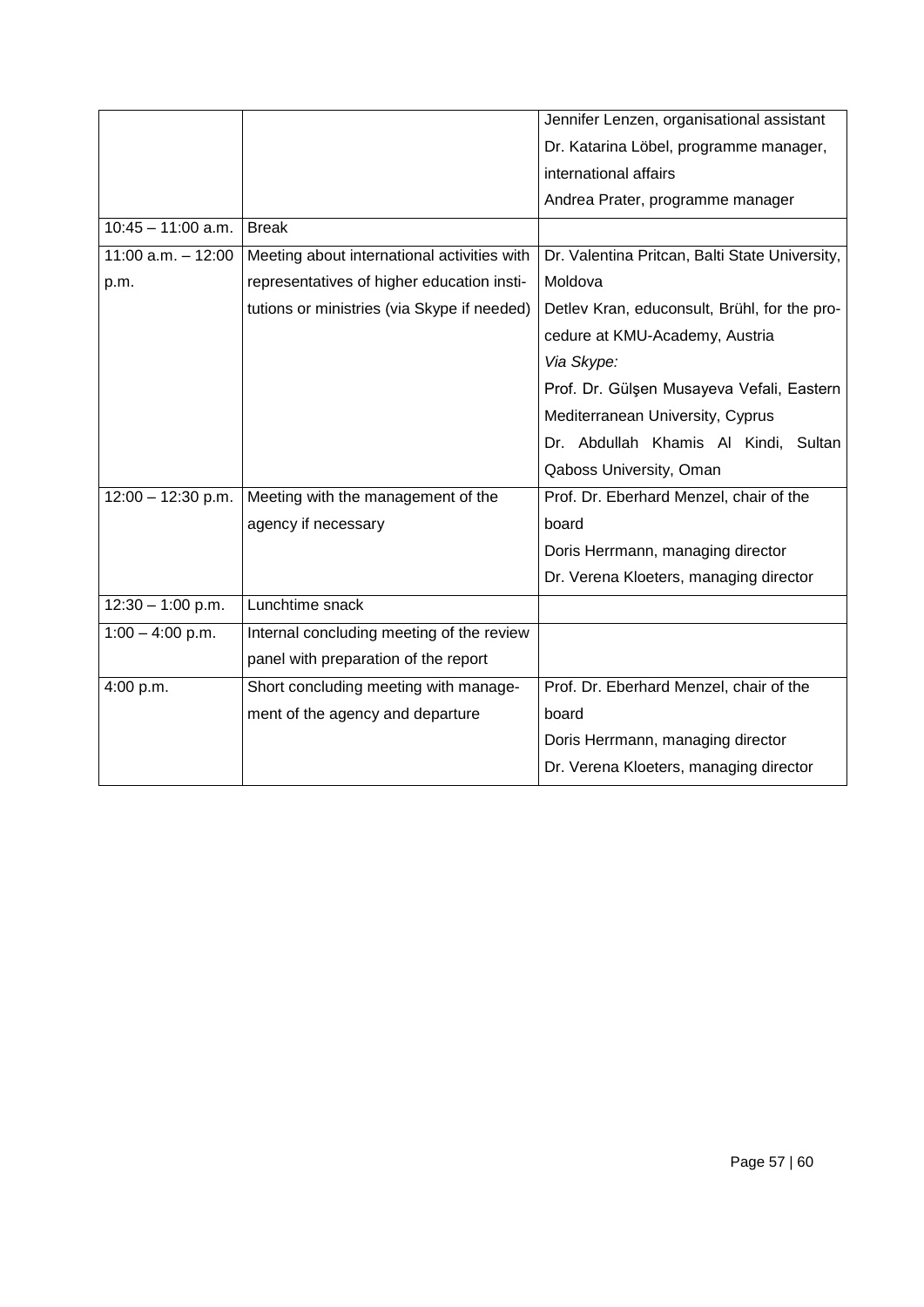| | | |
|---|---|---|
| | | Jennifer Lenzen, organisational assistant<br>Dr. Katarina Löbel, programme manager, international affairs<br>Andrea Prater, programme manager |
| 10:45 – 11:00 a.m. | Break | |
| 11:00 a.m. – 12:00 p.m. | Meeting about international activities with representatives of higher education institutions or ministries (via Skype if needed) | Dr. Valentina Pritcan, Balti State University, Moldova<br>Detlev Kran, educonsult, Brühl, for the procedure at KMU-Academy, Austria<br>*Via Skype:*<br>Prof. Dr. Gülşen Musayeva Vefali, Eastern Mediterranean University, Cyprus<br>Dr. Abdullah Khamis Al Kindi, Sultan Qaboss University, Oman |
| 12:00 – 12:30 p.m. | Meeting with the management of the agency if necessary | Prof. Dr. Eberhard Menzel, chair of the board<br>Doris Herrmann, managing director<br>Dr. Verena Kloeters, managing director |
| 12:30 – 1:00 p.m. | Lunchtime snack | |
| 1:00 – 4:00 p.m. | Internal concluding meeting of the review panel with preparation of the report | |
| 4:00 p.m. | Short concluding meeting with management of the agency and departure | Prof. Dr. Eberhard Menzel, chair of the board<br>Doris Herrmann, managing director<br>Dr. Verena Kloeters, managing director |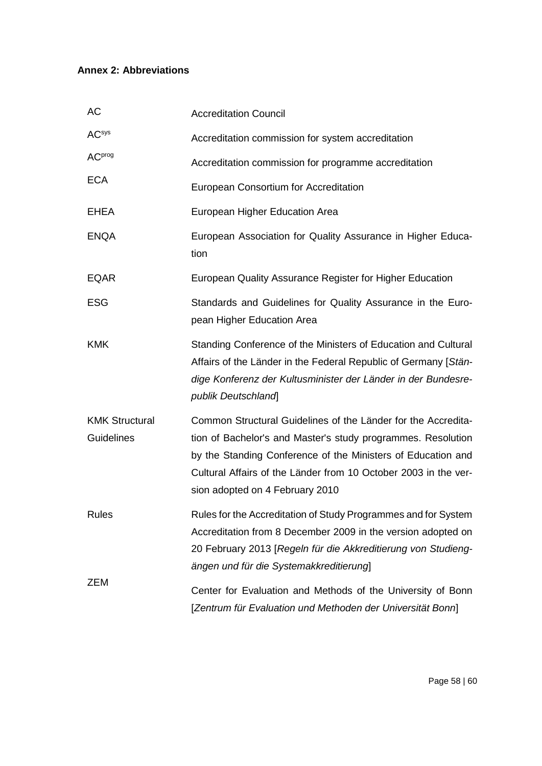**Annex 2: Abbreviations**

| | |
|---|---|
| AC | Accreditation Council |
| AC$^{sys}$ | Accreditation commission for system accreditation |
| AC$^{prog}$ | Accreditation commission for programme accreditation |
| ECA | European Consortium for Accreditation |
| EHEA | European Higher Education Area |
| ENQA | European Association for Quality Assurance in Higher Education |
| EQAR | European Quality Assurance Register for Higher Education |
| ESG | Standards and Guidelines for Quality Assurance in the European Higher Education Area |
| KMK | Standing Conference of the Ministers of Education and Cultural Affairs of the Länder in the Federal Republic of Germany [*Ständige Konferenz der Kultusminister der Länder in der Bundesrepublik Deutschland*] |
| KMK Structural Guidelines | Common Structural Guidelines of the Länder for the Accreditation of Bachelor's and Master's study programmes. Resolution by the Standing Conference of the Ministers of Education and Cultural Affairs of the Länder from 10 October 2003 in the version adopted on 4 February 2010 |
| Rules | Rules for the Accreditation of Study Programmes and for System Accreditation from 8 December 2009 in the version adopted on 20 February 2013 [*Regeln für die Akkreditierung von Studiengängen und für die Systemakkreditierung*] |
| ZEM | Center for Evaluation and Methods of the University of Bonn [*Zentrum für Evaluation und Methoden der Universität Bonn*] |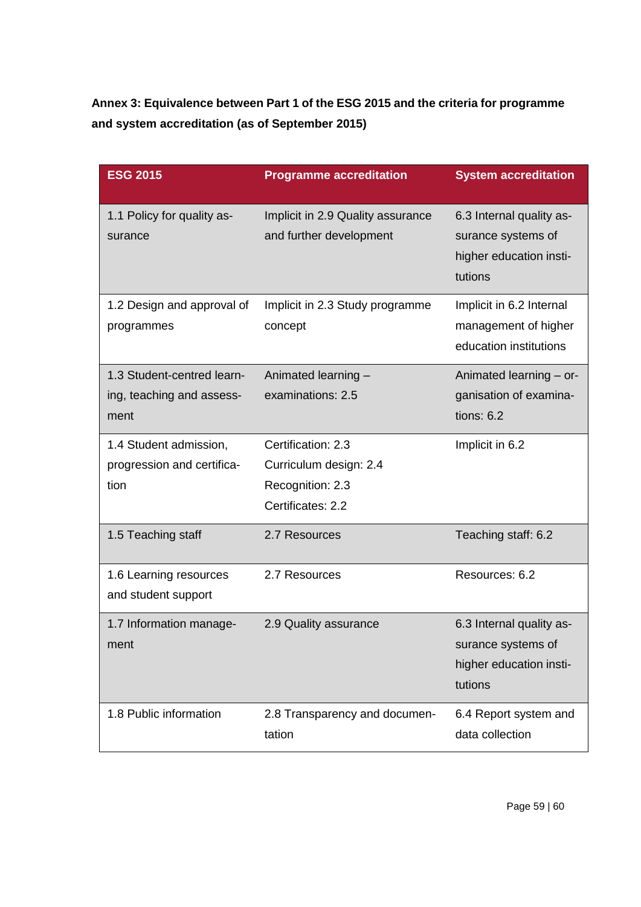**Annex 3: Equivalence between Part 1 of the ESG 2015 and the criteria for programme and system accreditation (as of September 2015)**

| ESG 2015 | Programme accreditation | System accreditation |
|---|---|---|
| 1.1 Policy for quality assurance | Implicit in 2.9 Quality assurance and further development | 6.3 Internal quality assurance systems of higher education institutions |
| 1.2 Design and approval of programmes | Implicit in 2.3 Study programme concept | Implicit in 6.2 Internal management of higher education institutions |
| 1.3 Student-centred learning, teaching and assessment | Animated learning – examinations: 2.5 | Animated learning – organisation of examinations: 6.2 |
| 1.4 Student admission, progression and certification | Certification: 2.3<br>Curriculum design: 2.4<br>Recognition: 2.3<br>Certificates: 2.2 | Implicit in 6.2 |
| 1.5 Teaching staff | 2.7 Resources | Teaching staff: 6.2 |
| 1.6 Learning resources and student support | 2.7 Resources | Resources: 6.2 |
| 1.7 Information management | 2.9 Quality assurance | 6.3 Internal quality assurance systems of higher education institutions |
| 1.8 Public information | 2.8 Transparency and documentation | 6.4 Report system and data collection |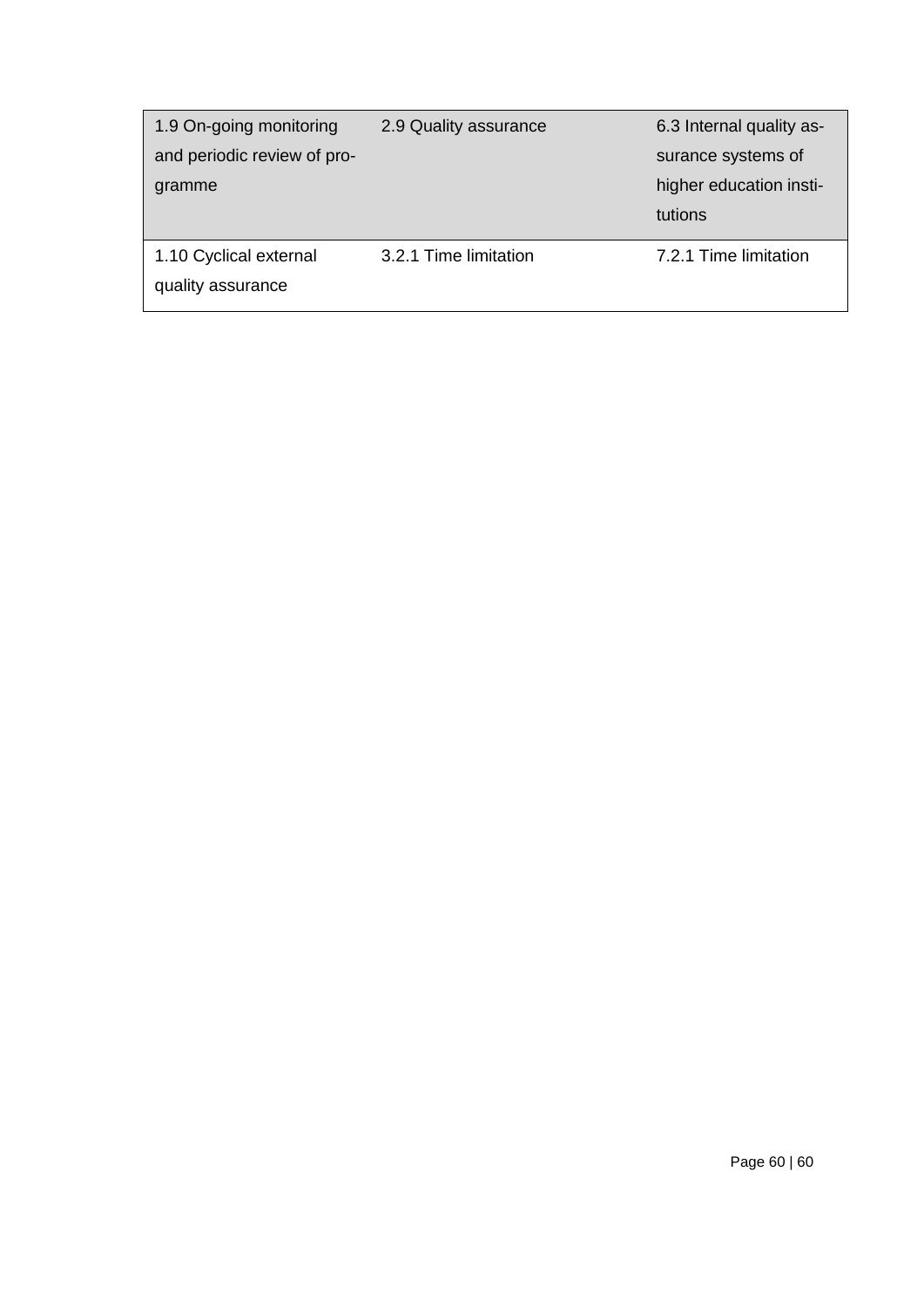| | | |
|---|---|---|
| 1.9 On-going monitoring and periodic review of programme | 2.9 Quality assurance | 6.3 Internal quality assurance systems of higher education institutions |
| 1.10 Cyclical external quality assurance | 3.2.1 Time limitation | 7.2.1 Time limitation |